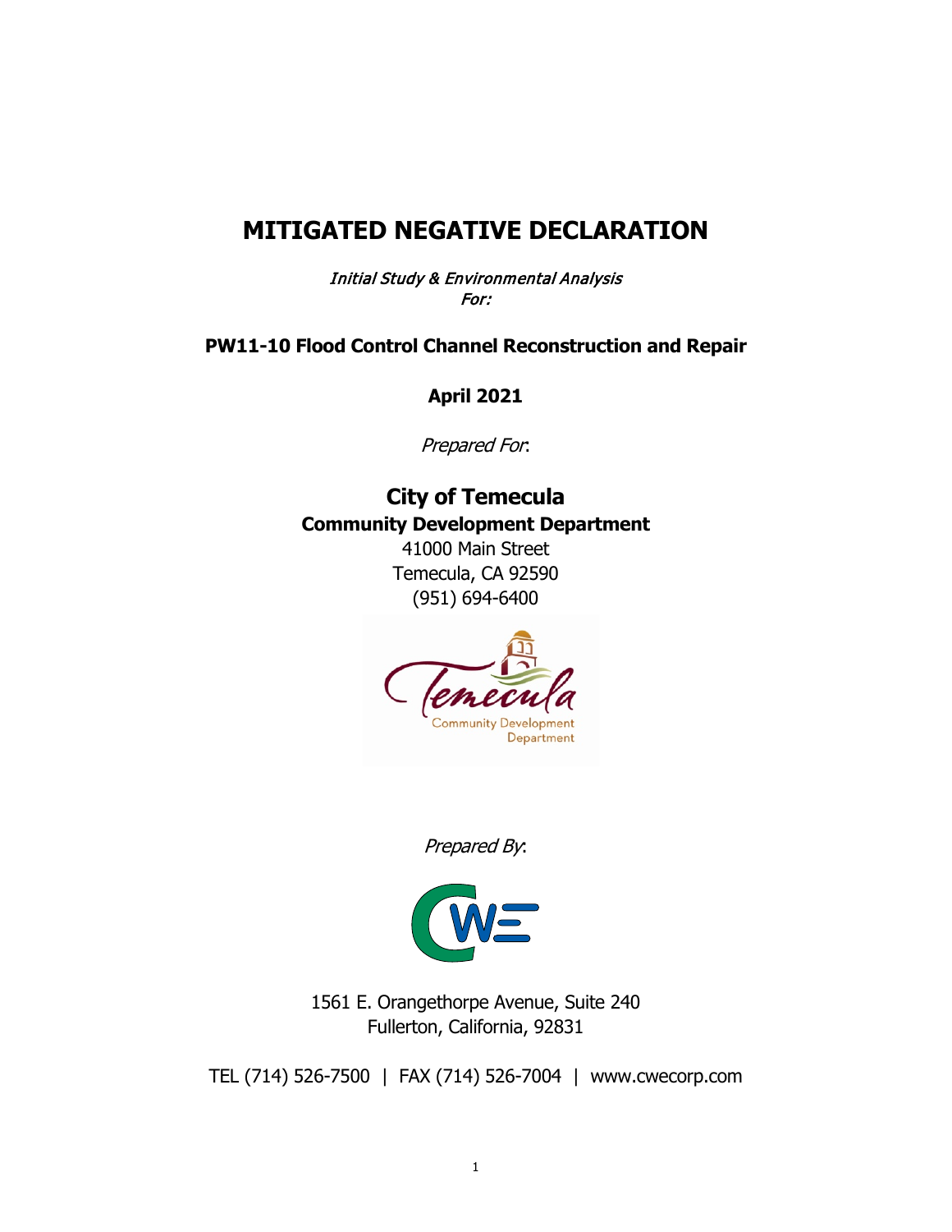# MITIGATED NEGATIVE DECLARATION

*Initial Study & Environmental Analysis*
*For:*

**PW11-10 Flood Control Channel Reconstruction and Repair**

**April 2021**

*Prepared For*:

## City of Temecula

**Community Development Department**

41000 Main Street
Temecula, CA 92590
(951) 694-6400

Temecula
Community Development
Department

*Prepared By*:

CWE

1561 E. Orangethorpe Avenue, Suite 240
Fullerton, California, 92831

TEL (714) 526-7500 | FAX (714) 526-7004 | www.cwecorp.com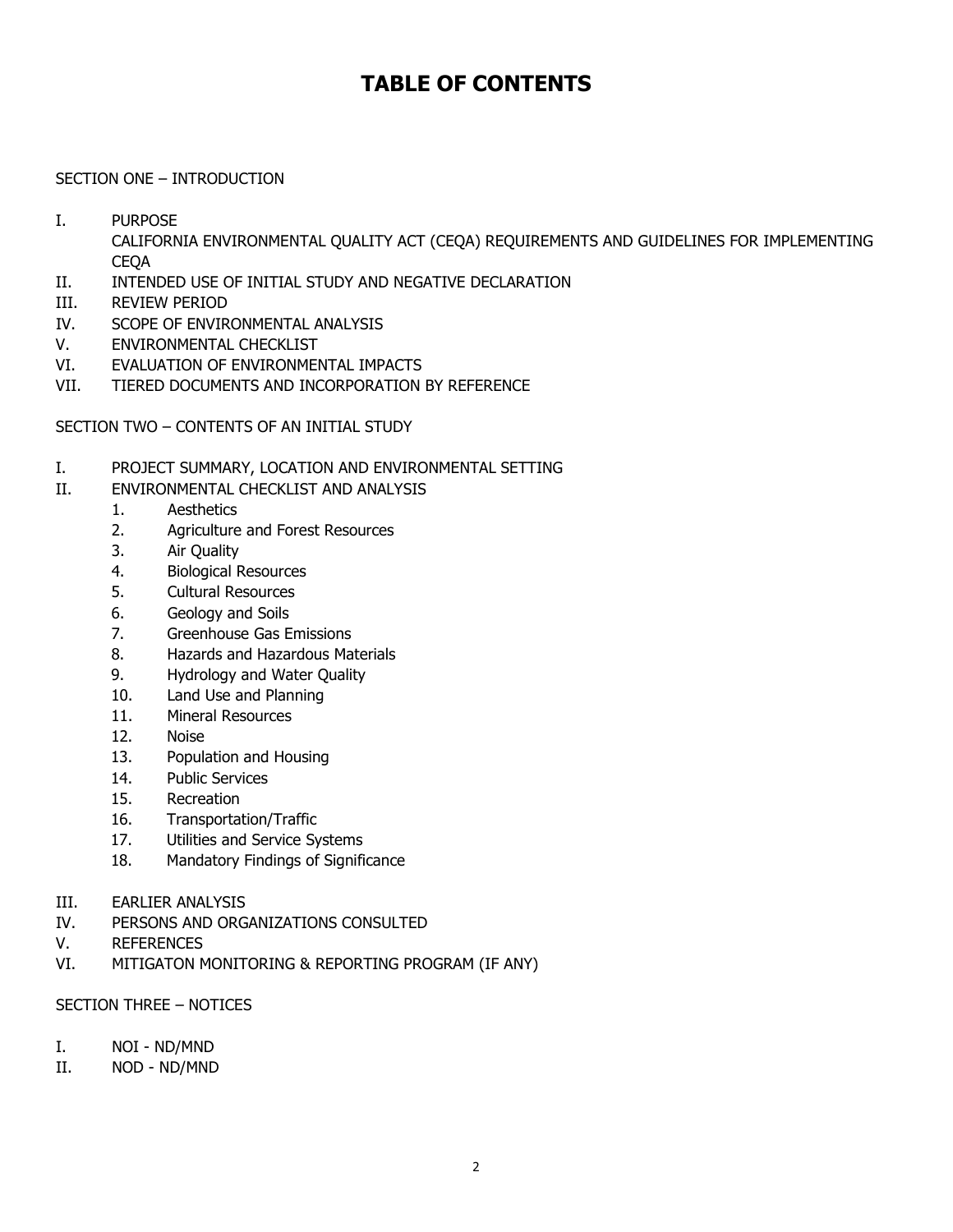# TABLE OF CONTENTS

SECTION ONE – INTRODUCTION

I. PURPOSE
   CALIFORNIA ENVIRONMENTAL QUALITY ACT (CEQA) REQUIREMENTS AND GUIDELINES FOR IMPLEMENTING CEQA
II. INTENDED USE OF INITIAL STUDY AND NEGATIVE DECLARATION
III. REVIEW PERIOD
IV. SCOPE OF ENVIRONMENTAL ANALYSIS
V. ENVIRONMENTAL CHECKLIST
VI. EVALUATION OF ENVIRONMENTAL IMPACTS
VII. TIERED DOCUMENTS AND INCORPORATION BY REFERENCE

SECTION TWO – CONTENTS OF AN INITIAL STUDY

I. PROJECT SUMMARY, LOCATION AND ENVIRONMENTAL SETTING
II. ENVIRONMENTAL CHECKLIST AND ANALYSIS
   1. Aesthetics
   2. Agriculture and Forest Resources
   3. Air Quality
   4. Biological Resources
   5. Cultural Resources
   6. Geology and Soils
   7. Greenhouse Gas Emissions
   8. Hazards and Hazardous Materials
   9. Hydrology and Water Quality
   10. Land Use and Planning
   11. Mineral Resources
   12. Noise
   13. Population and Housing
   14. Public Services
   15. Recreation
   16. Transportation/Traffic
   17. Utilities and Service Systems
   18. Mandatory Findings of Significance

III. EARLIER ANALYSIS
IV. PERSONS AND ORGANIZATIONS CONSULTED
V. REFERENCES
VI. MITIGATON MONITORING & REPORTING PROGRAM (IF ANY)

SECTION THREE – NOTICES

I. NOI - ND/MND
II. NOD - ND/MND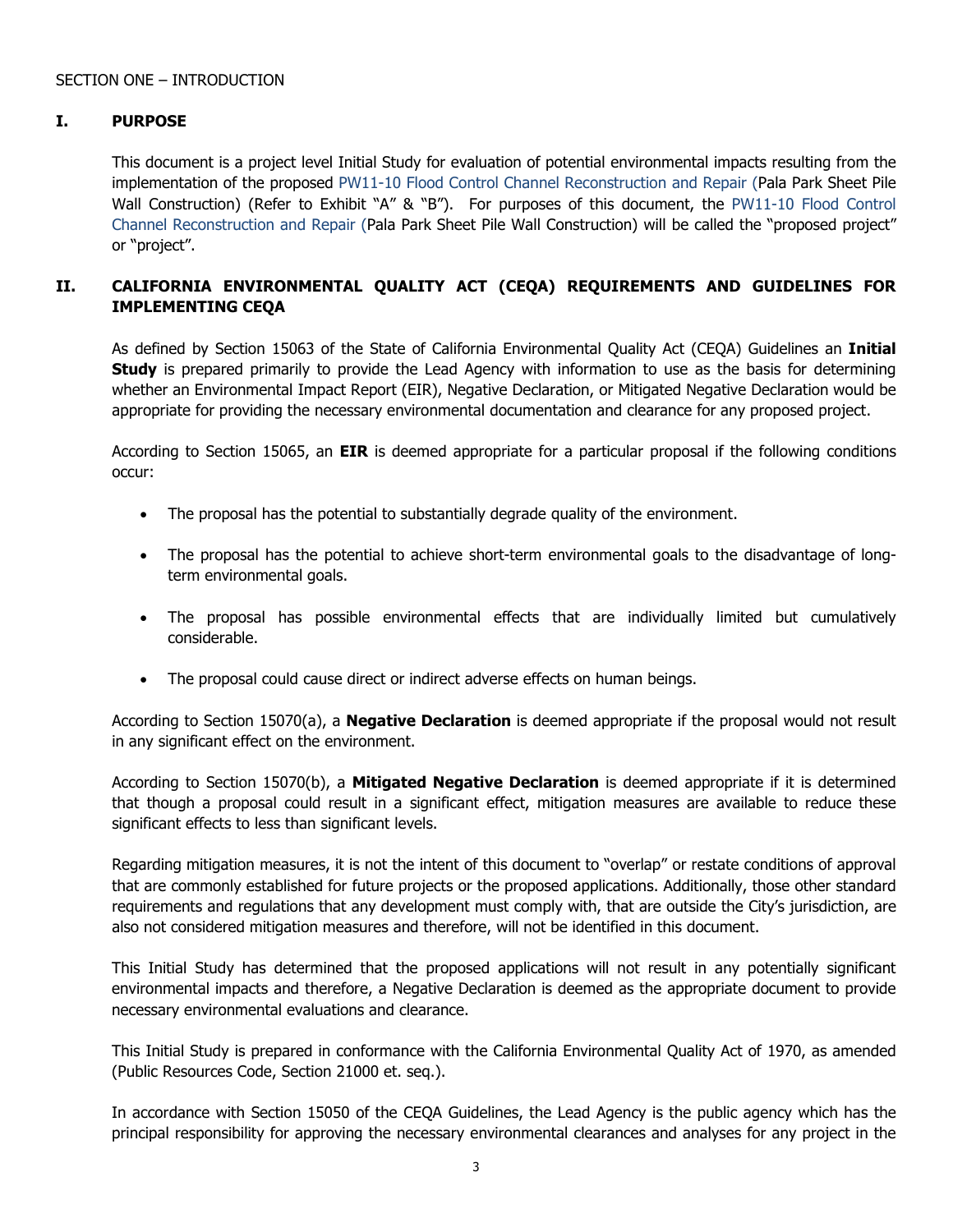SECTION ONE – INTRODUCTION

## I. PURPOSE

This document is a project level Initial Study for evaluation of potential environmental impacts resulting from the implementation of the proposed PW11-10 Flood Control Channel Reconstruction and Repair (Pala Park Sheet Pile Wall Construction) (Refer to Exhibit "A" & "B"). For purposes of this document, the PW11-10 Flood Control Channel Reconstruction and Repair (Pala Park Sheet Pile Wall Construction) will be called the "proposed project" or "project".

## II. CALIFORNIA ENVIRONMENTAL QUALITY ACT (CEQA) REQUIREMENTS AND GUIDELINES FOR IMPLEMENTING CEQA

As defined by Section 15063 of the State of California Environmental Quality Act (CEQA) Guidelines an **Initial Study** is prepared primarily to provide the Lead Agency with information to use as the basis for determining whether an Environmental Impact Report (EIR), Negative Declaration, or Mitigated Negative Declaration would be appropriate for providing the necessary environmental documentation and clearance for any proposed project.

According to Section 15065, an **EIR** is deemed appropriate for a particular proposal if the following conditions occur:

- The proposal has the potential to substantially degrade quality of the environment.
- The proposal has the potential to achieve short-term environmental goals to the disadvantage of long-term environmental goals.
- The proposal has possible environmental effects that are individually limited but cumulatively considerable.
- The proposal could cause direct or indirect adverse effects on human beings.

According to Section 15070(a), a **Negative Declaration** is deemed appropriate if the proposal would not result in any significant effect on the environment.

According to Section 15070(b), a **Mitigated Negative Declaration** is deemed appropriate if it is determined that though a proposal could result in a significant effect, mitigation measures are available to reduce these significant effects to less than significant levels.

Regarding mitigation measures, it is not the intent of this document to "overlap" or restate conditions of approval that are commonly established for future projects or the proposed applications. Additionally, those other standard requirements and regulations that any development must comply with, that are outside the City's jurisdiction, are also not considered mitigation measures and therefore, will not be identified in this document.

This Initial Study has determined that the proposed applications will not result in any potentially significant environmental impacts and therefore, a Negative Declaration is deemed as the appropriate document to provide necessary environmental evaluations and clearance.

This Initial Study is prepared in conformance with the California Environmental Quality Act of 1970, as amended (Public Resources Code, Section 21000 et. seq.).

In accordance with Section 15050 of the CEQA Guidelines, the Lead Agency is the public agency which has the principal responsibility for approving the necessary environmental clearances and analyses for any project in the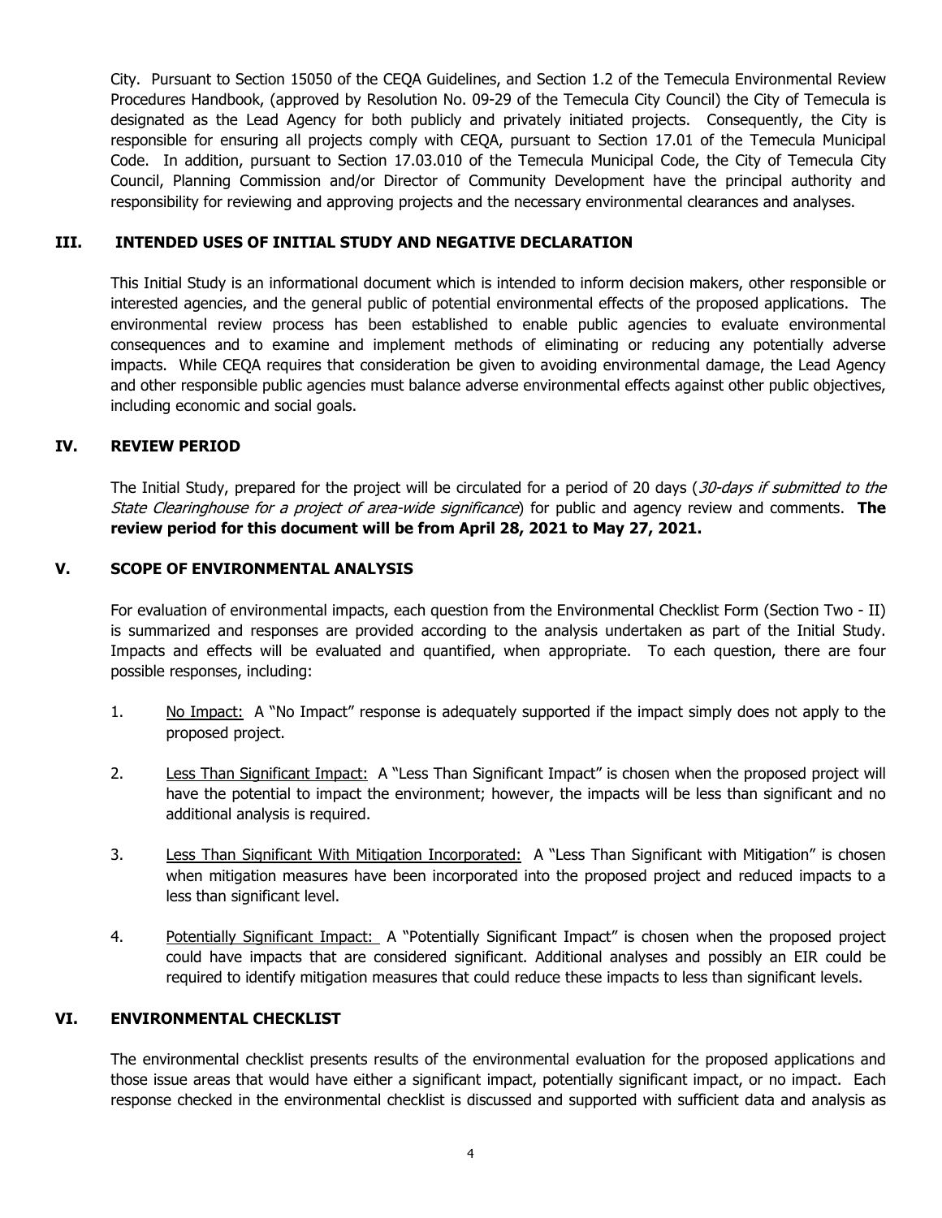City. Pursuant to Section 15050 of the CEQA Guidelines, and Section 1.2 of the Temecula Environmental Review Procedures Handbook, (approved by Resolution No. 09-29 of the Temecula City Council) the City of Temecula is designated as the Lead Agency for both publicly and privately initiated projects. Consequently, the City is responsible for ensuring all projects comply with CEQA, pursuant to Section 17.01 of the Temecula Municipal Code. In addition, pursuant to Section 17.03.010 of the Temecula Municipal Code, the City of Temecula City Council, Planning Commission and/or Director of Community Development have the principal authority and responsibility for reviewing and approving projects and the necessary environmental clearances and analyses.

## III. INTENDED USES OF INITIAL STUDY AND NEGATIVE DECLARATION

This Initial Study is an informational document which is intended to inform decision makers, other responsible or interested agencies, and the general public of potential environmental effects of the proposed applications. The environmental review process has been established to enable public agencies to evaluate environmental consequences and to examine and implement methods of eliminating or reducing any potentially adverse impacts. While CEQA requires that consideration be given to avoiding environmental damage, the Lead Agency and other responsible public agencies must balance adverse environmental effects against other public objectives, including economic and social goals.

## IV. REVIEW PERIOD

The Initial Study, prepared for the project will be circulated for a period of 20 days (*30-days if submitted to the State Clearinghouse for a project of area-wide significance*) for public and agency review and comments. **The review period for this document will be from April 28, 2021 to May 27, 2021.**

## V. SCOPE OF ENVIRONMENTAL ANALYSIS

For evaluation of environmental impacts, each question from the Environmental Checklist Form (Section Two - II) is summarized and responses are provided according to the analysis undertaken as part of the Initial Study. Impacts and effects will be evaluated and quantified, when appropriate. To each question, there are four possible responses, including:

1. No Impact: A "No Impact" response is adequately supported if the impact simply does not apply to the proposed project.

2. Less Than Significant Impact: A "Less Than Significant Impact" is chosen when the proposed project will have the potential to impact the environment; however, the impacts will be less than significant and no additional analysis is required.

3. Less Than Significant With Mitigation Incorporated: A "Less Than Significant with Mitigation" is chosen when mitigation measures have been incorporated into the proposed project and reduced impacts to a less than significant level.

4. Potentially Significant Impact: A "Potentially Significant Impact" is chosen when the proposed project could have impacts that are considered significant. Additional analyses and possibly an EIR could be required to identify mitigation measures that could reduce these impacts to less than significant levels.

## VI. ENVIRONMENTAL CHECKLIST

The environmental checklist presents results of the environmental evaluation for the proposed applications and those issue areas that would have either a significant impact, potentially significant impact, or no impact. Each response checked in the environmental checklist is discussed and supported with sufficient data and analysis as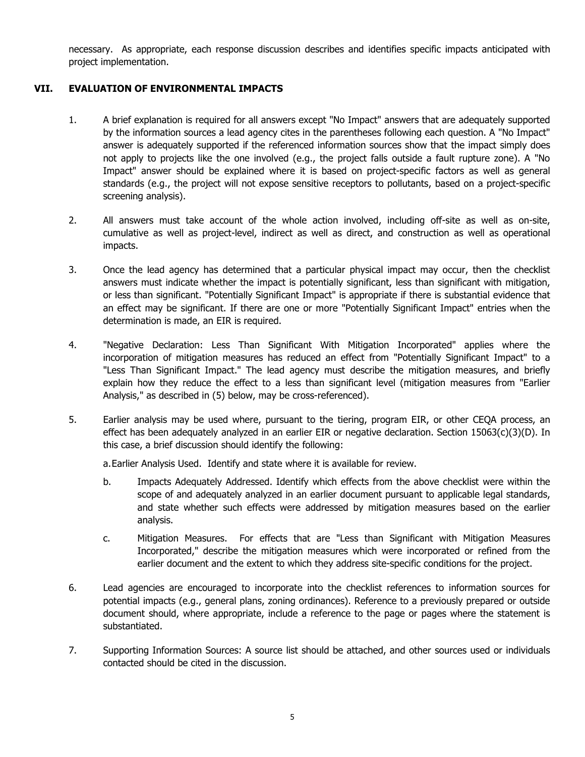necessary. As appropriate, each response discussion describes and identifies specific impacts anticipated with project implementation.

## VII. EVALUATION OF ENVIRONMENTAL IMPACTS

1. A brief explanation is required for all answers except "No Impact" answers that are adequately supported by the information sources a lead agency cites in the parentheses following each question. A "No Impact" answer is adequately supported if the referenced information sources show that the impact simply does not apply to projects like the one involved (e.g., the project falls outside a fault rupture zone). A "No Impact" answer should be explained where it is based on project-specific factors as well as general standards (e.g., the project will not expose sensitive receptors to pollutants, based on a project-specific screening analysis).

2. All answers must take account of the whole action involved, including off-site as well as on-site, cumulative as well as project-level, indirect as well as direct, and construction as well as operational impacts.

3. Once the lead agency has determined that a particular physical impact may occur, then the checklist answers must indicate whether the impact is potentially significant, less than significant with mitigation, or less than significant. "Potentially Significant Impact" is appropriate if there is substantial evidence that an effect may be significant. If there are one or more "Potentially Significant Impact" entries when the determination is made, an EIR is required.

4. "Negative Declaration: Less Than Significant With Mitigation Incorporated" applies where the incorporation of mitigation measures has reduced an effect from "Potentially Significant Impact" to a "Less Than Significant Impact." The lead agency must describe the mitigation measures, and briefly explain how they reduce the effect to a less than significant level (mitigation measures from "Earlier Analysis," as described in (5) below, may be cross-referenced).

5. Earlier analysis may be used where, pursuant to the tiering, program EIR, or other CEQA process, an effect has been adequately analyzed in an earlier EIR or negative declaration. Section 15063(c)(3)(D). In this case, a brief discussion should identify the following:

   a. Earlier Analysis Used. Identify and state where it is available for review.

   b. Impacts Adequately Addressed. Identify which effects from the above checklist were within the scope of and adequately analyzed in an earlier document pursuant to applicable legal standards, and state whether such effects were addressed by mitigation measures based on the earlier analysis.

   c. Mitigation Measures. For effects that are "Less than Significant with Mitigation Measures Incorporated," describe the mitigation measures which were incorporated or refined from the earlier document and the extent to which they address site-specific conditions for the project.

6. Lead agencies are encouraged to incorporate into the checklist references to information sources for potential impacts (e.g., general plans, zoning ordinances). Reference to a previously prepared or outside document should, where appropriate, include a reference to the page or pages where the statement is substantiated.

7. Supporting Information Sources: A source list should be attached, and other sources used or individuals contacted should be cited in the discussion.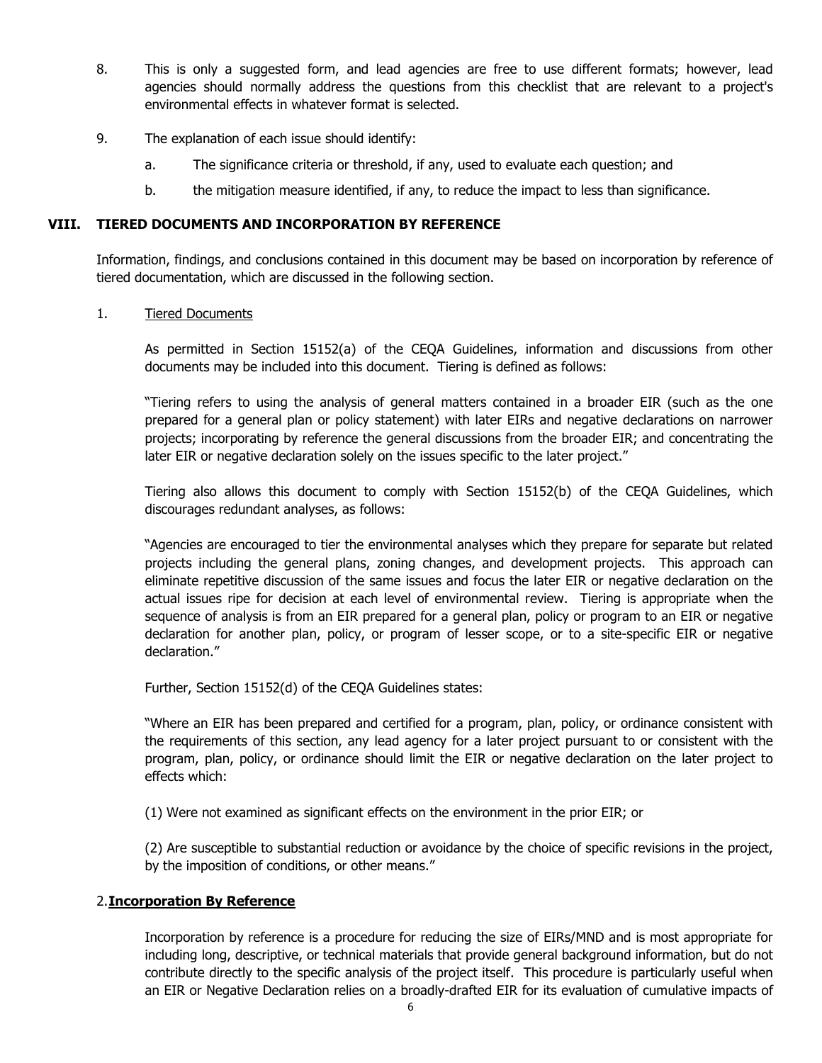8. This is only a suggested form, and lead agencies are free to use different formats; however, lead agencies should normally address the questions from this checklist that are relevant to a project's environmental effects in whatever format is selected.

9. The explanation of each issue should identify:

   a. The significance criteria or threshold, if any, used to evaluate each question; and

   b. the mitigation measure identified, if any, to reduce the impact to less than significance.

## VIII. TIERED DOCUMENTS AND INCORPORATION BY REFERENCE

Information, findings, and conclusions contained in this document may be based on incorporation by reference of tiered documentation, which are discussed in the following section.

1. Tiered Documents

As permitted in Section 15152(a) of the CEQA Guidelines, information and discussions from other documents may be included into this document. Tiering is defined as follows:

"Tiering refers to using the analysis of general matters contained in a broader EIR (such as the one prepared for a general plan or policy statement) with later EIRs and negative declarations on narrower projects; incorporating by reference the general discussions from the broader EIR; and concentrating the later EIR or negative declaration solely on the issues specific to the later project."

Tiering also allows this document to comply with Section 15152(b) of the CEQA Guidelines, which discourages redundant analyses, as follows:

"Agencies are encouraged to tier the environmental analyses which they prepare for separate but related projects including the general plans, zoning changes, and development projects. This approach can eliminate repetitive discussion of the same issues and focus the later EIR or negative declaration on the actual issues ripe for decision at each level of environmental review. Tiering is appropriate when the sequence of analysis is from an EIR prepared for a general plan, policy or program to an EIR or negative declaration for another plan, policy, or program of lesser scope, or to a site-specific EIR or negative declaration."

Further, Section 15152(d) of the CEQA Guidelines states:

"Where an EIR has been prepared and certified for a program, plan, policy, or ordinance consistent with the requirements of this section, any lead agency for a later project pursuant to or consistent with the program, plan, policy, or ordinance should limit the EIR or negative declaration on the later project to effects which:

(1) Were not examined as significant effects on the environment in the prior EIR; or

(2) Are susceptible to substantial reduction or avoidance by the choice of specific revisions in the project, by the imposition of conditions, or other means."

2. **Incorporation By Reference**

Incorporation by reference is a procedure for reducing the size of EIRs/MND and is most appropriate for including long, descriptive, or technical materials that provide general background information, but do not contribute directly to the specific analysis of the project itself. This procedure is particularly useful when an EIR or Negative Declaration relies on a broadly-drafted EIR for its evaluation of cumulative impacts of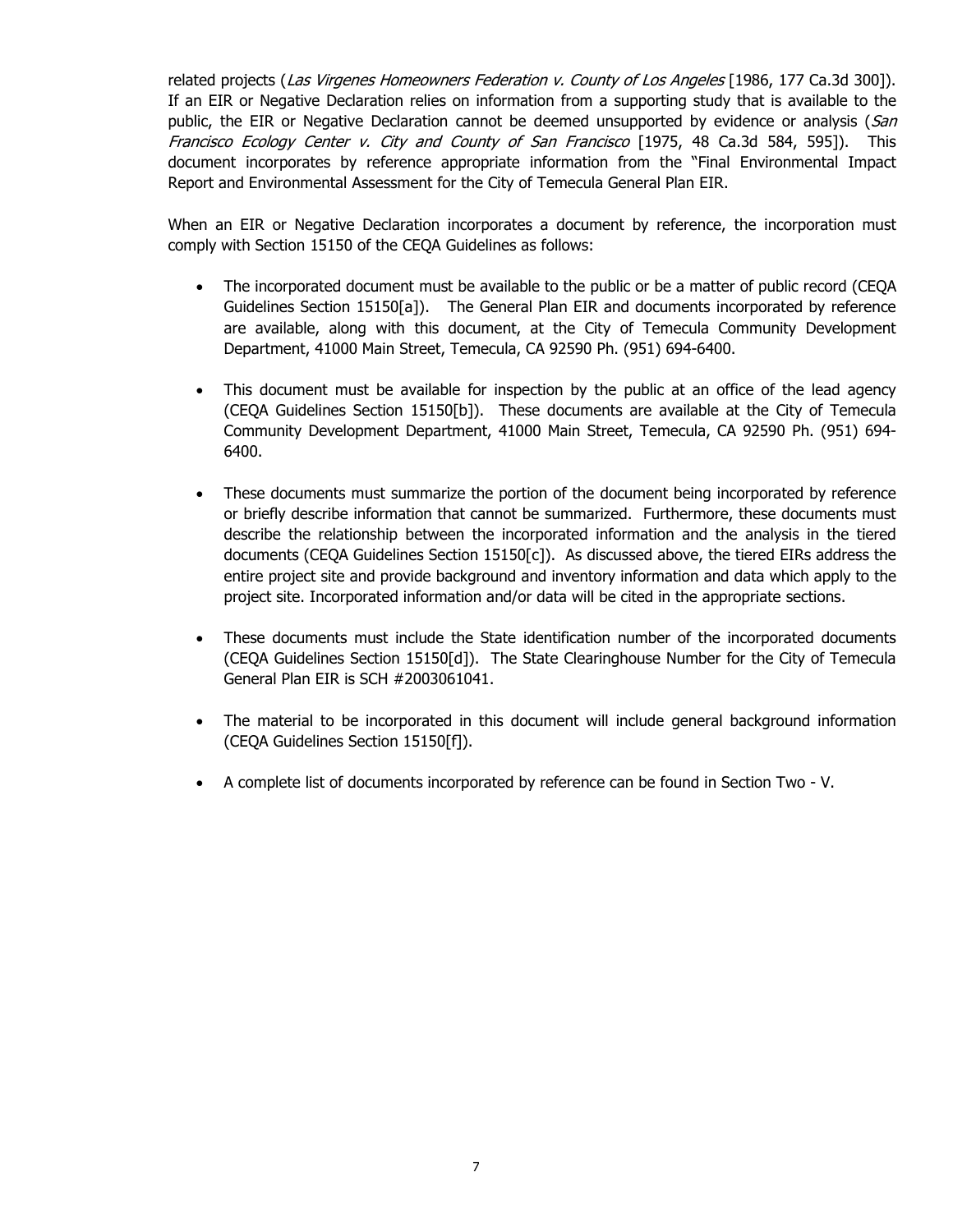related projects (*Las Virgenes Homeowners Federation v. County of Los Angeles* [1986, 177 Ca.3d 300]). If an EIR or Negative Declaration relies on information from a supporting study that is available to the public, the EIR or Negative Declaration cannot be deemed unsupported by evidence or analysis (*San Francisco Ecology Center v. City and County of San Francisco* [1975, 48 Ca.3d 584, 595]). This document incorporates by reference appropriate information from the "Final Environmental Impact Report and Environmental Assessment for the City of Temecula General Plan EIR.

When an EIR or Negative Declaration incorporates a document by reference, the incorporation must comply with Section 15150 of the CEQA Guidelines as follows:

- The incorporated document must be available to the public or be a matter of public record (CEQA Guidelines Section 15150[a]). The General Plan EIR and documents incorporated by reference are available, along with this document, at the City of Temecula Community Development Department, 41000 Main Street, Temecula, CA 92590 Ph. (951) 694-6400.

- This document must be available for inspection by the public at an office of the lead agency (CEQA Guidelines Section 15150[b]). These documents are available at the City of Temecula Community Development Department, 41000 Main Street, Temecula, CA 92590 Ph. (951) 694-6400.

- These documents must summarize the portion of the document being incorporated by reference or briefly describe information that cannot be summarized. Furthermore, these documents must describe the relationship between the incorporated information and the analysis in the tiered documents (CEQA Guidelines Section 15150[c]). As discussed above, the tiered EIRs address the entire project site and provide background and inventory information and data which apply to the project site. Incorporated information and/or data will be cited in the appropriate sections.

- These documents must include the State identification number of the incorporated documents (CEQA Guidelines Section 15150[d]). The State Clearinghouse Number for the City of Temecula General Plan EIR is SCH #2003061041.

- The material to be incorporated in this document will include general background information (CEQA Guidelines Section 15150[f]).

- A complete list of documents incorporated by reference can be found in Section Two - V.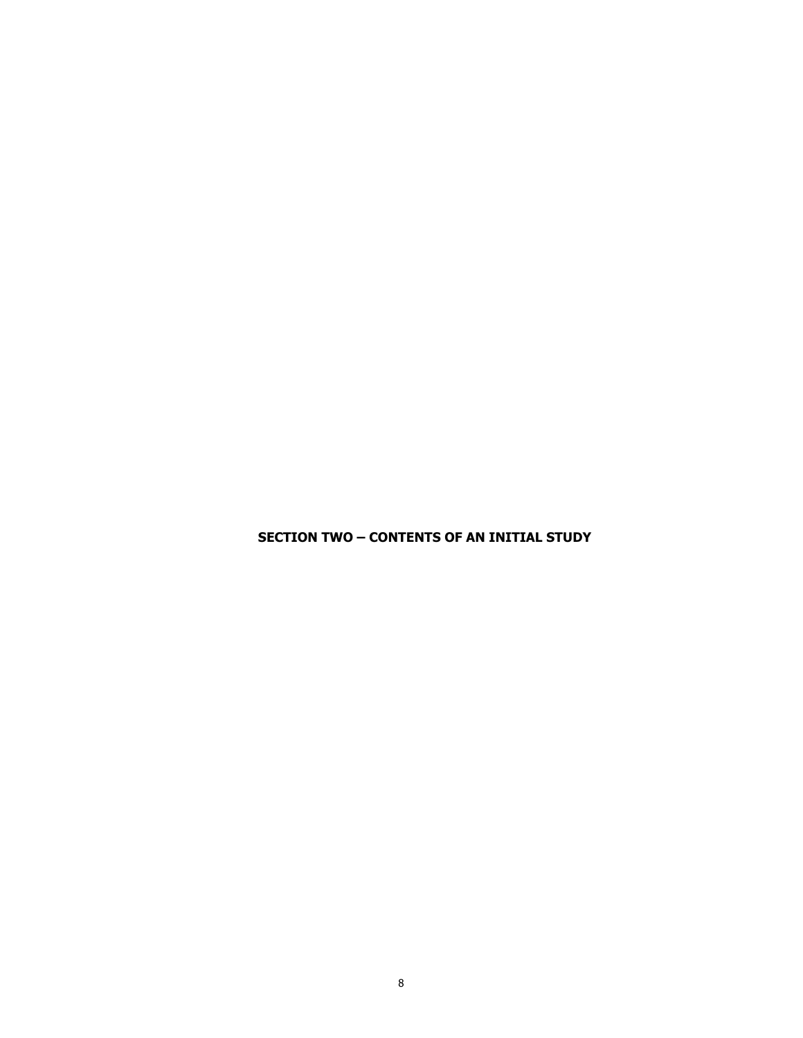# SECTION TWO – CONTENTS OF AN INITIAL STUDY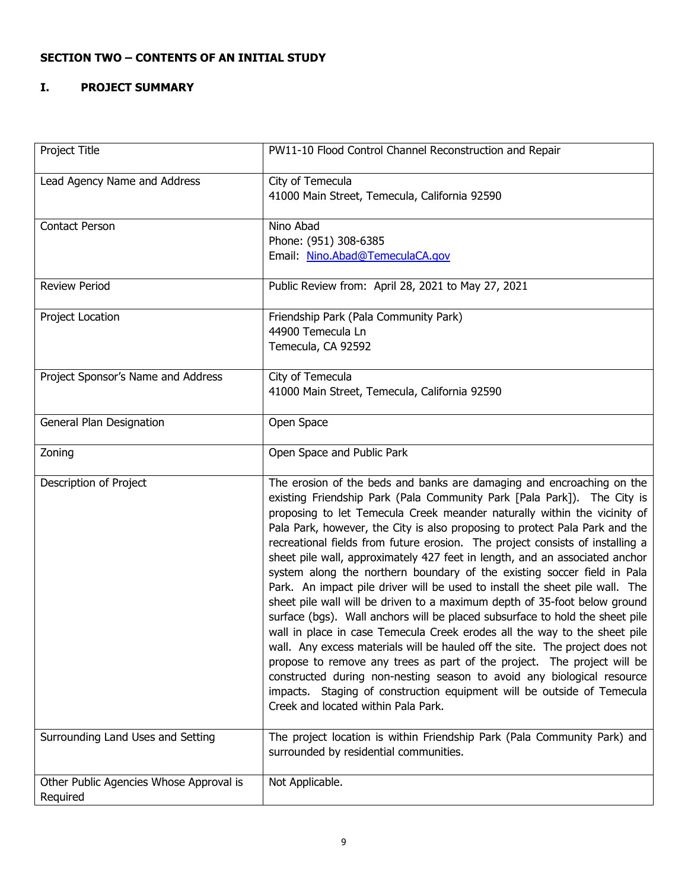## SECTION TWO – CONTENTS OF AN INITIAL STUDY

### I. PROJECT SUMMARY

| | |
|---|---|
| Project Title | PW11-10 Flood Control Channel Reconstruction and Repair |
| Lead Agency Name and Address | City of Temecula<br>41000 Main Street, Temecula, California 92590 |
| Contact Person | Nino Abad<br>Phone: (951) 308-6385<br>Email: Nino.Abad@TemeculaCA.gov |
| Review Period | Public Review from: April 28, 2021 to May 27, 2021 |
| Project Location | Friendship Park (Pala Community Park)<br>44900 Temecula Ln<br>Temecula, CA 92592 |
| Project Sponsor's Name and Address | City of Temecula<br>41000 Main Street, Temecula, California 92590 |
| General Plan Designation | Open Space |
| Zoning | Open Space and Public Park |
| Description of Project | The erosion of the beds and banks are damaging and encroaching on the existing Friendship Park (Pala Community Park [Pala Park]). The City is proposing to let Temecula Creek meander naturally within the vicinity of Pala Park, however, the City is also proposing to protect Pala Park and the recreational fields from future erosion. The project consists of installing a sheet pile wall, approximately 427 feet in length, and an associated anchor system along the northern boundary of the existing soccer field in Pala Park. An impact pile driver will be used to install the sheet pile wall. The sheet pile wall will be driven to a maximum depth of 35-foot below ground surface (bgs). Wall anchors will be placed subsurface to hold the sheet pile wall in place in case Temecula Creek erodes all the way to the sheet pile wall. Any excess materials will be hauled off the site. The project does not propose to remove any trees as part of the project. The project will be constructed during non-nesting season to avoid any biological resource impacts. Staging of construction equipment will be outside of Temecula Creek and located within Pala Park. |
| Surrounding Land Uses and Setting | The project location is within Friendship Park (Pala Community Park) and surrounded by residential communities. |
| Other Public Agencies Whose Approval is Required | Not Applicable. |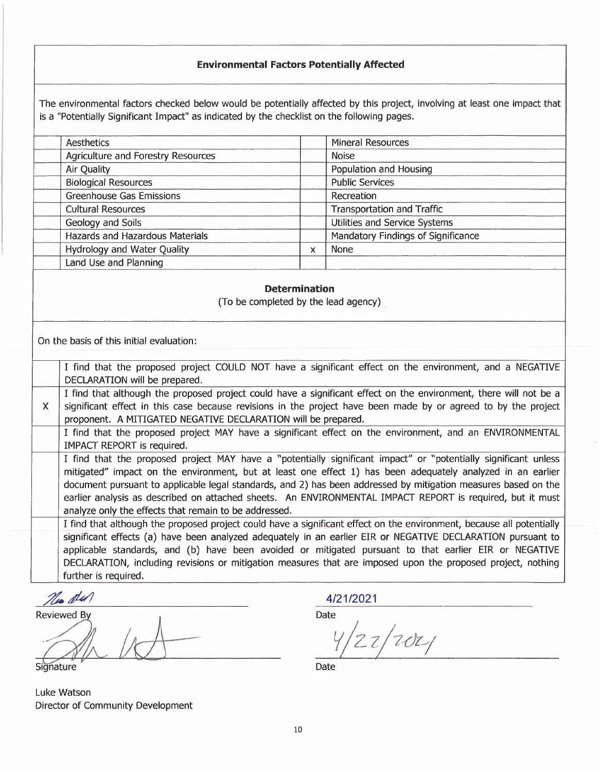## Environmental Factors Potentially Affected

The environmental factors checked below would be potentially affected by this project, involving at least one impact that is a "Potentially Significant Impact" as indicated by the checklist on the following pages.

| | | | |
|---|---|---|---|
| | Aesthetics | | Mineral Resources |
| | Agriculture and Forestry Resources | | Noise |
| | Air Quality | | Population and Housing |
| | Biological Resources | | Public Services |
| | Greenhouse Gas Emissions | | Recreation |
| | Cultural Resources | | Transportation and Traffic |
| | Geology and Soils | | Utilities and Service Systems |
| | Hazards and Hazardous Materials | | Mandatory Findings of Significance |
| | Hydrology and Water Quality | x | None |
| | Land Use and Planning | | |

## Determination

(To be completed by the lead agency)

On the basis of this initial evaluation:

| | |
|---|---|
| | I find that the proposed project COULD NOT have a significant effect on the environment, and a NEGATIVE DECLARATION will be prepared. |
| X | I find that although the proposed project could have a significant effect on the environment, there will not be a significant effect in this case because revisions in the project have been made by or agreed to by the project proponent. A MITIGATED NEGATIVE DECLARATION will be prepared. |
| | I find that the proposed project MAY have a significant effect on the environment, and an ENVIRONMENTAL IMPACT REPORT is required. |
| | I find that the proposed project MAY have a "potentially significant impact" or "potentially significant unless mitigated" impact on the environment, but at least one effect 1) has been adequately analyzed in an earlier document pursuant to applicable legal standards, and 2) has been addressed by mitigation measures based on the earlier analysis as described on attached sheets. An ENVIRONMENTAL IMPACT REPORT is required, but it must analyze only the effects that remain to be addressed. |
| | I find that although the proposed project could have a significant effect on the environment, because all potentially significant effects (a) have been analyzed adequately in an earlier EIR or NEGATIVE DECLARATION pursuant to applicable standards, and (b) have been avoided or mitigated pursuant to that earlier EIR or NEGATIVE DECLARATION, including revisions or mitigation measures that are imposed upon the proposed project, nothing further is required. |

Reviewed By — 4/21/2021 Date

Signature — 4/22/2021 Date

Luke Watson
Director of Community Development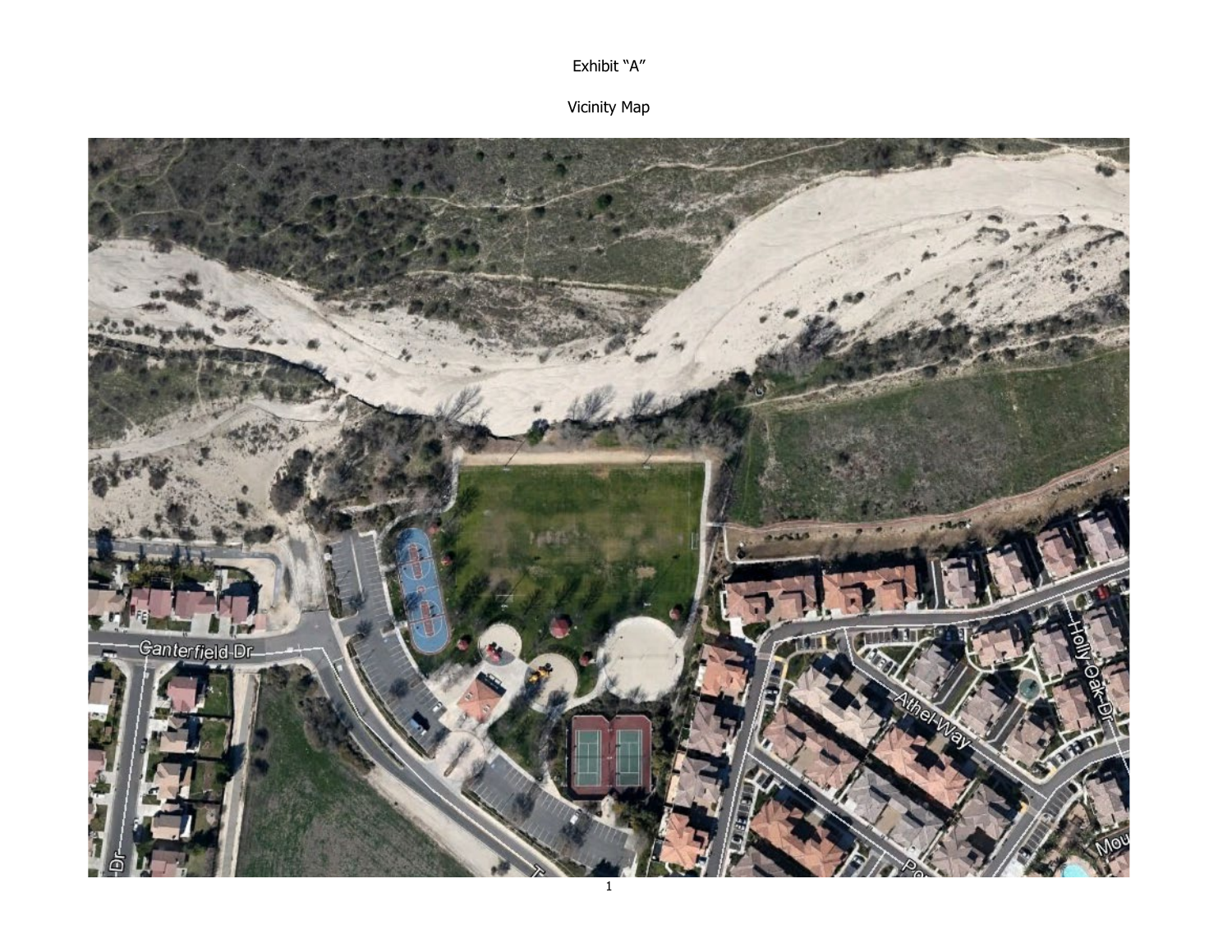Exhibit "A"

Vicinity Map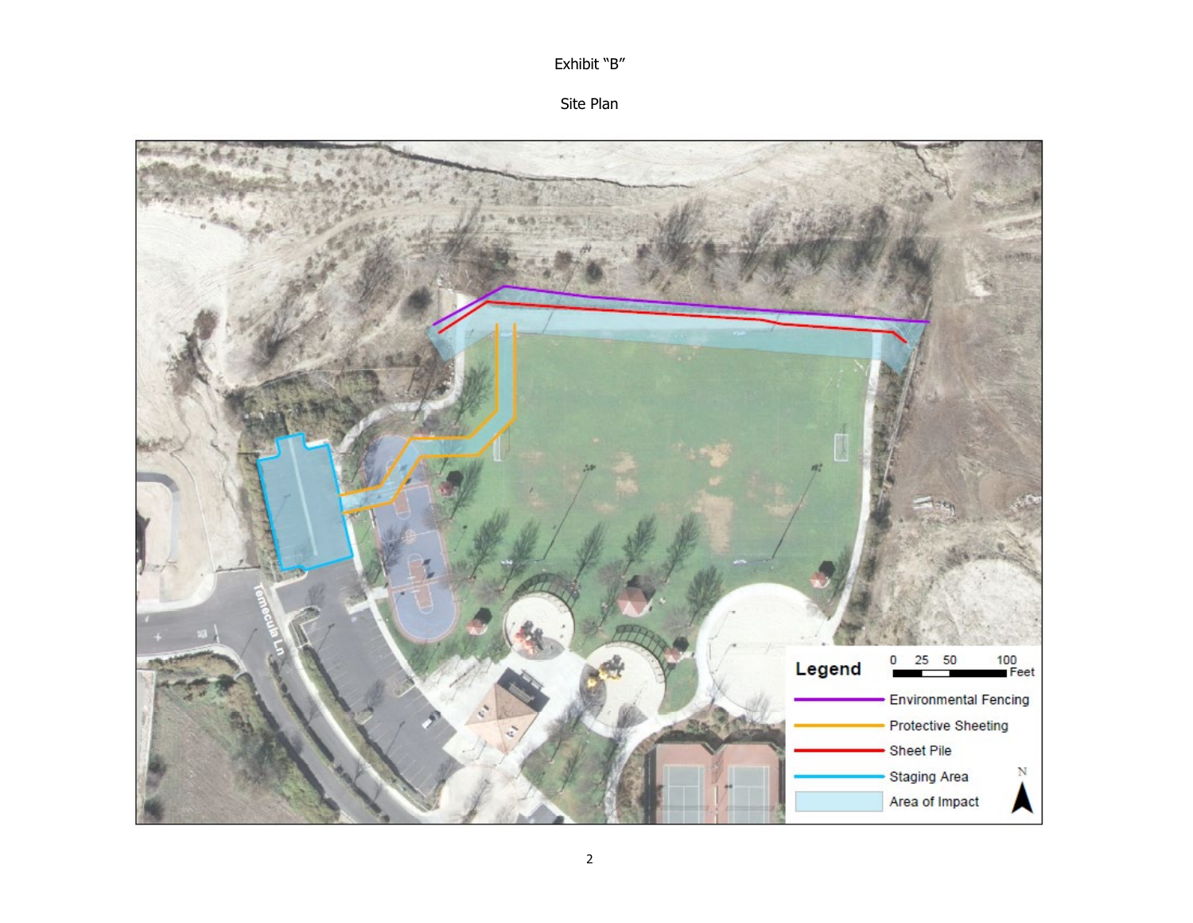Exhibit "B"

Site Plan

Temecula Ln

Legend

0 25 50 100 Feet

Environmental Fencing

Protective Sheeting

Sheet Pile

Staging Area

Area of Impact

N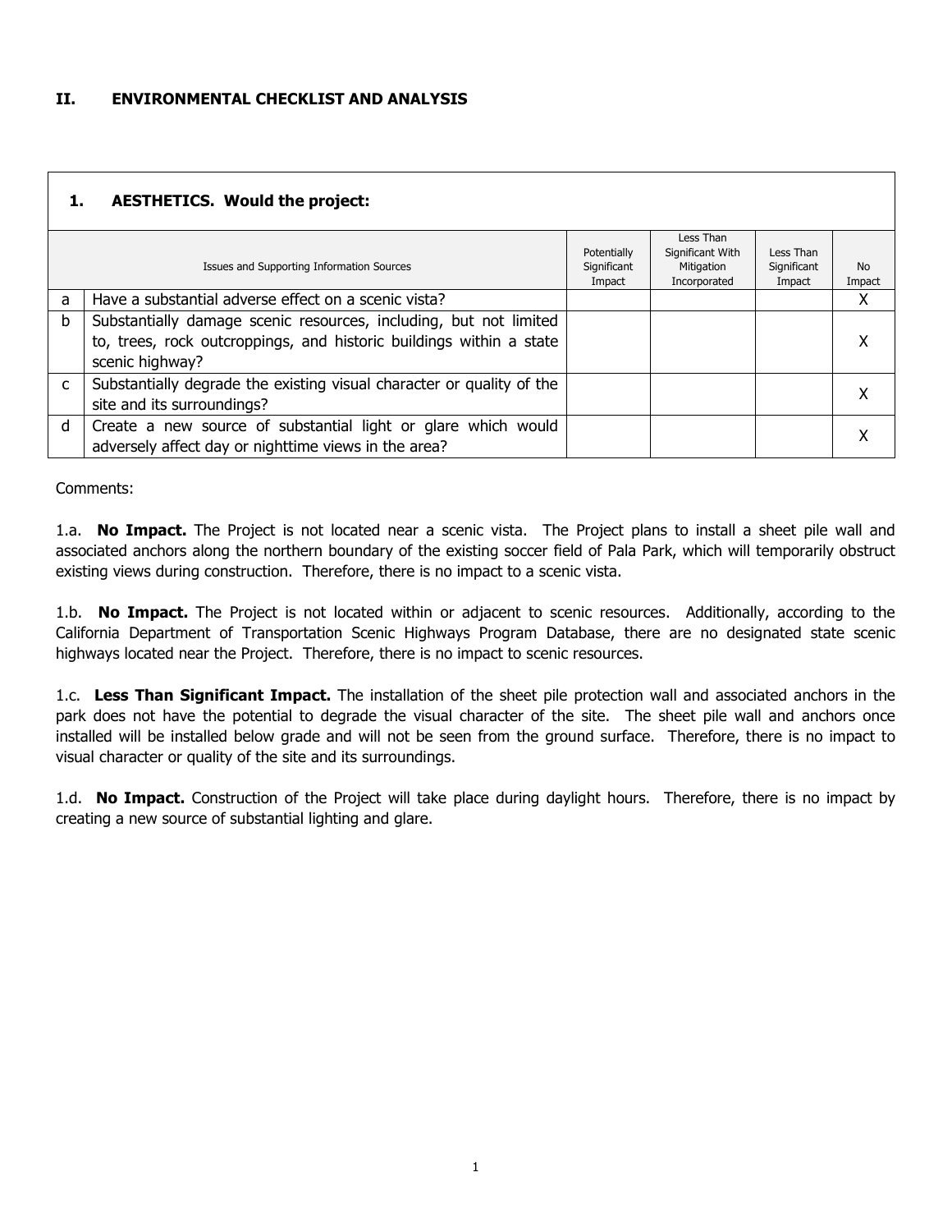## II. ENVIRONMENTAL CHECKLIST AND ANALYSIS

| **1. AESTHETICS. Would the project:** | | | | | |
|---|---|---|---|---|---|
| | Issues and Supporting Information Sources | Potentially Significant Impact | Less Than Significant With Mitigation Incorporated | Less Than Significant Impact | No Impact |
| a | Have a substantial adverse effect on a scenic vista? | | | | X |
| b | Substantially damage scenic resources, including, but not limited to, trees, rock outcroppings, and historic buildings within a state scenic highway? | | | | X |
| c | Substantially degrade the existing visual character or quality of the site and its surroundings? | | | | X |
| d | Create a new source of substantial light or glare which would adversely affect day or nighttime views in the area? | | | | X |

Comments:

1.a. **No Impact.** The Project is not located near a scenic vista. The Project plans to install a sheet pile wall and associated anchors along the northern boundary of the existing soccer field of Pala Park, which will temporarily obstruct existing views during construction. Therefore, there is no impact to a scenic vista.

1.b. **No Impact.** The Project is not located within or adjacent to scenic resources. Additionally, according to the California Department of Transportation Scenic Highways Program Database, there are no designated state scenic highways located near the Project. Therefore, there is no impact to scenic resources.

1.c. **Less Than Significant Impact.** The installation of the sheet pile protection wall and associated anchors in the park does not have the potential to degrade the visual character of the site. The sheet pile wall and anchors once installed will be installed below grade and will not be seen from the ground surface. Therefore, there is no impact to visual character or quality of the site and its surroundings.

1.d. **No Impact.** Construction of the Project will take place during daylight hours. Therefore, there is no impact by creating a new source of substantial lighting and glare.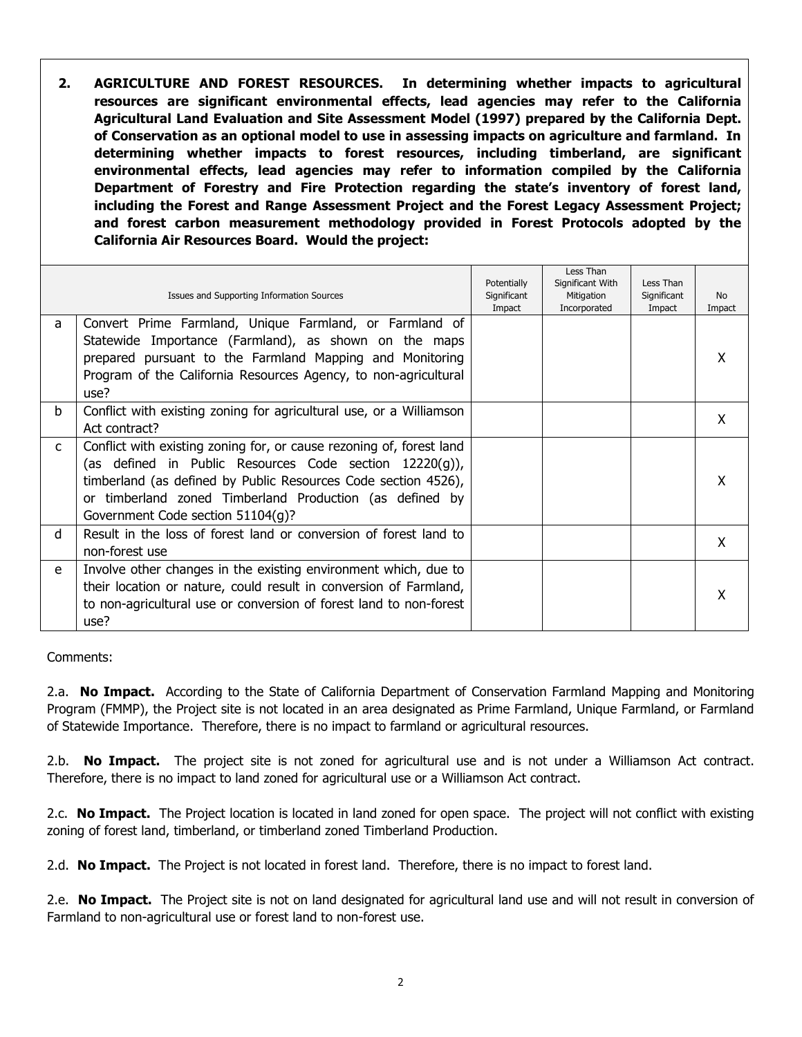**2. AGRICULTURE AND FOREST RESOURCES. In determining whether impacts to agricultural resources are significant environmental effects, lead agencies may refer to the California Agricultural Land Evaluation and Site Assessment Model (1997) prepared by the California Dept. of Conservation as an optional model to use in assessing impacts on agriculture and farmland. In determining whether impacts to forest resources, including timberland, are significant environmental effects, lead agencies may refer to information compiled by the California Department of Forestry and Fire Protection regarding the state's inventory of forest land, including the Forest and Range Assessment Project and the Forest Legacy Assessment Project; and forest carbon measurement methodology provided in Forest Protocols adopted by the California Air Resources Board. Would the project:**

| | Issues and Supporting Information Sources | Potentially Significant Impact | Less Than Significant With Mitigation Incorporated | Less Than Significant Impact | No Impact |
|---|---|---|---|---|---|
| a | Convert Prime Farmland, Unique Farmland, or Farmland of Statewide Importance (Farmland), as shown on the maps prepared pursuant to the Farmland Mapping and Monitoring Program of the California Resources Agency, to non-agricultural use? | | | | X |
| b | Conflict with existing zoning for agricultural use, or a Williamson Act contract? | | | | X |
| c | Conflict with existing zoning for, or cause rezoning of, forest land (as defined in Public Resources Code section 12220(g)), timberland (as defined by Public Resources Code section 4526), or timberland zoned Timberland Production (as defined by Government Code section 51104(g)? | | | | X |
| d | Result in the loss of forest land or conversion of forest land to non-forest use | | | | X |
| e | Involve other changes in the existing environment which, due to their location or nature, could result in conversion of Farmland, to non-agricultural use or conversion of forest land to non-forest use? | | | | X |

Comments:

2.a. **No Impact.** According to the State of California Department of Conservation Farmland Mapping and Monitoring Program (FMMP), the Project site is not located in an area designated as Prime Farmland, Unique Farmland, or Farmland of Statewide Importance. Therefore, there is no impact to farmland or agricultural resources.

2.b. **No Impact.** The project site is not zoned for agricultural use and is not under a Williamson Act contract. Therefore, there is no impact to land zoned for agricultural use or a Williamson Act contract.

2.c. **No Impact.** The Project location is located in land zoned for open space. The project will not conflict with existing zoning of forest land, timberland, or timberland zoned Timberland Production.

2.d. **No Impact.** The Project is not located in forest land. Therefore, there is no impact to forest land.

2.e. **No Impact.** The Project site is not on land designated for agricultural land use and will not result in conversion of Farmland to non-agricultural use or forest land to non-forest use.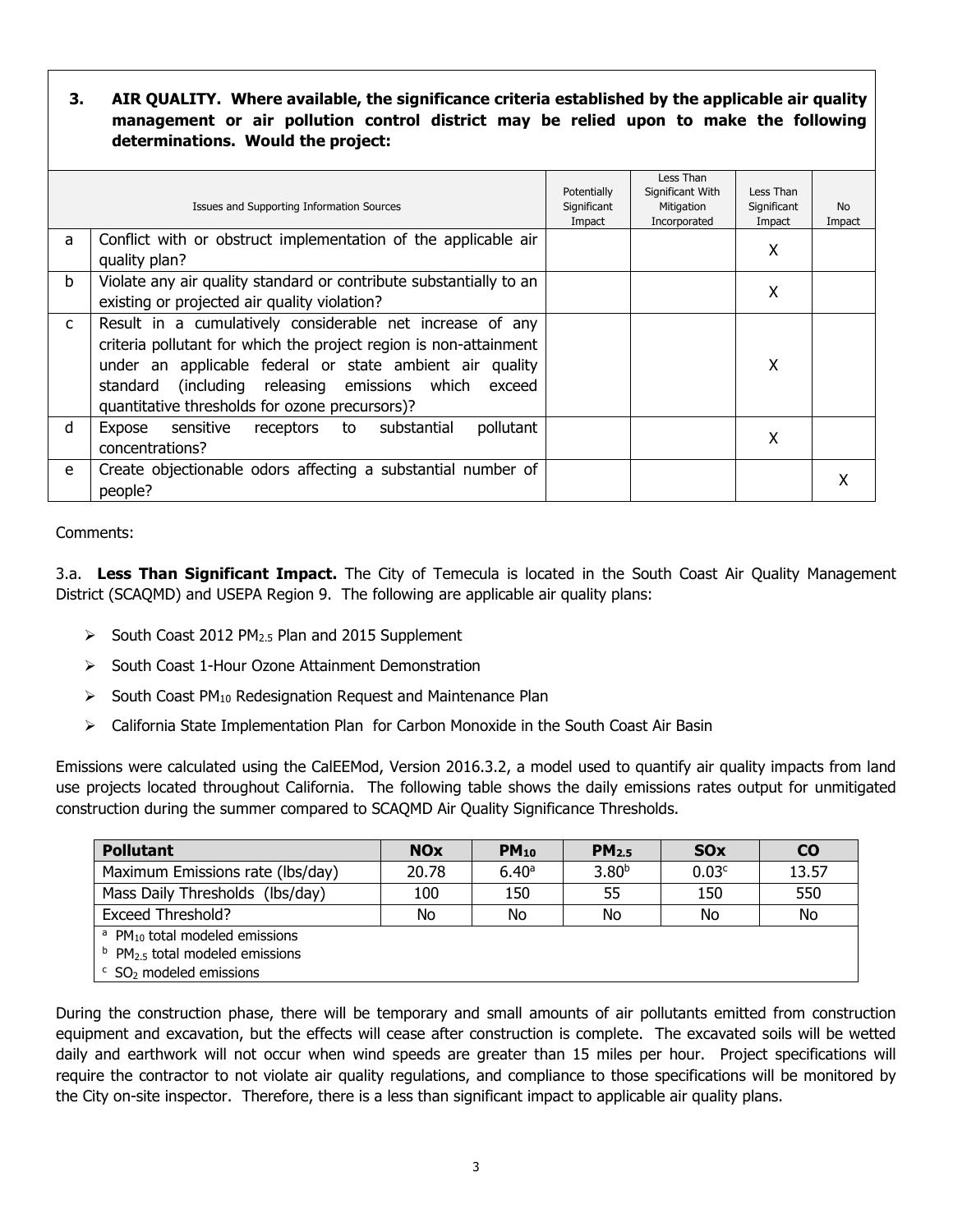## 3. AIR QUALITY. Where available, the significance criteria established by the applicable air quality management or air pollution control district may be relied upon to make the following determinations. Would the project:

| | Issues and Supporting Information Sources | Potentially Significant Impact | Less Than Significant With Mitigation Incorporated | Less Than Significant Impact | No Impact |
|---|---|---|---|---|---|
| a | Conflict with or obstruct implementation of the applicable air quality plan? | | | X | |
| b | Violate any air quality standard or contribute substantially to an existing or projected air quality violation? | | | X | |
| c | Result in a cumulatively considerable net increase of any criteria pollutant for which the project region is non-attainment under an applicable federal or state ambient air quality standard (including releasing emissions which exceed quantitative thresholds for ozone precursors)? | | | X | |
| d | Expose sensitive receptors to substantial pollutant concentrations? | | | X | |
| e | Create objectionable odors affecting a substantial number of people? | | | | X |

Comments:

3.a. **Less Than Significant Impact.** The City of Temecula is located in the South Coast Air Quality Management District (SCAQMD) and USEPA Region 9. The following are applicable air quality plans:

- South Coast 2012 $PM_{2.5}$ Plan and 2015 Supplement
- South Coast 1-Hour Ozone Attainment Demonstration
- South Coast $PM_{10}$ Redesignation Request and Maintenance Plan
- California State Implementation Plan for Carbon Monoxide in the South Coast Air Basin

Emissions were calculated using the CalEEMod, Version 2016.3.2, a model used to quantify air quality impacts from land use projects located throughout California. The following table shows the daily emissions rates output for unmitigated construction during the summer compared to SCAQMD Air Quality Significance Thresholds.

| Pollutant | NOx | $PM_{10}$ | $PM_{2.5}$ | SOx | CO |
|---|---|---|---|---|---|
| Maximum Emissions rate (lbs/day) | 20.78 | 6.40[a] | 3.80[b] | 0.03[c] | 13.57 |
| Mass Daily Thresholds (lbs/day) | 100 | 150 | 55 | 150 | 550 |
| Exceed Threshold? | No | No | No | No | No |

[a] $PM_{10}$ total modeled emissions
[b] $PM_{2.5}$ total modeled emissions
[c] $SO_2$ modeled emissions

During the construction phase, there will be temporary and small amounts of air pollutants emitted from construction equipment and excavation, but the effects will cease after construction is complete. The excavated soils will be wetted daily and earthwork will not occur when wind speeds are greater than 15 miles per hour. Project specifications will require the contractor to not violate air quality regulations, and compliance to those specifications will be monitored by the City on-site inspector. Therefore, there is a less than significant impact to applicable air quality plans.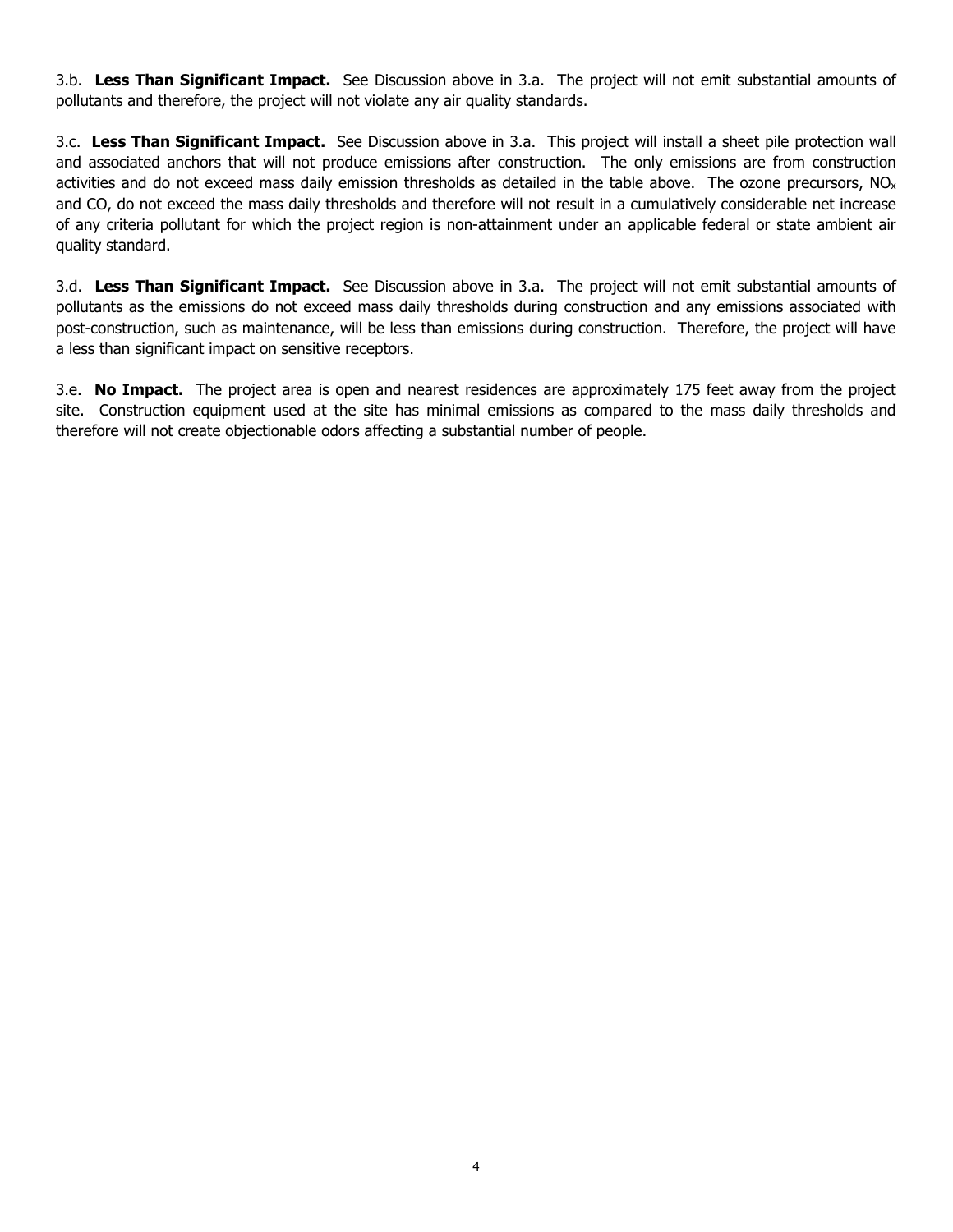3.b. **Less Than Significant Impact.** See Discussion above in 3.a. The project will not emit substantial amounts of pollutants and therefore, the project will not violate any air quality standards.

3.c. **Less Than Significant Impact.** See Discussion above in 3.a. This project will install a sheet pile protection wall and associated anchors that will not produce emissions after construction. The only emissions are from construction activities and do not exceed mass daily emission thresholds as detailed in the table above. The ozone precursors, $NO_x$ and CO, do not exceed the mass daily thresholds and therefore will not result in a cumulatively considerable net increase of any criteria pollutant for which the project region is non-attainment under an applicable federal or state ambient air quality standard.

3.d. **Less Than Significant Impact.** See Discussion above in 3.a. The project will not emit substantial amounts of pollutants as the emissions do not exceed mass daily thresholds during construction and any emissions associated with post-construction, such as maintenance, will be less than emissions during construction. Therefore, the project will have a less than significant impact on sensitive receptors.

3.e. **No Impact.** The project area is open and nearest residences are approximately 175 feet away from the project site. Construction equipment used at the site has minimal emissions as compared to the mass daily thresholds and therefore will not create objectionable odors affecting a substantial number of people.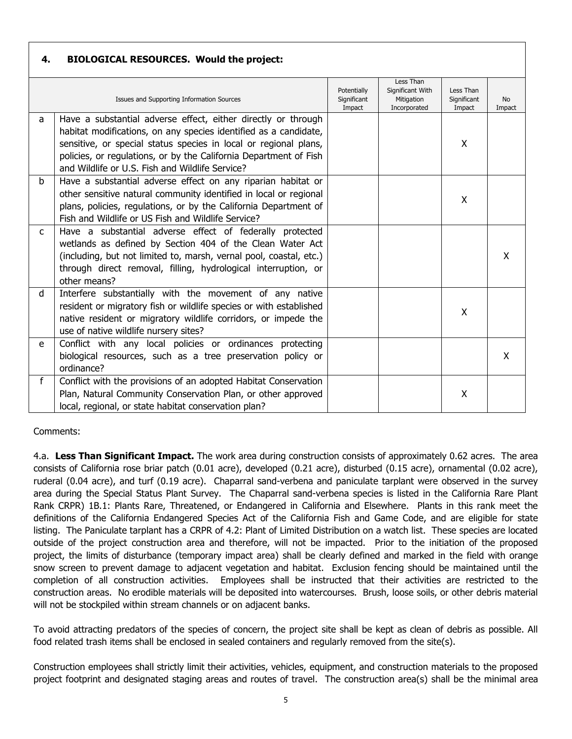## 4. BIOLOGICAL RESOURCES. Would the project:

| | Issues and Supporting Information Sources | Potentially Significant Impact | Less Than Significant With Mitigation Incorporated | Less Than Significant Impact | No Impact |
|---|---|---|---|---|---|
| a | Have a substantial adverse effect, either directly or through habitat modifications, on any species identified as a candidate, sensitive, or special status species in local or regional plans, policies, or regulations, or by the California Department of Fish and Wildlife or U.S. Fish and Wildlife Service? | | | X | |
| b | Have a substantial adverse effect on any riparian habitat or other sensitive natural community identified in local or regional plans, policies, regulations, or by the California Department of Fish and Wildlife or US Fish and Wildlife Service? | | | X | |
| c | Have a substantial adverse effect of federally protected wetlands as defined by Section 404 of the Clean Water Act (including, but not limited to, marsh, vernal pool, coastal, etc.) through direct removal, filling, hydrological interruption, or other means? | | | | X |
| d | Interfere substantially with the movement of any native resident or migratory fish or wildlife species or with established native resident or migratory wildlife corridors, or impede the use of native wildlife nursery sites? | | | X | |
| e | Conflict with any local policies or ordinances protecting biological resources, such as a tree preservation policy or ordinance? | | | | X |
| f | Conflict with the provisions of an adopted Habitat Conservation Plan, Natural Community Conservation Plan, or other approved local, regional, or state habitat conservation plan? | | | X | |

Comments:

4.a. **Less Than Significant Impact.** The work area during construction consists of approximately 0.62 acres. The area consists of California rose briar patch (0.01 acre), developed (0.21 acre), disturbed (0.15 acre), ornamental (0.02 acre), ruderal (0.04 acre), and turf (0.19 acre). Chaparral sand-verbena and paniculate tarplant were observed in the survey area during the Special Status Plant Survey. The Chaparral sand-verbena species is listed in the California Rare Plant Rank CRPR) 1B.1: Plants Rare, Threatened, or Endangered in California and Elsewhere. Plants in this rank meet the definitions of the California Endangered Species Act of the California Fish and Game Code, and are eligible for state listing. The Paniculate tarplant has a CRPR of 4.2: Plant of Limited Distribution on a watch list. These species are located outside of the project construction area and therefore, will not be impacted. Prior to the initiation of the proposed project, the limits of disturbance (temporary impact area) shall be clearly defined and marked in the field with orange snow screen to prevent damage to adjacent vegetation and habitat. Exclusion fencing should be maintained until the completion of all construction activities. Employees shall be instructed that their activities are restricted to the construction areas. No erodible materials will be deposited into watercourses. Brush, loose soils, or other debris material will not be stockpiled within stream channels or on adjacent banks.

To avoid attracting predators of the species of concern, the project site shall be kept as clean of debris as possible. All food related trash items shall be enclosed in sealed containers and regularly removed from the site(s).

Construction employees shall strictly limit their activities, vehicles, equipment, and construction materials to the proposed project footprint and designated staging areas and routes of travel. The construction area(s) shall be the minimal area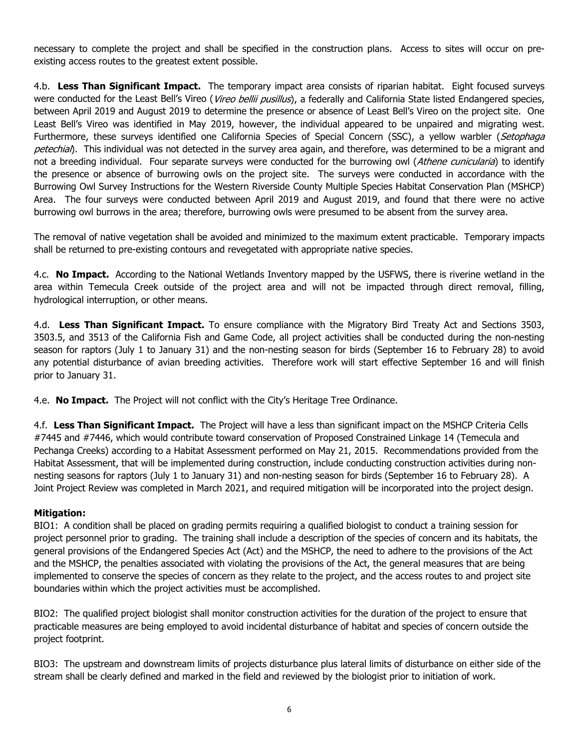necessary to complete the project and shall be specified in the construction plans. Access to sites will occur on pre-existing access routes to the greatest extent possible.

4.b. **Less Than Significant Impact.** The temporary impact area consists of riparian habitat. Eight focused surveys were conducted for the Least Bell's Vireo (*Vireo bellii pusillus*), a federally and California State listed Endangered species, between April 2019 and August 2019 to determine the presence or absence of Least Bell's Vireo on the project site. One Least Bell's Vireo was identified in May 2019, however, the individual appeared to be unpaired and migrating west. Furthermore, these surveys identified one California Species of Special Concern (SSC), a yellow warbler (*Setophaga petechial*). This individual was not detected in the survey area again, and therefore, was determined to be a migrant and not a breeding individual. Four separate surveys were conducted for the burrowing owl (*Athene cunicularia*) to identify the presence or absence of burrowing owls on the project site. The surveys were conducted in accordance with the Burrowing Owl Survey Instructions for the Western Riverside County Multiple Species Habitat Conservation Plan (MSHCP) Area. The four surveys were conducted between April 2019 and August 2019, and found that there were no active burrowing owl burrows in the area; therefore, burrowing owls were presumed to be absent from the survey area.

The removal of native vegetation shall be avoided and minimized to the maximum extent practicable. Temporary impacts shall be returned to pre-existing contours and revegetated with appropriate native species.

4.c. **No Impact.** According to the National Wetlands Inventory mapped by the USFWS, there is riverine wetland in the area within Temecula Creek outside of the project area and will not be impacted through direct removal, filling, hydrological interruption, or other means.

4.d. **Less Than Significant Impact.** To ensure compliance with the Migratory Bird Treaty Act and Sections 3503, 3503.5, and 3513 of the California Fish and Game Code, all project activities shall be conducted during the non-nesting season for raptors (July 1 to January 31) and the non-nesting season for birds (September 16 to February 28) to avoid any potential disturbance of avian breeding activities. Therefore work will start effective September 16 and will finish prior to January 31.

4.e. **No Impact.** The Project will not conflict with the City's Heritage Tree Ordinance.

4.f. **Less Than Significant Impact.** The Project will have a less than significant impact on the MSHCP Criteria Cells #7445 and #7446, which would contribute toward conservation of Proposed Constrained Linkage 14 (Temecula and Pechanga Creeks) according to a Habitat Assessment performed on May 21, 2015. Recommendations provided from the Habitat Assessment, that will be implemented during construction, include conducting construction activities during non-nesting seasons for raptors (July 1 to January 31) and non-nesting season for birds (September 16 to February 28). A Joint Project Review was completed in March 2021, and required mitigation will be incorporated into the project design.

**Mitigation:**

BIO1: A condition shall be placed on grading permits requiring a qualified biologist to conduct a training session for project personnel prior to grading. The training shall include a description of the species of concern and its habitats, the general provisions of the Endangered Species Act (Act) and the MSHCP, the need to adhere to the provisions of the Act and the MSHCP, the penalties associated with violating the provisions of the Act, the general measures that are being implemented to conserve the species of concern as they relate to the project, and the access routes to and project site boundaries within which the project activities must be accomplished.

BIO2: The qualified project biologist shall monitor construction activities for the duration of the project to ensure that practicable measures are being employed to avoid incidental disturbance of habitat and species of concern outside the project footprint.

BIO3: The upstream and downstream limits of projects disturbance plus lateral limits of disturbance on either side of the stream shall be clearly defined and marked in the field and reviewed by the biologist prior to initiation of work.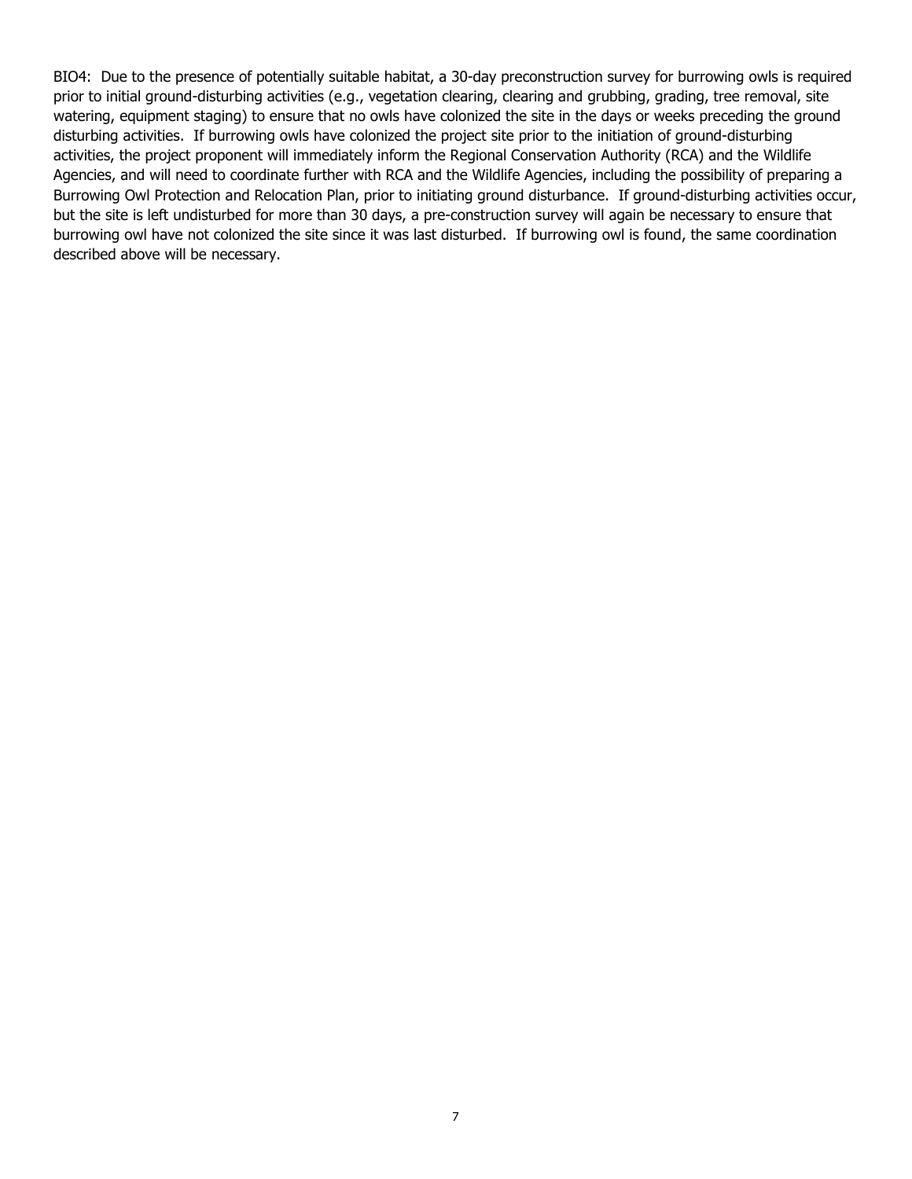BIO4: Due to the presence of potentially suitable habitat, a 30-day preconstruction survey for burrowing owls is required prior to initial ground-disturbing activities (e.g., vegetation clearing, clearing and grubbing, grading, tree removal, site watering, equipment staging) to ensure that no owls have colonized the site in the days or weeks preceding the ground disturbing activities. If burrowing owls have colonized the project site prior to the initiation of ground-disturbing activities, the project proponent will immediately inform the Regional Conservation Authority (RCA) and the Wildlife Agencies, and will need to coordinate further with RCA and the Wildlife Agencies, including the possibility of preparing a Burrowing Owl Protection and Relocation Plan, prior to initiating ground disturbance. If ground-disturbing activities occur, but the site is left undisturbed for more than 30 days, a pre-construction survey will again be necessary to ensure that burrowing owl have not colonized the site since it was last disturbed. If burrowing owl is found, the same coordination described above will be necessary.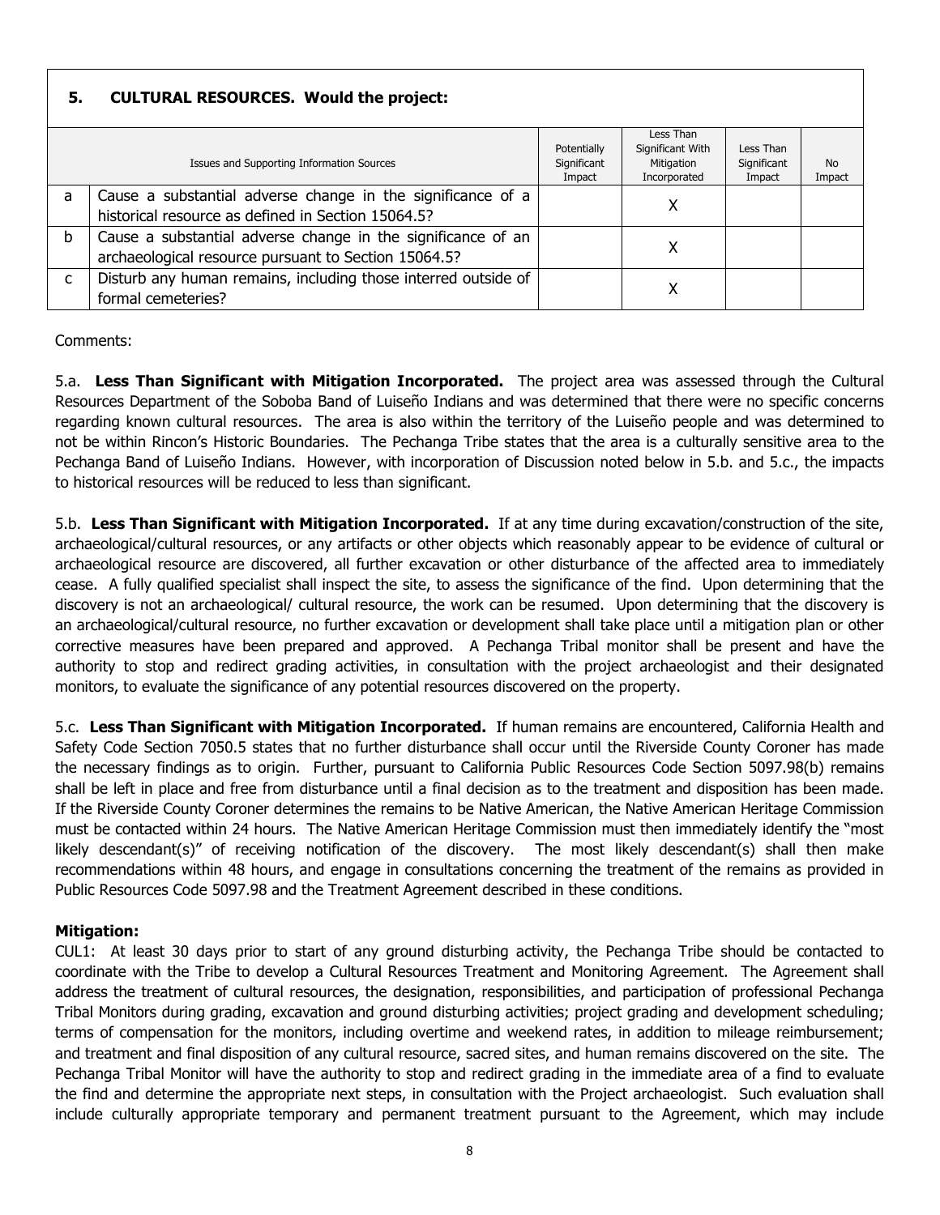## 5. CULTURAL RESOURCES. Would the project:

| | Issues and Supporting Information Sources | Potentially Significant Impact | Less Than Significant With Mitigation Incorporated | Less Than Significant Impact | No Impact |
|---|---|---|---|---|---|
| a | Cause a substantial adverse change in the significance of a historical resource as defined in Section 15064.5? | | X | | |
| b | Cause a substantial adverse change in the significance of an archaeological resource pursuant to Section 15064.5? | | X | | |
| c | Disturb any human remains, including those interred outside of formal cemeteries? | | X | | |

Comments:

5.a. **Less Than Significant with Mitigation Incorporated.** The project area was assessed through the Cultural Resources Department of the Soboba Band of Luiseño Indians and was determined that there were no specific concerns regarding known cultural resources. The area is also within the territory of the Luiseño people and was determined to not be within Rincon's Historic Boundaries. The Pechanga Tribe states that the area is a culturally sensitive area to the Pechanga Band of Luiseño Indians. However, with incorporation of Discussion noted below in 5.b. and 5.c., the impacts to historical resources will be reduced to less than significant.

5.b. **Less Than Significant with Mitigation Incorporated.** If at any time during excavation/construction of the site, archaeological/cultural resources, or any artifacts or other objects which reasonably appear to be evidence of cultural or archaeological resource are discovered, all further excavation or other disturbance of the affected area to immediately cease. A fully qualified specialist shall inspect the site, to assess the significance of the find. Upon determining that the discovery is not an archaeological/ cultural resource, the work can be resumed. Upon determining that the discovery is an archaeological/cultural resource, no further excavation or development shall take place until a mitigation plan or other corrective measures have been prepared and approved. A Pechanga Tribal monitor shall be present and have the authority to stop and redirect grading activities, in consultation with the project archaeologist and their designated monitors, to evaluate the significance of any potential resources discovered on the property.

5.c. **Less Than Significant with Mitigation Incorporated.** If human remains are encountered, California Health and Safety Code Section 7050.5 states that no further disturbance shall occur until the Riverside County Coroner has made the necessary findings as to origin. Further, pursuant to California Public Resources Code Section 5097.98(b) remains shall be left in place and free from disturbance until a final decision as to the treatment and disposition has been made. If the Riverside County Coroner determines the remains to be Native American, the Native American Heritage Commission must be contacted within 24 hours. The Native American Heritage Commission must then immediately identify the "most likely descendant(s)" of receiving notification of the discovery. The most likely descendant(s) shall then make recommendations within 48 hours, and engage in consultations concerning the treatment of the remains as provided in Public Resources Code 5097.98 and the Treatment Agreement described in these conditions.

**Mitigation:**

CUL1: At least 30 days prior to start of any ground disturbing activity, the Pechanga Tribe should be contacted to coordinate with the Tribe to develop a Cultural Resources Treatment and Monitoring Agreement. The Agreement shall address the treatment of cultural resources, the designation, responsibilities, and participation of professional Pechanga Tribal Monitors during grading, excavation and ground disturbing activities; project grading and development scheduling; terms of compensation for the monitors, including overtime and weekend rates, in addition to mileage reimbursement; and treatment and final disposition of any cultural resource, sacred sites, and human remains discovered on the site. The Pechanga Tribal Monitor will have the authority to stop and redirect grading in the immediate area of a find to evaluate the find and determine the appropriate next steps, in consultation with the Project archaeologist. Such evaluation shall include culturally appropriate temporary and permanent treatment pursuant to the Agreement, which may include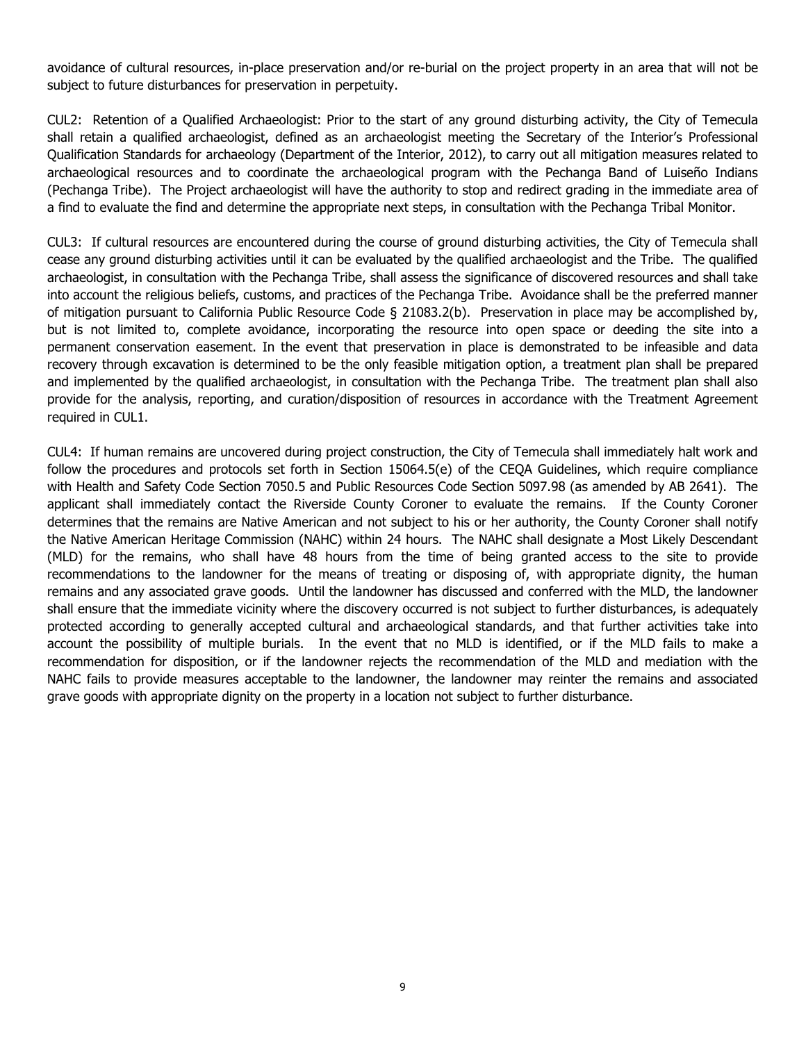avoidance of cultural resources, in-place preservation and/or re-burial on the project property in an area that will not be subject to future disturbances for preservation in perpetuity.

CUL2: Retention of a Qualified Archaeologist: Prior to the start of any ground disturbing activity, the City of Temecula shall retain a qualified archaeologist, defined as an archaeologist meeting the Secretary of the Interior's Professional Qualification Standards for archaeology (Department of the Interior, 2012), to carry out all mitigation measures related to archaeological resources and to coordinate the archaeological program with the Pechanga Band of Luiseño Indians (Pechanga Tribe). The Project archaeologist will have the authority to stop and redirect grading in the immediate area of a find to evaluate the find and determine the appropriate next steps, in consultation with the Pechanga Tribal Monitor.

CUL3: If cultural resources are encountered during the course of ground disturbing activities, the City of Temecula shall cease any ground disturbing activities until it can be evaluated by the qualified archaeologist and the Tribe. The qualified archaeologist, in consultation with the Pechanga Tribe, shall assess the significance of discovered resources and shall take into account the religious beliefs, customs, and practices of the Pechanga Tribe. Avoidance shall be the preferred manner of mitigation pursuant to California Public Resource Code § 21083.2(b). Preservation in place may be accomplished by, but is not limited to, complete avoidance, incorporating the resource into open space or deeding the site into a permanent conservation easement. In the event that preservation in place is demonstrated to be infeasible and data recovery through excavation is determined to be the only feasible mitigation option, a treatment plan shall be prepared and implemented by the qualified archaeologist, in consultation with the Pechanga Tribe. The treatment plan shall also provide for the analysis, reporting, and curation/disposition of resources in accordance with the Treatment Agreement required in CUL1.

CUL4: If human remains are uncovered during project construction, the City of Temecula shall immediately halt work and follow the procedures and protocols set forth in Section 15064.5(e) of the CEQA Guidelines, which require compliance with Health and Safety Code Section 7050.5 and Public Resources Code Section 5097.98 (as amended by AB 2641). The applicant shall immediately contact the Riverside County Coroner to evaluate the remains. If the County Coroner determines that the remains are Native American and not subject to his or her authority, the County Coroner shall notify the Native American Heritage Commission (NAHC) within 24 hours. The NAHC shall designate a Most Likely Descendant (MLD) for the remains, who shall have 48 hours from the time of being granted access to the site to provide recommendations to the landowner for the means of treating or disposing of, with appropriate dignity, the human remains and any associated grave goods. Until the landowner has discussed and conferred with the MLD, the landowner shall ensure that the immediate vicinity where the discovery occurred is not subject to further disturbances, is adequately protected according to generally accepted cultural and archaeological standards, and that further activities take into account the possibility of multiple burials. In the event that no MLD is identified, or if the MLD fails to make a recommendation for disposition, or if the landowner rejects the recommendation of the MLD and mediation with the NAHC fails to provide measures acceptable to the landowner, the landowner may reinter the remains and associated grave goods with appropriate dignity on the property in a location not subject to further disturbance.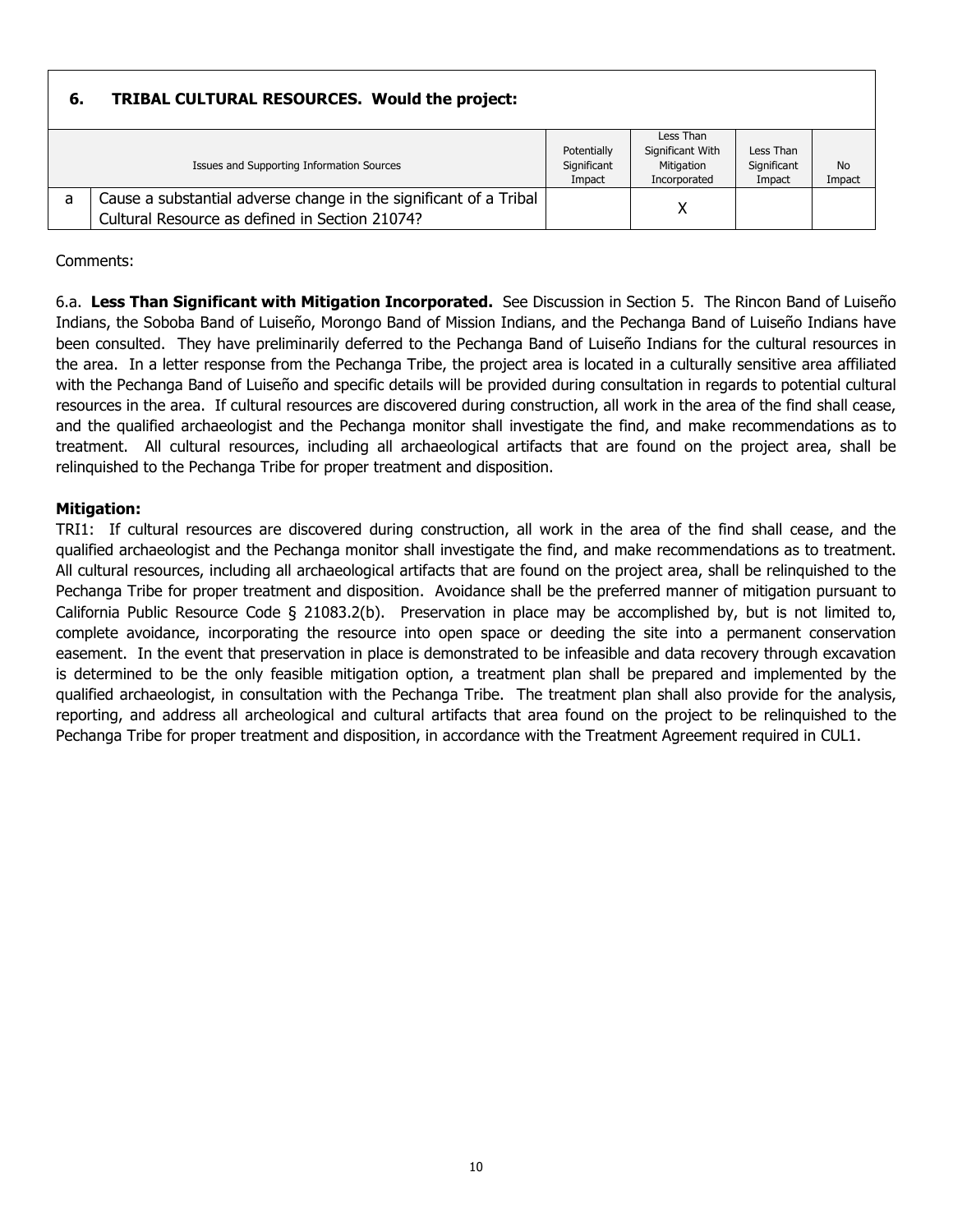## 6. TRIBAL CULTURAL RESOURCES. Would the project:

| | Issues and Supporting Information Sources | Potentially Significant Impact | Less Than Significant With Mitigation Incorporated | Less Than Significant Impact | No Impact |
|---|---|---|---|---|---|
| a | Cause a substantial adverse change in the significant of a Tribal Cultural Resource as defined in Section 21074? | | X | | |

Comments:

6.a. **Less Than Significant with Mitigation Incorporated.** See Discussion in Section 5. The Rincon Band of Luiseño Indians, the Soboba Band of Luiseño, Morongo Band of Mission Indians, and the Pechanga Band of Luiseño Indians have been consulted. They have preliminarily deferred to the Pechanga Band of Luiseño Indians for the cultural resources in the area. In a letter response from the Pechanga Tribe, the project area is located in a culturally sensitive area affiliated with the Pechanga Band of Luiseño and specific details will be provided during consultation in regards to potential cultural resources in the area. If cultural resources are discovered during construction, all work in the area of the find shall cease, and the qualified archaeologist and the Pechanga monitor shall investigate the find, and make recommendations as to treatment. All cultural resources, including all archaeological artifacts that are found on the project area, shall be relinquished to the Pechanga Tribe for proper treatment and disposition.

**Mitigation:**

TRI1: If cultural resources are discovered during construction, all work in the area of the find shall cease, and the qualified archaeologist and the Pechanga monitor shall investigate the find, and make recommendations as to treatment. All cultural resources, including all archaeological artifacts that are found on the project area, shall be relinquished to the Pechanga Tribe for proper treatment and disposition. Avoidance shall be the preferred manner of mitigation pursuant to California Public Resource Code § 21083.2(b). Preservation in place may be accomplished by, but is not limited to, complete avoidance, incorporating the resource into open space or deeding the site into a permanent conservation easement. In the event that preservation in place is demonstrated to be infeasible and data recovery through excavation is determined to be the only feasible mitigation option, a treatment plan shall be prepared and implemented by the qualified archaeologist, in consultation with the Pechanga Tribe. The treatment plan shall also provide for the analysis, reporting, and address all archeological and cultural artifacts that area found on the project to be relinquished to the Pechanga Tribe for proper treatment and disposition, in accordance with the Treatment Agreement required in CUL1.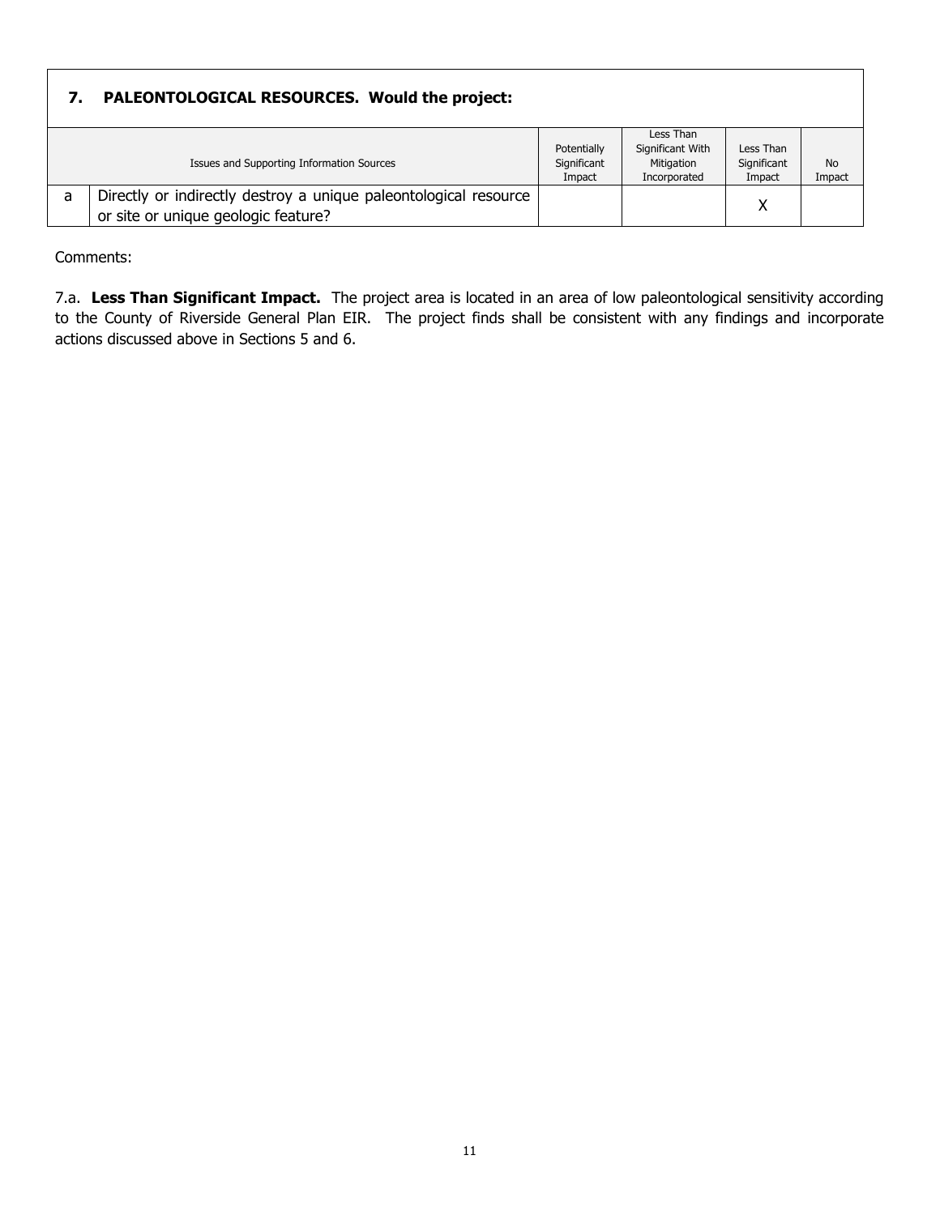## 7. PALEONTOLOGICAL RESOURCES. Would the project:

| | Issues and Supporting Information Sources | Potentially Significant Impact | Less Than Significant With Mitigation Incorporated | Less Than Significant Impact | No Impact |
|---|---|---|---|---|---|
| a | Directly or indirectly destroy a unique paleontological resource or site or unique geologic feature? | | | X | |

Comments:

7.a. **Less Than Significant Impact.** The project area is located in an area of low paleontological sensitivity according to the County of Riverside General Plan EIR. The project finds shall be consistent with any findings and incorporate actions discussed above in Sections 5 and 6.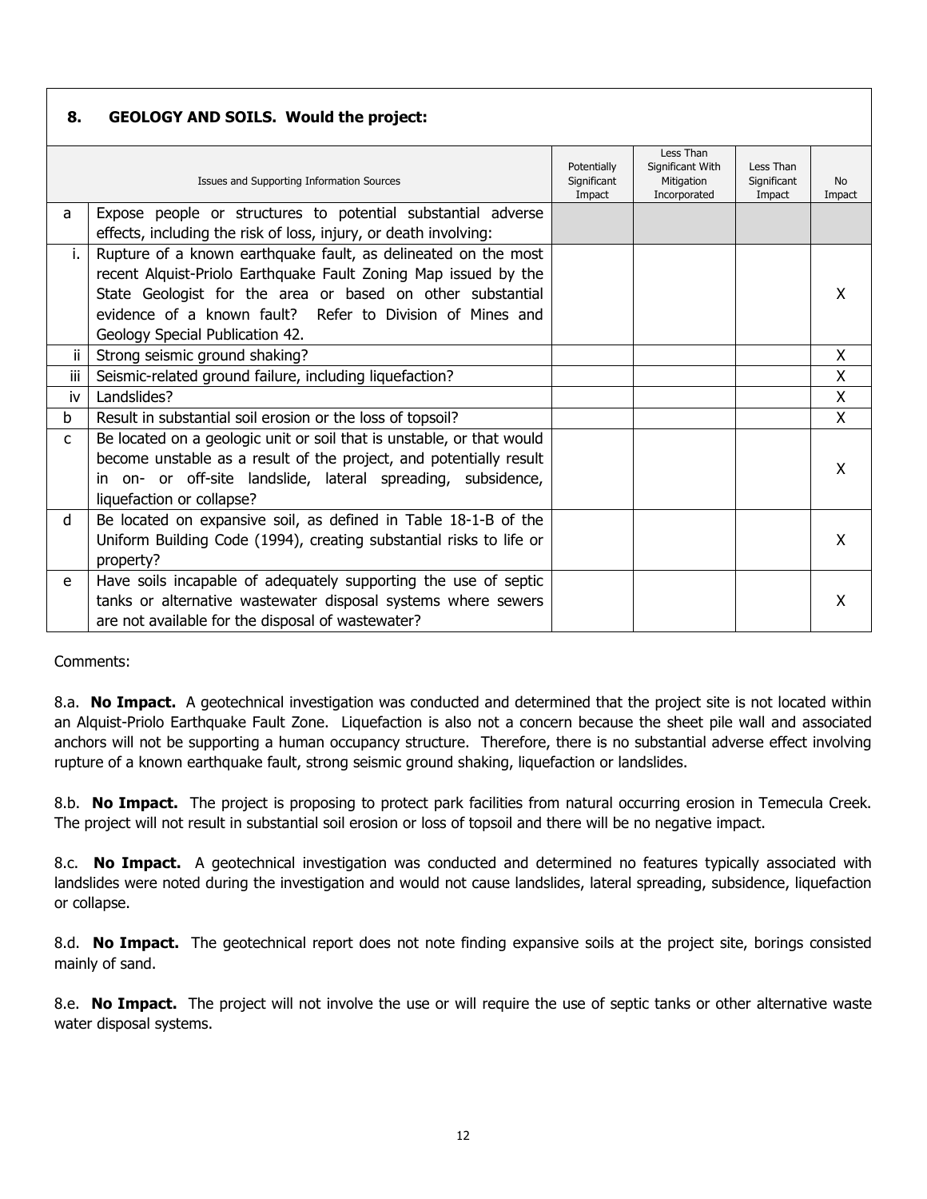## 8. GEOLOGY AND SOILS. Would the project:

| | Issues and Supporting Information Sources | Potentially Significant Impact | Less Than Significant With Mitigation Incorporated | Less Than Significant Impact | No Impact |
|---|---|---|---|---|---|
| a | Expose people or structures to potential substantial adverse effects, including the risk of loss, injury, or death involving: | | | | |
| i. | Rupture of a known earthquake fault, as delineated on the most recent Alquist-Priolo Earthquake Fault Zoning Map issued by the State Geologist for the area or based on other substantial evidence of a known fault? Refer to Division of Mines and Geology Special Publication 42. | | | | X |
| ii | Strong seismic ground shaking? | | | | X |
| iii | Seismic-related ground failure, including liquefaction? | | | | X |
| iv | Landslides? | | | | X |
| b | Result in substantial soil erosion or the loss of topsoil? | | | | X |
| c | Be located on a geologic unit or soil that is unstable, or that would become unstable as a result of the project, and potentially result in on- or off-site landslide, lateral spreading, subsidence, liquefaction or collapse? | | | | X |
| d | Be located on expansive soil, as defined in Table 18-1-B of the Uniform Building Code (1994), creating substantial risks to life or property? | | | | X |
| e | Have soils incapable of adequately supporting the use of septic tanks or alternative wastewater disposal systems where sewers are not available for the disposal of wastewater? | | | | X |

Comments:

8.a. **No Impact.** A geotechnical investigation was conducted and determined that the project site is not located within an Alquist-Priolo Earthquake Fault Zone. Liquefaction is also not a concern because the sheet pile wall and associated anchors will not be supporting a human occupancy structure. Therefore, there is no substantial adverse effect involving rupture of a known earthquake fault, strong seismic ground shaking, liquefaction or landslides.

8.b. **No Impact.** The project is proposing to protect park facilities from natural occurring erosion in Temecula Creek. The project will not result in substantial soil erosion or loss of topsoil and there will be no negative impact.

8.c. **No Impact.** A geotechnical investigation was conducted and determined no features typically associated with landslides were noted during the investigation and would not cause landslides, lateral spreading, subsidence, liquefaction or collapse.

8.d. **No Impact.** The geotechnical report does not note finding expansive soils at the project site, borings consisted mainly of sand.

8.e. **No Impact.** The project will not involve the use or will require the use of septic tanks or other alternative waste water disposal systems.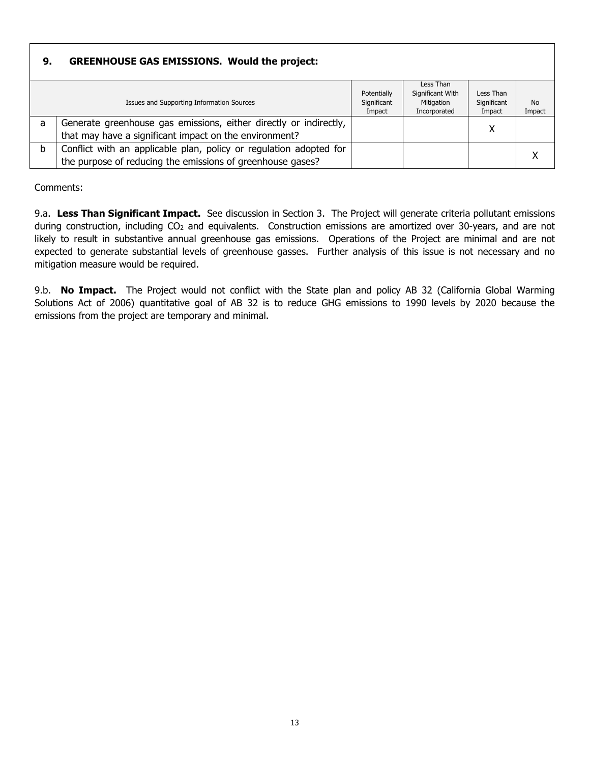## 9. GREENHOUSE GAS EMISSIONS. Would the project:

| | Issues and Supporting Information Sources | Potentially Significant Impact | Less Than Significant With Mitigation Incorporated | Less Than Significant Impact | No Impact |
|---|---|---|---|---|---|
| a | Generate greenhouse gas emissions, either directly or indirectly, that may have a significant impact on the environment? | | | X | |
| b | Conflict with an applicable plan, policy or regulation adopted for the purpose of reducing the emissions of greenhouse gases? | | | | X |

Comments:

9.a. **Less Than Significant Impact.** See discussion in Section 3. The Project will generate criteria pollutant emissions during construction, including $CO_2$ and equivalents. Construction emissions are amortized over 30-years, and are not likely to result in substantive annual greenhouse gas emissions. Operations of the Project are minimal and are not expected to generate substantial levels of greenhouse gasses. Further analysis of this issue is not necessary and no mitigation measure would be required.

9.b. **No Impact.** The Project would not conflict with the State plan and policy AB 32 (California Global Warming Solutions Act of 2006) quantitative goal of AB 32 is to reduce GHG emissions to 1990 levels by 2020 because the emissions from the project are temporary and minimal.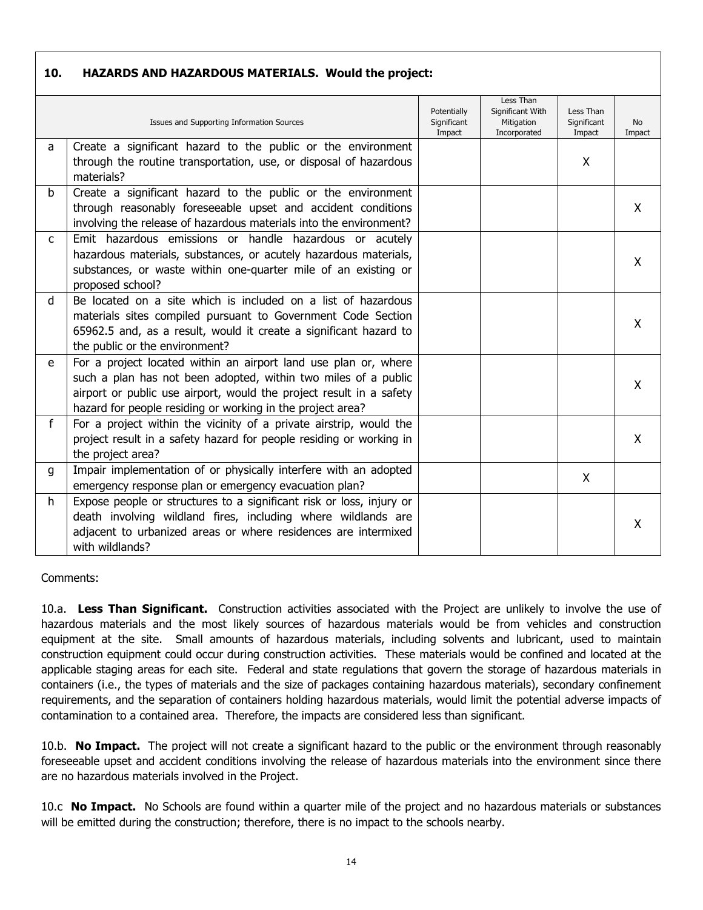## 10. HAZARDS AND HAZARDOUS MATERIALS. Would the project:

| | Issues and Supporting Information Sources | Potentially Significant Impact | Less Than Significant With Mitigation Incorporated | Less Than Significant Impact | No Impact |
|---|---|---|---|---|---|
| a | Create a significant hazard to the public or the environment through the routine transportation, use, or disposal of hazardous materials? | | | X | |
| b | Create a significant hazard to the public or the environment through reasonably foreseeable upset and accident conditions involving the release of hazardous materials into the environment? | | | | X |
| c | Emit hazardous emissions or handle hazardous or acutely hazardous materials, substances, or acutely hazardous materials, substances, or waste within one-quarter mile of an existing or proposed school? | | | | X |
| d | Be located on a site which is included on a list of hazardous materials sites compiled pursuant to Government Code Section 65962.5 and, as a result, would it create a significant hazard to the public or the environment? | | | | X |
| e | For a project located within an airport land use plan or, where such a plan has not been adopted, within two miles of a public airport or public use airport, would the project result in a safety hazard for people residing or working in the project area? | | | | X |
| f | For a project within the vicinity of a private airstrip, would the project result in a safety hazard for people residing or working in the project area? | | | | X |
| g | Impair implementation of or physically interfere with an adopted emergency response plan or emergency evacuation plan? | | | X | |
| h | Expose people or structures to a significant risk or loss, injury or death involving wildland fires, including where wildlands are adjacent to urbanized areas or where residences are intermixed with wildlands? | | | | X |

Comments:

10.a. **Less Than Significant.** Construction activities associated with the Project are unlikely to involve the use of hazardous materials and the most likely sources of hazardous materials would be from vehicles and construction equipment at the site. Small amounts of hazardous materials, including solvents and lubricant, used to maintain construction equipment could occur during construction activities. These materials would be confined and located at the applicable staging areas for each site. Federal and state regulations that govern the storage of hazardous materials in containers (i.e., the types of materials and the size of packages containing hazardous materials), secondary confinement requirements, and the separation of containers holding hazardous materials, would limit the potential adverse impacts of contamination to a contained area. Therefore, the impacts are considered less than significant.

10.b. **No Impact.** The project will not create a significant hazard to the public or the environment through reasonably foreseeable upset and accident conditions involving the release of hazardous materials into the environment since there are no hazardous materials involved in the Project.

10.c **No Impact.** No Schools are found within a quarter mile of the project and no hazardous materials or substances will be emitted during the construction; therefore, there is no impact to the schools nearby.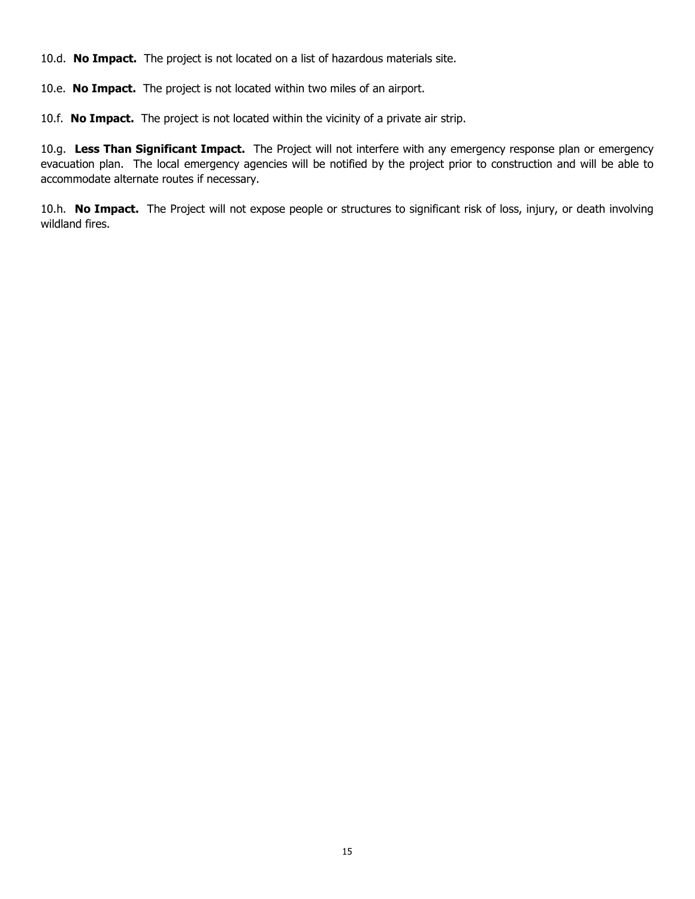10.d. **No Impact.** The project is not located on a list of hazardous materials site.

10.e. **No Impact.** The project is not located within two miles of an airport.

10.f. **No Impact.** The project is not located within the vicinity of a private air strip.

10.g. **Less Than Significant Impact.** The Project will not interfere with any emergency response plan or emergency evacuation plan. The local emergency agencies will be notified by the project prior to construction and will be able to accommodate alternate routes if necessary.

10.h. **No Impact.** The Project will not expose people or structures to significant risk of loss, injury, or death involving wildland fires.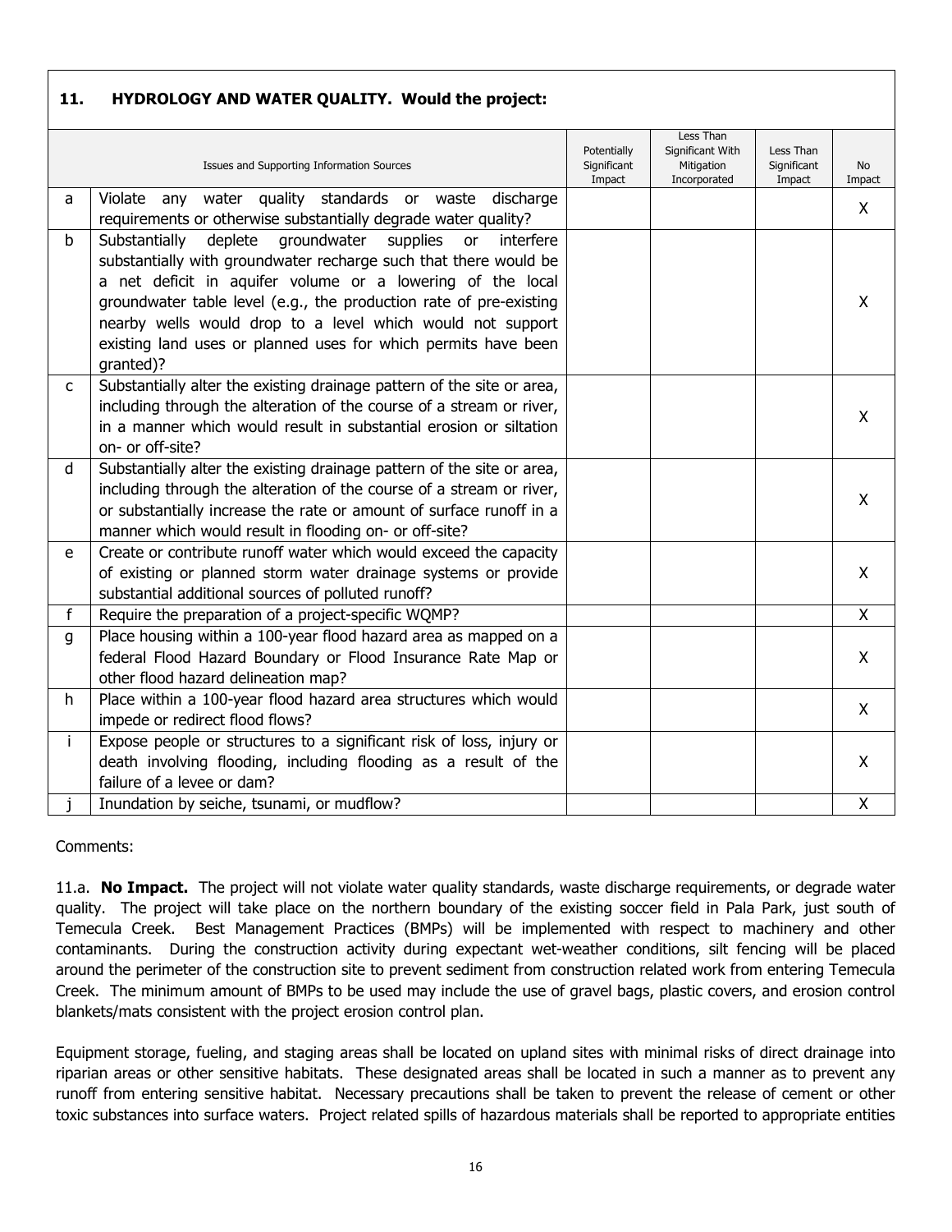## 11. HYDROLOGY AND WATER QUALITY. Would the project:

| | Issues and Supporting Information Sources | Potentially Significant Impact | Less Than Significant With Mitigation Incorporated | Less Than Significant Impact | No Impact |
|---|---|---|---|---|---|
| a | Violate any water quality standards or waste discharge requirements or otherwise substantially degrade water quality? | | | | X |
| b | Substantially deplete groundwater supplies or interfere substantially with groundwater recharge such that there would be a net deficit in aquifer volume or a lowering of the local groundwater table level (e.g., the production rate of pre-existing nearby wells would drop to a level which would not support existing land uses or planned uses for which permits have been granted)? | | | | X |
| c | Substantially alter the existing drainage pattern of the site or area, including through the alteration of the course of a stream or river, in a manner which would result in substantial erosion or siltation on- or off-site? | | | | X |
| d | Substantially alter the existing drainage pattern of the site or area, including through the alteration of the course of a stream or river, or substantially increase the rate or amount of surface runoff in a manner which would result in flooding on- or off-site? | | | | X |
| e | Create or contribute runoff water which would exceed the capacity of existing or planned storm water drainage systems or provide substantial additional sources of polluted runoff? | | | | X |
| f | Require the preparation of a project-specific WQMP? | | | | X |
| g | Place housing within a 100-year flood hazard area as mapped on a federal Flood Hazard Boundary or Flood Insurance Rate Map or other flood hazard delineation map? | | | | X |
| h | Place within a 100-year flood hazard area structures which would impede or redirect flood flows? | | | | X |
| i | Expose people or structures to a significant risk of loss, injury or death involving flooding, including flooding as a result of the failure of a levee or dam? | | | | X |
| j | Inundation by seiche, tsunami, or mudflow? | | | | X |

Comments:

11.a. **No Impact.** The project will not violate water quality standards, waste discharge requirements, or degrade water quality. The project will take place on the northern boundary of the existing soccer field in Pala Park, just south of Temecula Creek. Best Management Practices (BMPs) will be implemented with respect to machinery and other contaminants. During the construction activity during expectant wet-weather conditions, silt fencing will be placed around the perimeter of the construction site to prevent sediment from construction related work from entering Temecula Creek. The minimum amount of BMPs to be used may include the use of gravel bags, plastic covers, and erosion control blankets/mats consistent with the project erosion control plan.

Equipment storage, fueling, and staging areas shall be located on upland sites with minimal risks of direct drainage into riparian areas or other sensitive habitats. These designated areas shall be located in such a manner as to prevent any runoff from entering sensitive habitat. Necessary precautions shall be taken to prevent the release of cement or other toxic substances into surface waters. Project related spills of hazardous materials shall be reported to appropriate entities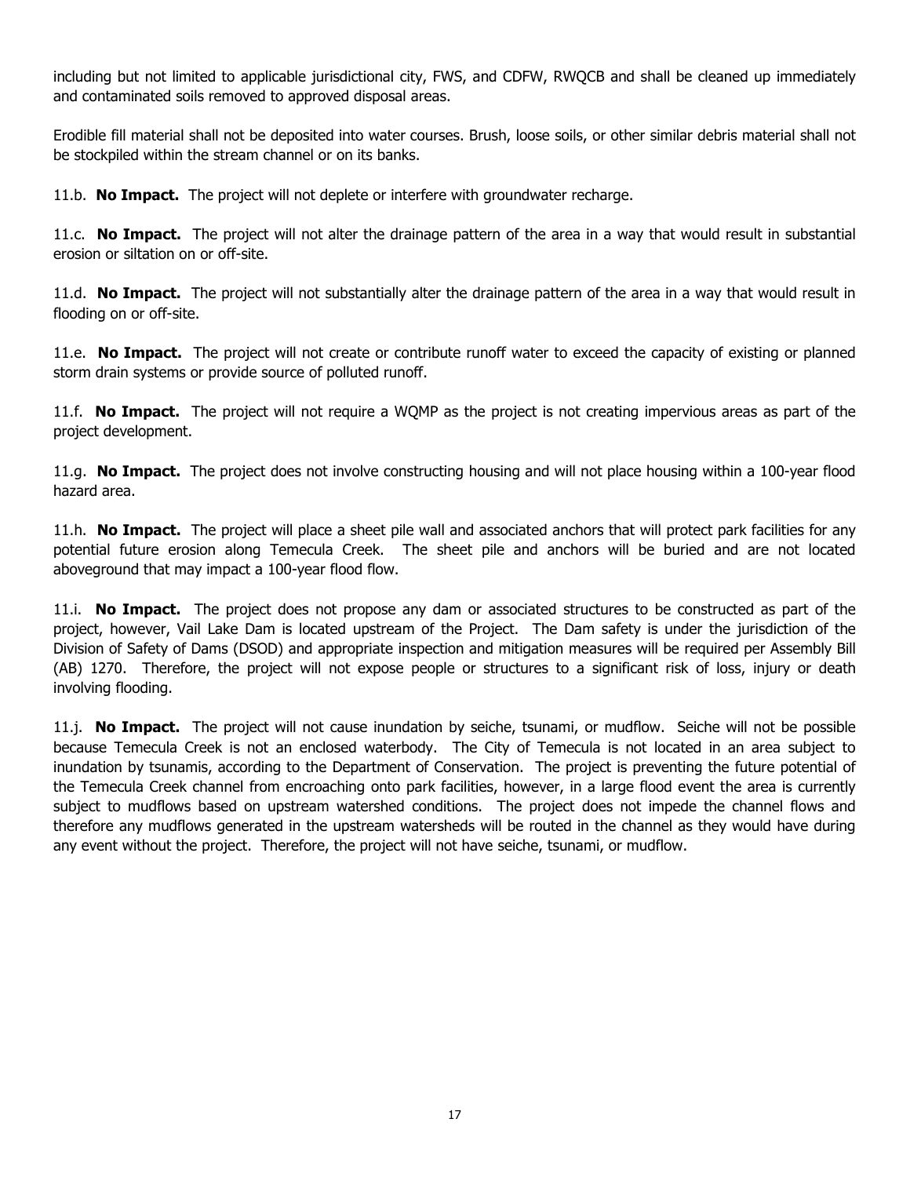including but not limited to applicable jurisdictional city, FWS, and CDFW, RWQCB and shall be cleaned up immediately and contaminated soils removed to approved disposal areas.

Erodible fill material shall not be deposited into water courses. Brush, loose soils, or other similar debris material shall not be stockpiled within the stream channel or on its banks.

11.b. **No Impact.** The project will not deplete or interfere with groundwater recharge.

11.c. **No Impact.** The project will not alter the drainage pattern of the area in a way that would result in substantial erosion or siltation on or off-site.

11.d. **No Impact.** The project will not substantially alter the drainage pattern of the area in a way that would result in flooding on or off-site.

11.e. **No Impact.** The project will not create or contribute runoff water to exceed the capacity of existing or planned storm drain systems or provide source of polluted runoff.

11.f. **No Impact.** The project will not require a WQMP as the project is not creating impervious areas as part of the project development.

11.g. **No Impact.** The project does not involve constructing housing and will not place housing within a 100-year flood hazard area.

11.h. **No Impact.** The project will place a sheet pile wall and associated anchors that will protect park facilities for any potential future erosion along Temecula Creek. The sheet pile and anchors will be buried and are not located aboveground that may impact a 100-year flood flow.

11.i. **No Impact.** The project does not propose any dam or associated structures to be constructed as part of the project, however, Vail Lake Dam is located upstream of the Project. The Dam safety is under the jurisdiction of the Division of Safety of Dams (DSOD) and appropriate inspection and mitigation measures will be required per Assembly Bill (AB) 1270. Therefore, the project will not expose people or structures to a significant risk of loss, injury or death involving flooding.

11.j. **No Impact.** The project will not cause inundation by seiche, tsunami, or mudflow. Seiche will not be possible because Temecula Creek is not an enclosed waterbody. The City of Temecula is not located in an area subject to inundation by tsunamis, according to the Department of Conservation. The project is preventing the future potential of the Temecula Creek channel from encroaching onto park facilities, however, in a large flood event the area is currently subject to mudflows based on upstream watershed conditions. The project does not impede the channel flows and therefore any mudflows generated in the upstream watersheds will be routed in the channel as they would have during any event without the project. Therefore, the project will not have seiche, tsunami, or mudflow.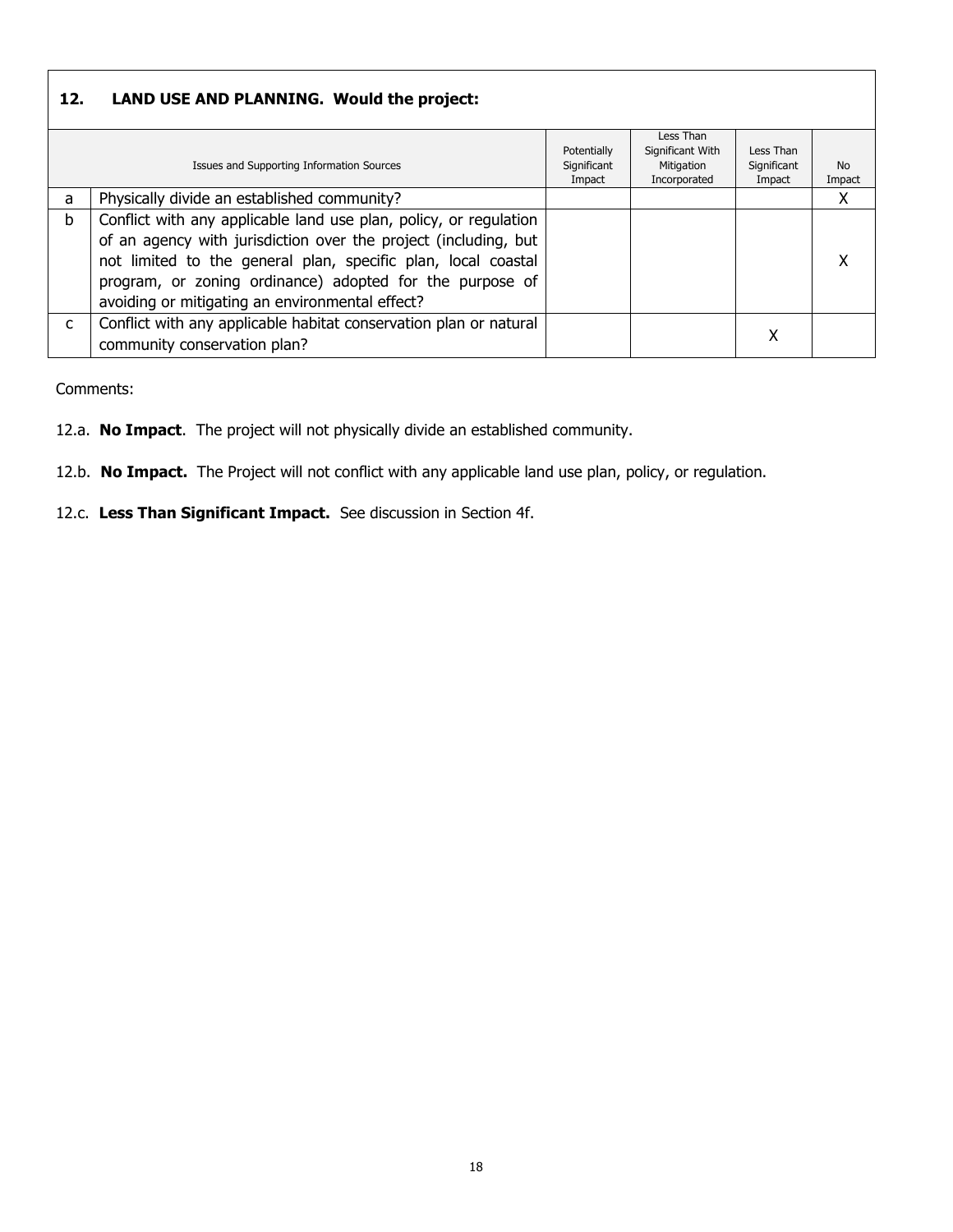## 12. LAND USE AND PLANNING. Would the project:

| | Issues and Supporting Information Sources | Potentially Significant Impact | Less Than Significant With Mitigation Incorporated | Less Than Significant Impact | No Impact |
|---|---|---|---|---|---|
| a | Physically divide an established community? | | | | X |
| b | Conflict with any applicable land use plan, policy, or regulation of an agency with jurisdiction over the project (including, but not limited to the general plan, specific plan, local coastal program, or zoning ordinance) adopted for the purpose of avoiding or mitigating an environmental effect? | | | | X |
| c | Conflict with any applicable habitat conservation plan or natural community conservation plan? | | | X | |

Comments:

12.a. **No Impact**. The project will not physically divide an established community.

12.b. **No Impact.** The Project will not conflict with any applicable land use plan, policy, or regulation.

12.c. **Less Than Significant Impact.** See discussion in Section 4f.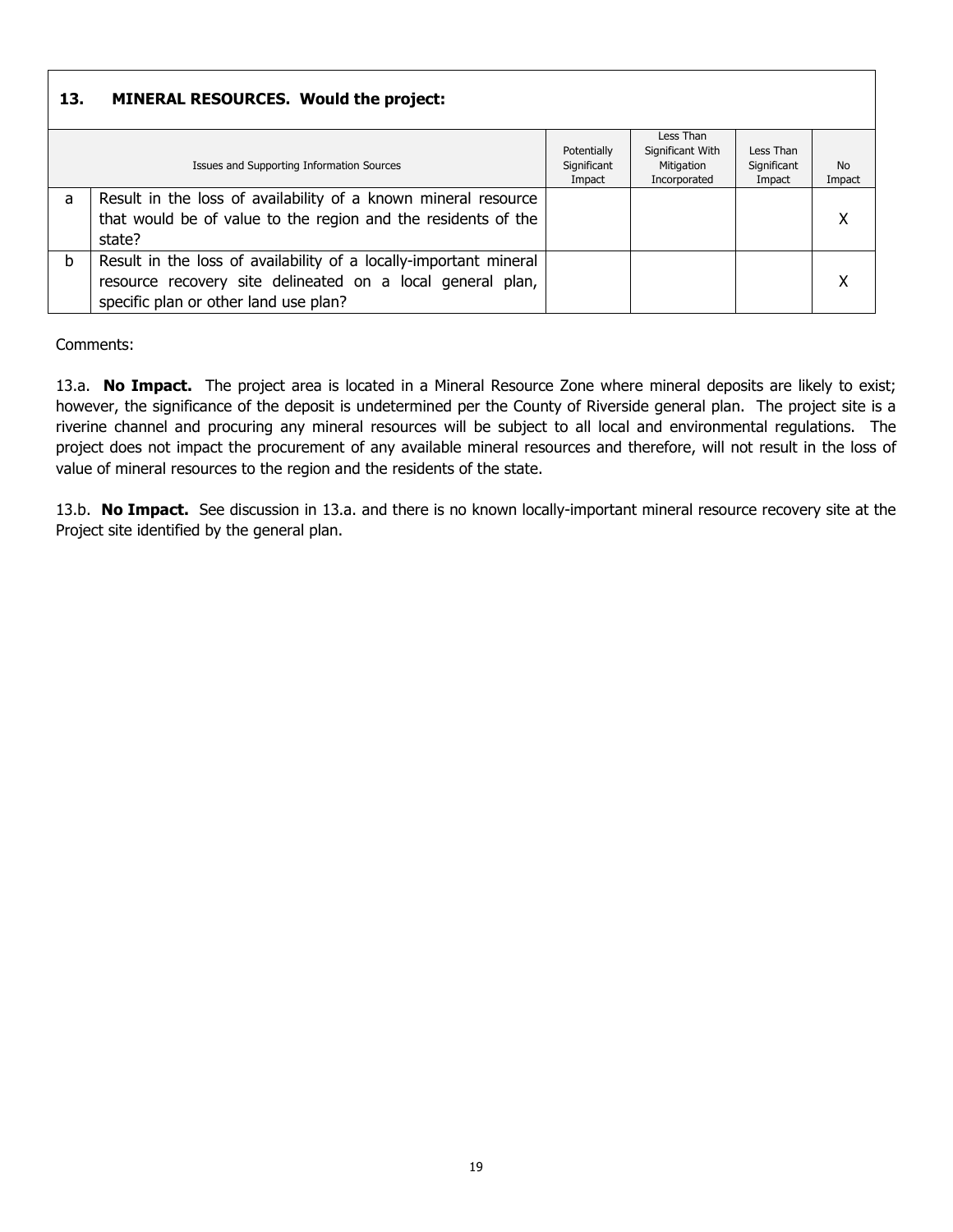## 13. MINERAL RESOURCES. Would the project:

| | Issues and Supporting Information Sources | Potentially Significant Impact | Less Than Significant With Mitigation Incorporated | Less Than Significant Impact | No Impact |
|---|---|---|---|---|---|
| a | Result in the loss of availability of a known mineral resource that would be of value to the region and the residents of the state? | | | | X |
| b | Result in the loss of availability of a locally-important mineral resource recovery site delineated on a local general plan, specific plan or other land use plan? | | | | X |

Comments:

13.a. **No Impact.** The project area is located in a Mineral Resource Zone where mineral deposits are likely to exist; however, the significance of the deposit is undetermined per the County of Riverside general plan. The project site is a riverine channel and procuring any mineral resources will be subject to all local and environmental regulations. The project does not impact the procurement of any available mineral resources and therefore, will not result in the loss of value of mineral resources to the region and the residents of the state.

13.b. **No Impact.** See discussion in 13.a. and there is no known locally-important mineral resource recovery site at the Project site identified by the general plan.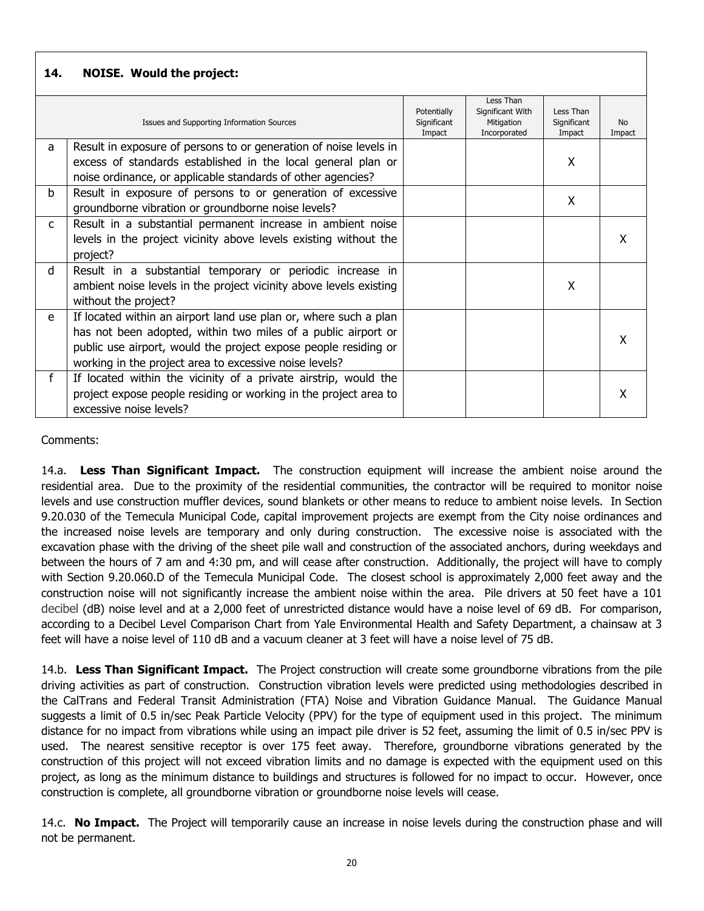## 14. NOISE. Would the project:

| | Issues and Supporting Information Sources | Potentially Significant Impact | Less Than Significant With Mitigation Incorporated | Less Than Significant Impact | No Impact |
|---|---|---|---|---|---|
| a | Result in exposure of persons to or generation of noise levels in excess of standards established in the local general plan or noise ordinance, or applicable standards of other agencies? | | | X | |
| b | Result in exposure of persons to or generation of excessive groundborne vibration or groundborne noise levels? | | | X | |
| c | Result in a substantial permanent increase in ambient noise levels in the project vicinity above levels existing without the project? | | | | X |
| d | Result in a substantial temporary or periodic increase in ambient noise levels in the project vicinity above levels existing without the project? | | | X | |
| e | If located within an airport land use plan or, where such a plan has not been adopted, within two miles of a public airport or public use airport, would the project expose people residing or working in the project area to excessive noise levels? | | | | X |
| f | If located within the vicinity of a private airstrip, would the project expose people residing or working in the project area to excessive noise levels? | | | | X |

Comments:

14.a. **Less Than Significant Impact.** The construction equipment will increase the ambient noise around the residential area. Due to the proximity of the residential communities, the contractor will be required to monitor noise levels and use construction muffler devices, sound blankets or other means to reduce to ambient noise levels. In Section 9.20.030 of the Temecula Municipal Code, capital improvement projects are exempt from the City noise ordinances and the increased noise levels are temporary and only during construction. The excessive noise is associated with the excavation phase with the driving of the sheet pile wall and construction of the associated anchors, during weekdays and between the hours of 7 am and 4:30 pm, and will cease after construction. Additionally, the project will have to comply with Section 9.20.060.D of the Temecula Municipal Code. The closest school is approximately 2,000 feet away and the construction noise will not significantly increase the ambient noise within the area. Pile drivers at 50 feet have a 101 decibel (dB) noise level and at a 2,000 feet of unrestricted distance would have a noise level of 69 dB. For comparison, according to a Decibel Level Comparison Chart from Yale Environmental Health and Safety Department, a chainsaw at 3 feet will have a noise level of 110 dB and a vacuum cleaner at 3 feet will have a noise level of 75 dB.

14.b. **Less Than Significant Impact.** The Project construction will create some groundborne vibrations from the pile driving activities as part of construction. Construction vibration levels were predicted using methodologies described in the CalTrans and Federal Transit Administration (FTA) Noise and Vibration Guidance Manual. The Guidance Manual suggests a limit of 0.5 in/sec Peak Particle Velocity (PPV) for the type of equipment used in this project. The minimum distance for no impact from vibrations while using an impact pile driver is 52 feet, assuming the limit of 0.5 in/sec PPV is used. The nearest sensitive receptor is over 175 feet away. Therefore, groundborne vibrations generated by the construction of this project will not exceed vibration limits and no damage is expected with the equipment used on this project, as long as the minimum distance to buildings and structures is followed for no impact to occur. However, once construction is complete, all groundborne vibration or groundborne noise levels will cease.

14.c. **No Impact.** The Project will temporarily cause an increase in noise levels during the construction phase and will not be permanent.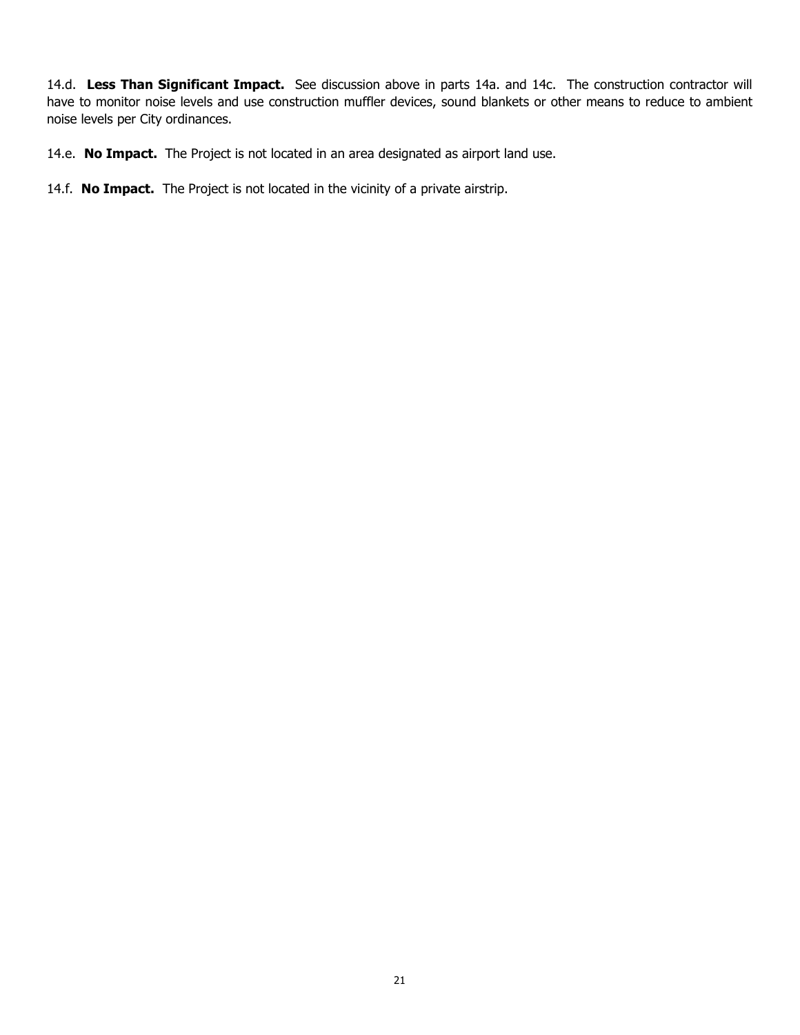14.d. **Less Than Significant Impact.** See discussion above in parts 14a. and 14c. The construction contractor will have to monitor noise levels and use construction muffler devices, sound blankets or other means to reduce to ambient noise levels per City ordinances.

14.e. **No Impact.** The Project is not located in an area designated as airport land use.

14.f. **No Impact.** The Project is not located in the vicinity of a private airstrip.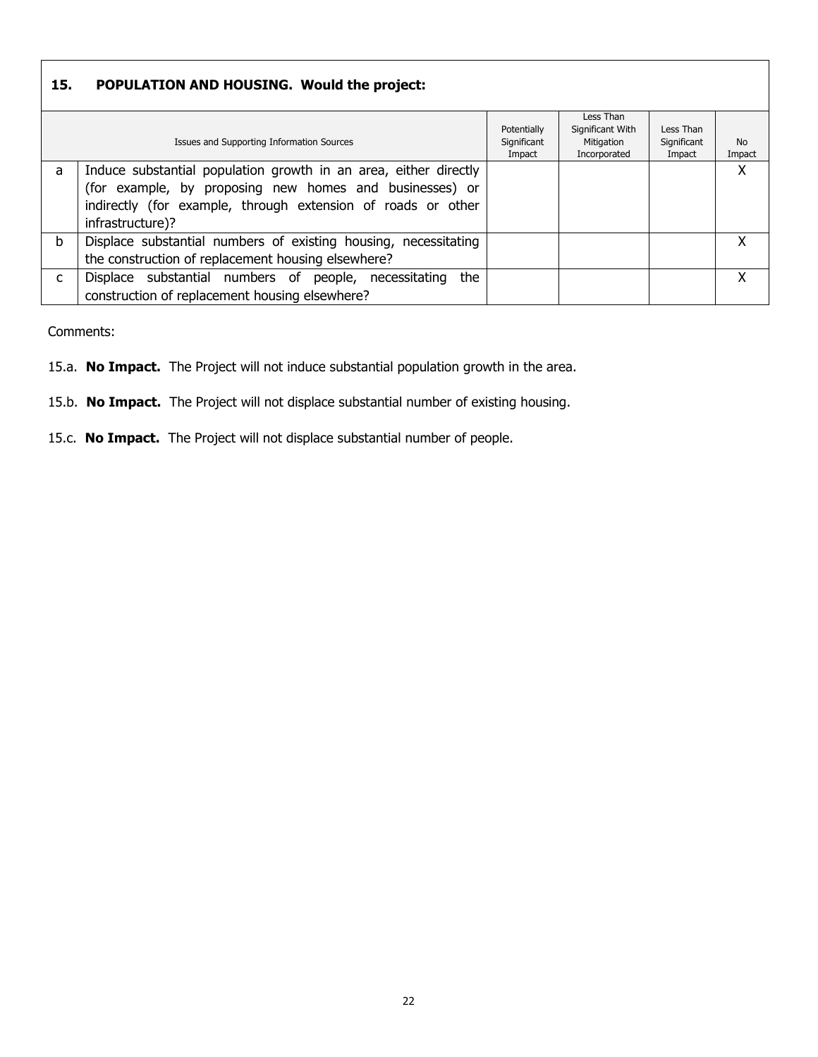## 15. POPULATION AND HOUSING. Would the project:

| | Issues and Supporting Information Sources | Potentially Significant Impact | Less Than Significant With Mitigation Incorporated | Less Than Significant Impact | No Impact |
|---|---|---|---|---|---|
| a | Induce substantial population growth in an area, either directly (for example, by proposing new homes and businesses) or indirectly (for example, through extension of roads or other infrastructure)? | | | | X |
| b | Displace substantial numbers of existing housing, necessitating the construction of replacement housing elsewhere? | | | | X |
| c | Displace substantial numbers of people, necessitating the construction of replacement housing elsewhere? | | | | X |

Comments:

15.a. **No Impact.** The Project will not induce substantial population growth in the area.

15.b. **No Impact.** The Project will not displace substantial number of existing housing.

15.c. **No Impact.** The Project will not displace substantial number of people.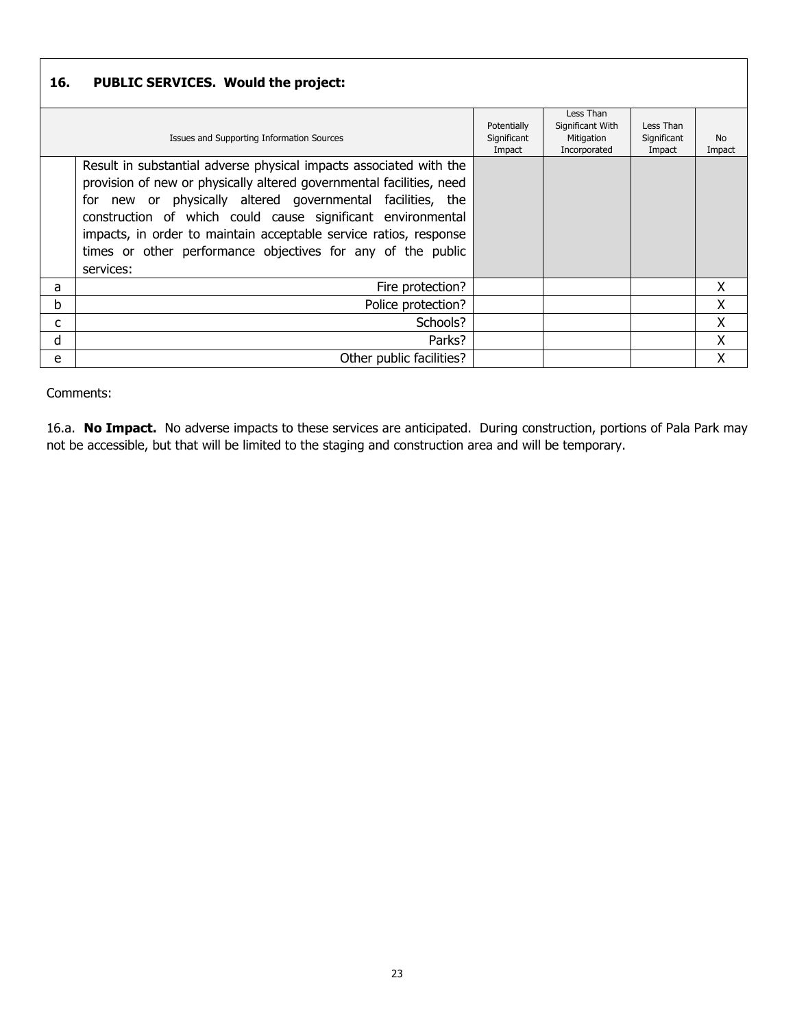## 16. PUBLIC SERVICES. Would the project:

| | Issues and Supporting Information Sources | Potentially Significant Impact | Less Than Significant With Mitigation Incorporated | Less Than Significant Impact | No Impact |
|---|---|---|---|---|---|
| | Result in substantial adverse physical impacts associated with the provision of new or physically altered governmental facilities, need for new or physically altered governmental facilities, the construction of which could cause significant environmental impacts, in order to maintain acceptable service ratios, response times or other performance objectives for any of the public services: | | | | |
| a | Fire protection? | | | | X |
| b | Police protection? | | | | X |
| c | Schools? | | | | X |
| d | Parks? | | | | X |
| e | Other public facilities? | | | | X |

Comments:

16.a. **No Impact.** No adverse impacts to these services are anticipated. During construction, portions of Pala Park may not be accessible, but that will be limited to the staging and construction area and will be temporary.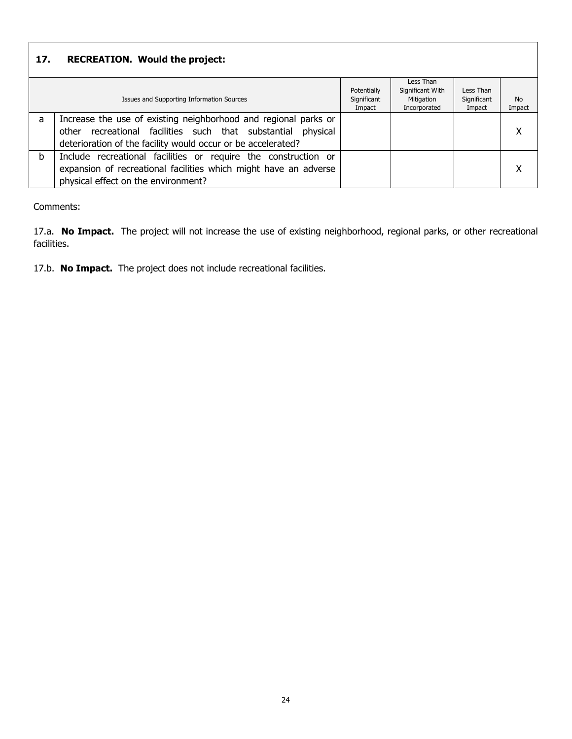## 17. RECREATION. Would the project:

| | Issues and Supporting Information Sources | Potentially Significant Impact | Less Than Significant With Mitigation Incorporated | Less Than Significant Impact | No Impact |
|---|---|---|---|---|---|
| a | Increase the use of existing neighborhood and regional parks or other recreational facilities such that substantial physical deterioration of the facility would occur or be accelerated? | | | | X |
| b | Include recreational facilities or require the construction or expansion of recreational facilities which might have an adverse physical effect on the environment? | | | | X |

Comments:

17.a. **No Impact.** The project will not increase the use of existing neighborhood, regional parks, or other recreational facilities.

17.b. **No Impact.** The project does not include recreational facilities.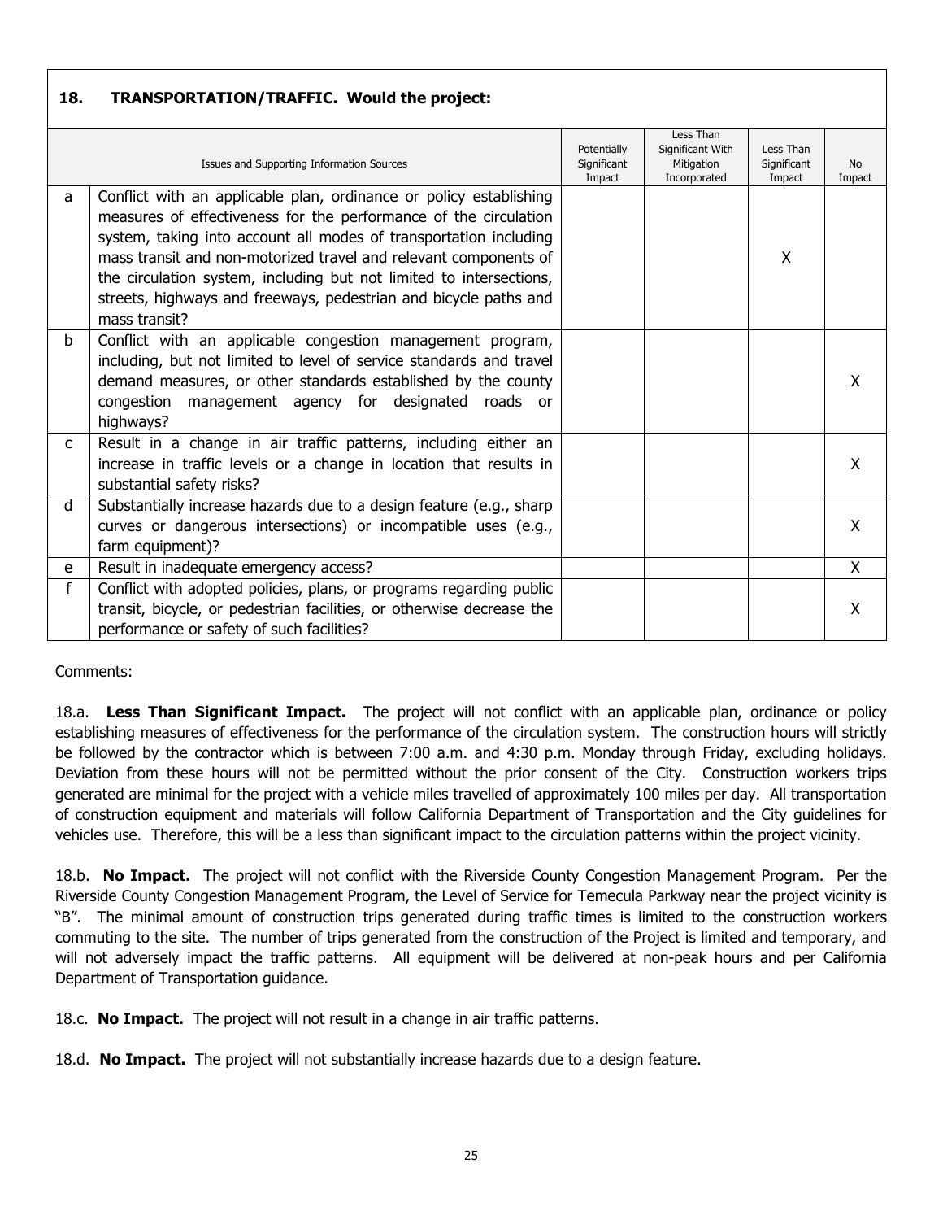## 18. TRANSPORTATION/TRAFFIC. Would the project:

| | Issues and Supporting Information Sources | Potentially Significant Impact | Less Than Significant With Mitigation Incorporated | Less Than Significant Impact | No Impact |
|---|---|---|---|---|---|
| a | Conflict with an applicable plan, ordinance or policy establishing measures of effectiveness for the performance of the circulation system, taking into account all modes of transportation including mass transit and non-motorized travel and relevant components of the circulation system, including but not limited to intersections, streets, highways and freeways, pedestrian and bicycle paths and mass transit? | | | X | |
| b | Conflict with an applicable congestion management program, including, but not limited to level of service standards and travel demand measures, or other standards established by the county congestion management agency for designated roads or highways? | | | | X |
| c | Result in a change in air traffic patterns, including either an increase in traffic levels or a change in location that results in substantial safety risks? | | | | X |
| d | Substantially increase hazards due to a design feature (e.g., sharp curves or dangerous intersections) or incompatible uses (e.g., farm equipment)? | | | | X |
| e | Result in inadequate emergency access? | | | | X |
| f | Conflict with adopted policies, plans, or programs regarding public transit, bicycle, or pedestrian facilities, or otherwise decrease the performance or safety of such facilities? | | | | X |

Comments:

18.a. **Less Than Significant Impact.** The project will not conflict with an applicable plan, ordinance or policy establishing measures of effectiveness for the performance of the circulation system. The construction hours will strictly be followed by the contractor which is between 7:00 a.m. and 4:30 p.m. Monday through Friday, excluding holidays. Deviation from these hours will not be permitted without the prior consent of the City. Construction workers trips generated are minimal for the project with a vehicle miles travelled of approximately 100 miles per day. All transportation of construction equipment and materials will follow California Department of Transportation and the City guidelines for vehicles use. Therefore, this will be a less than significant impact to the circulation patterns within the project vicinity.

18.b. **No Impact.** The project will not conflict with the Riverside County Congestion Management Program. Per the Riverside County Congestion Management Program, the Level of Service for Temecula Parkway near the project vicinity is "B". The minimal amount of construction trips generated during traffic times is limited to the construction workers commuting to the site. The number of trips generated from the construction of the Project is limited and temporary, and will not adversely impact the traffic patterns. All equipment will be delivered at non-peak hours and per California Department of Transportation guidance.

18.c. **No Impact.** The project will not result in a change in air traffic patterns.

18.d. **No Impact.** The project will not substantially increase hazards due to a design feature.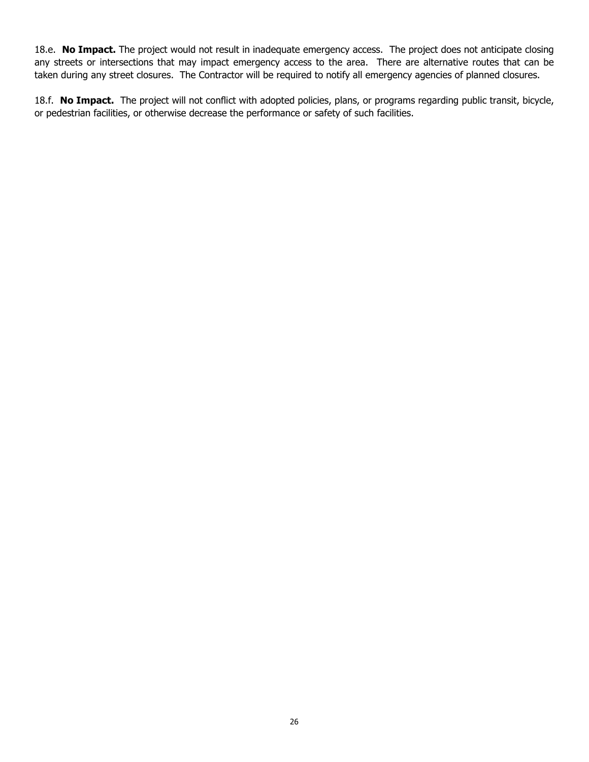18.e. **No Impact.** The project would not result in inadequate emergency access. The project does not anticipate closing any streets or intersections that may impact emergency access to the area. There are alternative routes that can be taken during any street closures. The Contractor will be required to notify all emergency agencies of planned closures.

18.f. **No Impact.** The project will not conflict with adopted policies, plans, or programs regarding public transit, bicycle, or pedestrian facilities, or otherwise decrease the performance or safety of such facilities.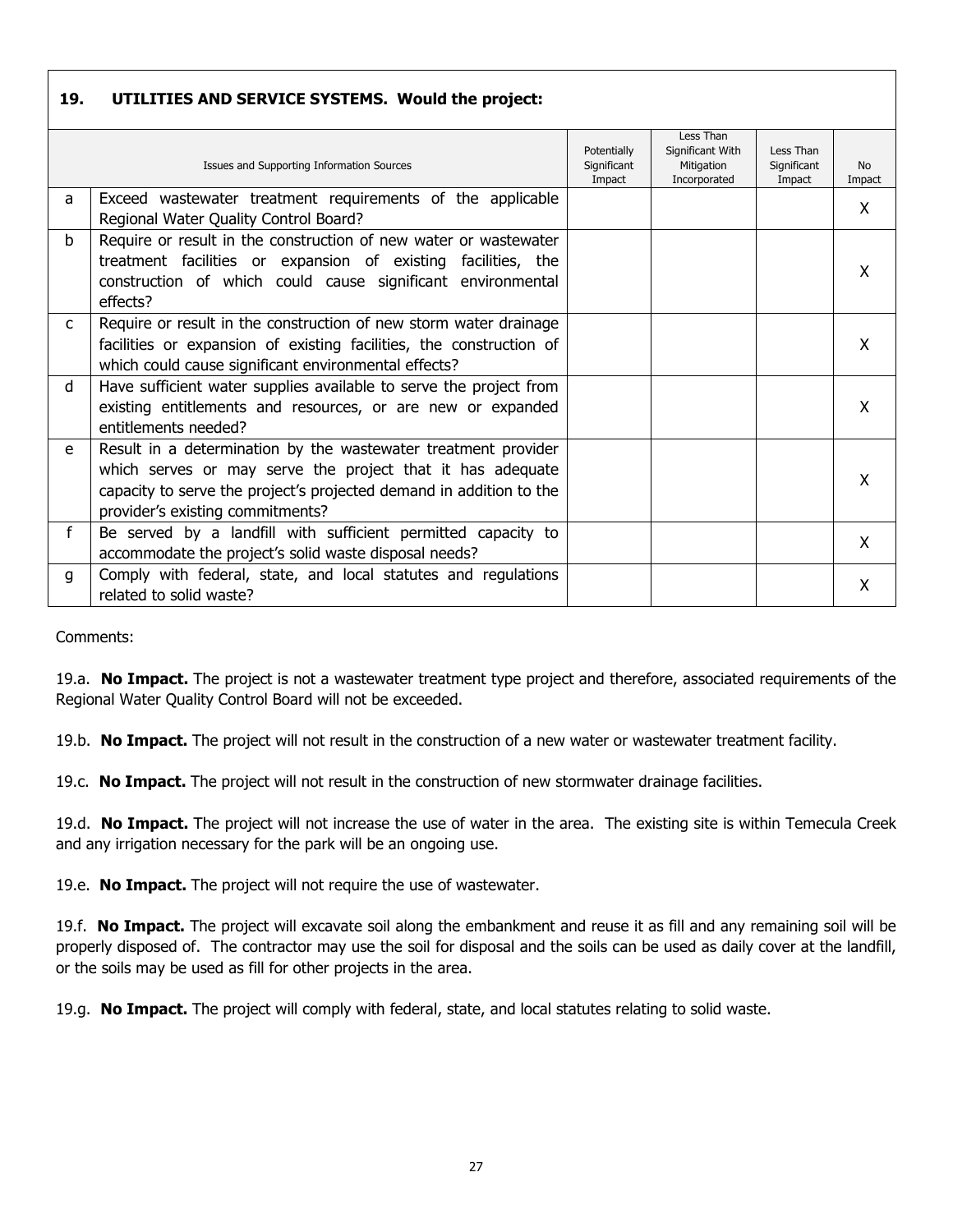## 19. UTILITIES AND SERVICE SYSTEMS. Would the project:

| | Issues and Supporting Information Sources | Potentially Significant Impact | Less Than Significant With Mitigation Incorporated | Less Than Significant Impact | No Impact |
|---|---|---|---|---|---|
| a | Exceed wastewater treatment requirements of the applicable Regional Water Quality Control Board? | | | | X |
| b | Require or result in the construction of new water or wastewater treatment facilities or expansion of existing facilities, the construction of which could cause significant environmental effects? | | | | X |
| c | Require or result in the construction of new storm water drainage facilities or expansion of existing facilities, the construction of which could cause significant environmental effects? | | | | X |
| d | Have sufficient water supplies available to serve the project from existing entitlements and resources, or are new or expanded entitlements needed? | | | | X |
| e | Result in a determination by the wastewater treatment provider which serves or may serve the project that it has adequate capacity to serve the project's projected demand in addition to the provider's existing commitments? | | | | X |
| f | Be served by a landfill with sufficient permitted capacity to accommodate the project's solid waste disposal needs? | | | | X |
| g | Comply with federal, state, and local statutes and regulations related to solid waste? | | | | X |

Comments:

19.a. **No Impact.** The project is not a wastewater treatment type project and therefore, associated requirements of the Regional Water Quality Control Board will not be exceeded.

19.b. **No Impact.** The project will not result in the construction of a new water or wastewater treatment facility.

19.c. **No Impact.** The project will not result in the construction of new stormwater drainage facilities.

19.d. **No Impact.** The project will not increase the use of water in the area. The existing site is within Temecula Creek and any irrigation necessary for the park will be an ongoing use.

19.e. **No Impact.** The project will not require the use of wastewater.

19.f. **No Impact.** The project will excavate soil along the embankment and reuse it as fill and any remaining soil will be properly disposed of. The contractor may use the soil for disposal and the soils can be used as daily cover at the landfill, or the soils may be used as fill for other projects in the area.

19.g. **No Impact.** The project will comply with federal, state, and local statutes relating to solid waste.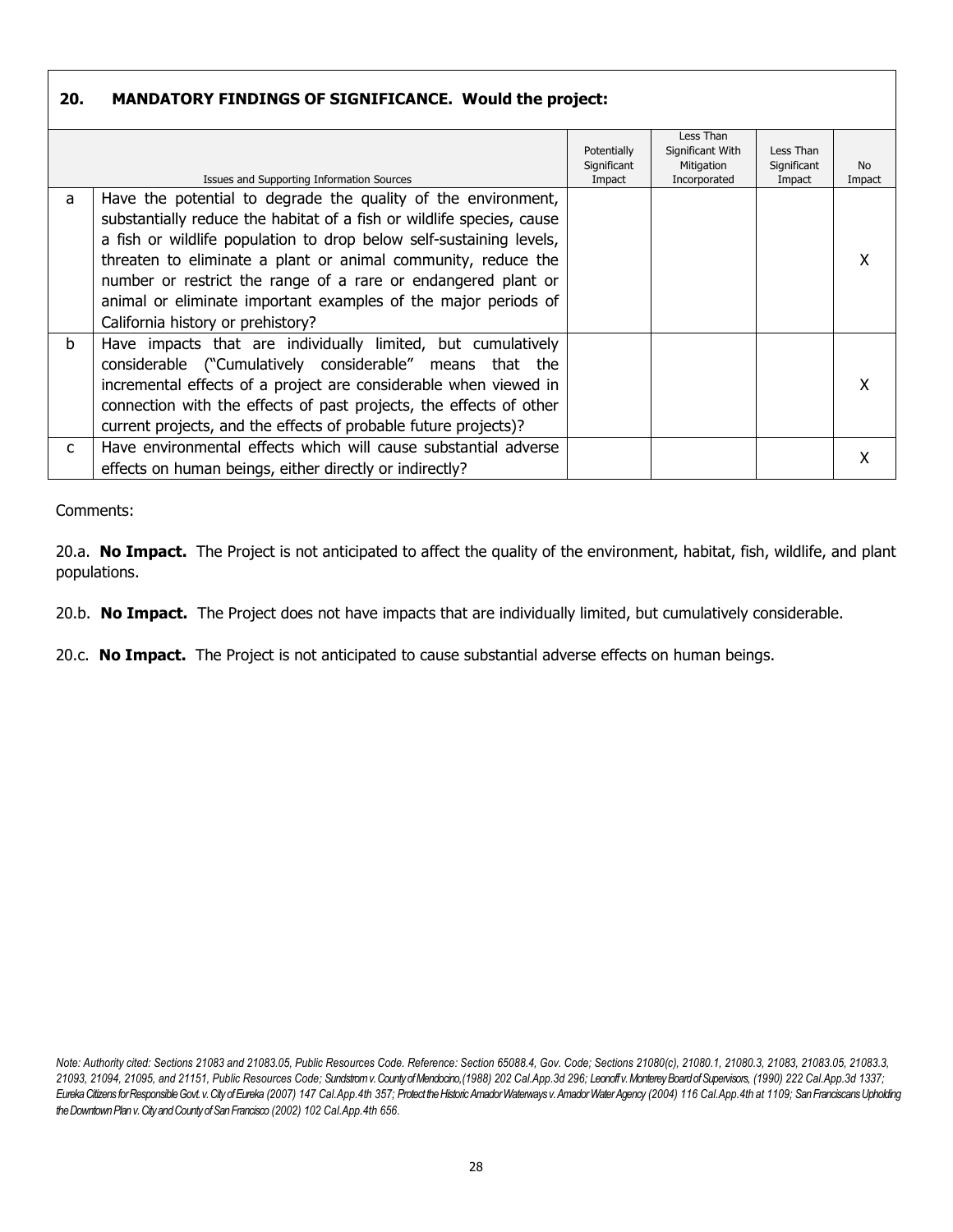## 20. MANDATORY FINDINGS OF SIGNIFICANCE. Would the project:

| | Issues and Supporting Information Sources | Potentially Significant Impact | Less Than Significant With Mitigation Incorporated | Less Than Significant Impact | No Impact |
|---|---|---|---|---|---|
| a | Have the potential to degrade the quality of the environment, substantially reduce the habitat of a fish or wildlife species, cause a fish or wildlife population to drop below self-sustaining levels, threaten to eliminate a plant or animal community, reduce the number or restrict the range of a rare or endangered plant or animal or eliminate important examples of the major periods of California history or prehistory? | | | | X |
| b | Have impacts that are individually limited, but cumulatively considerable ("Cumulatively considerable" means that the incremental effects of a project are considerable when viewed in connection with the effects of past projects, the effects of other current projects, and the effects of probable future projects)? | | | | X |
| c | Have environmental effects which will cause substantial adverse effects on human beings, either directly or indirectly? | | | | X |

Comments:

20.a. **No Impact.** The Project is not anticipated to affect the quality of the environment, habitat, fish, wildlife, and plant populations.

20.b. **No Impact.** The Project does not have impacts that are individually limited, but cumulatively considerable.

20.c. **No Impact.** The Project is not anticipated to cause substantial adverse effects on human beings.

*Note: Authority cited: Sections 21083 and 21083.05, Public Resources Code. Reference: Section 65088.4, Gov. Code; Sections 21080(c), 21080.1, 21080.3, 21083, 21083.05, 21083.3, 21093, 21094, 21095, and 21151, Public Resources Code; Sundstrom v. County of Mendocino,(1988) 202 Cal.App.3d 296; Leonoff v. Monterey Board of Supervisors, (1990) 222 Cal.App.3d 1337; Eureka Citizens for Responsible Govt. v. City of Eureka (2007) 147 Cal.App.4th 357; Protect the Historic Amador Waterways v. Amador Water Agency (2004) 116 Cal.App.4th at 1109; San Franciscans Upholding the Downtown Plan v. City and County of San Francisco (2002) 102 Cal.App.4th 656.*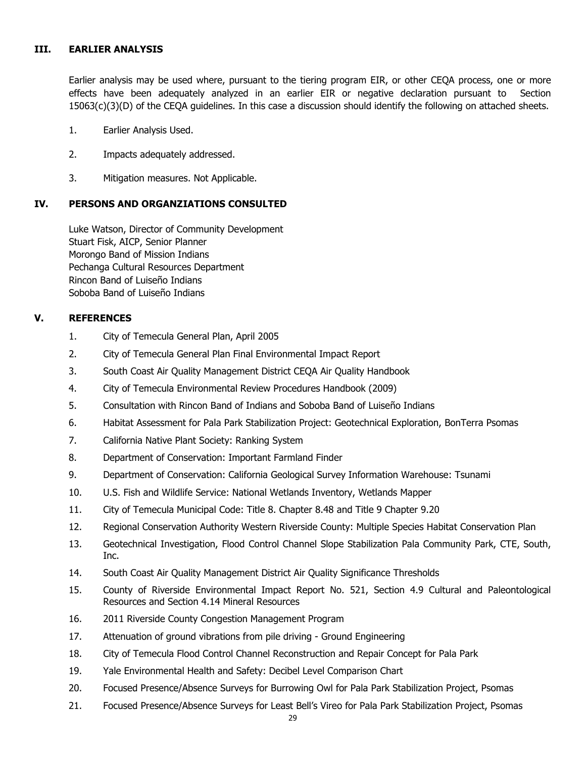## III. EARLIER ANALYSIS

Earlier analysis may be used where, pursuant to the tiering program EIR, or other CEQA process, one or more effects have been adequately analyzed in an earlier EIR or negative declaration pursuant to Section 15063(c)(3)(D) of the CEQA guidelines. In this case a discussion should identify the following on attached sheets.

1. Earlier Analysis Used.
2. Impacts adequately addressed.
3. Mitigation measures. Not Applicable.

## IV. PERSONS AND ORGANZIATIONS CONSULTED

Luke Watson, Director of Community Development
Stuart Fisk, AICP, Senior Planner
Morongo Band of Mission Indians
Pechanga Cultural Resources Department
Rincon Band of Luiseño Indians
Soboba Band of Luiseño Indians

## V. REFERENCES

1. City of Temecula General Plan, April 2005
2. City of Temecula General Plan Final Environmental Impact Report
3. South Coast Air Quality Management District CEQA Air Quality Handbook
4. City of Temecula Environmental Review Procedures Handbook (2009)
5. Consultation with Rincon Band of Indians and Soboba Band of Luiseño Indians
6. Habitat Assessment for Pala Park Stabilization Project: Geotechnical Exploration, BonTerra Psomas
7. California Native Plant Society: Ranking System
8. Department of Conservation: Important Farmland Finder
9. Department of Conservation: California Geological Survey Information Warehouse: Tsunami
10. U.S. Fish and Wildlife Service: National Wetlands Inventory, Wetlands Mapper
11. City of Temecula Municipal Code: Title 8. Chapter 8.48 and Title 9 Chapter 9.20
12. Regional Conservation Authority Western Riverside County: Multiple Species Habitat Conservation Plan
13. Geotechnical Investigation, Flood Control Channel Slope Stabilization Pala Community Park, CTE, South, Inc.
14. South Coast Air Quality Management District Air Quality Significance Thresholds
15. County of Riverside Environmental Impact Report No. 521, Section 4.9 Cultural and Paleontological Resources and Section 4.14 Mineral Resources
16. 2011 Riverside County Congestion Management Program
17. Attenuation of ground vibrations from pile driving - Ground Engineering
18. City of Temecula Flood Control Channel Reconstruction and Repair Concept for Pala Park
19. Yale Environmental Health and Safety: Decibel Level Comparison Chart
20. Focused Presence/Absence Surveys for Burrowing Owl for Pala Park Stabilization Project, Psomas
21. Focused Presence/Absence Surveys for Least Bell's Vireo for Pala Park Stabilization Project, Psomas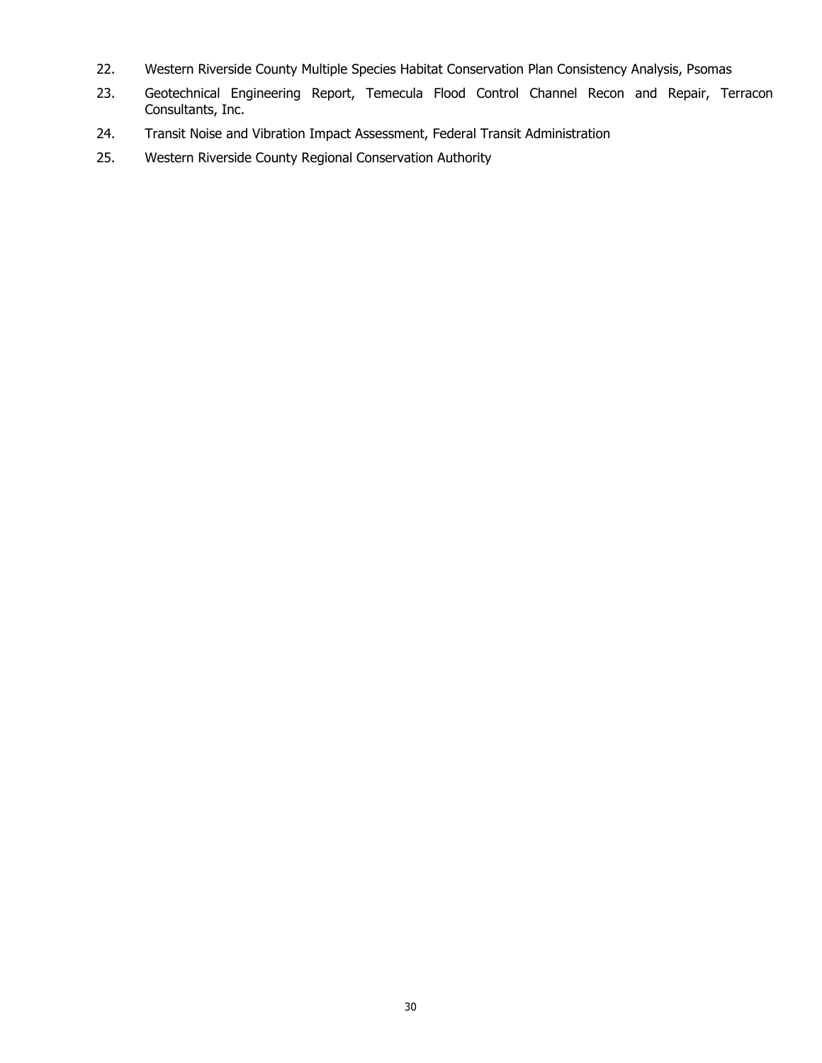22. Western Riverside County Multiple Species Habitat Conservation Plan Consistency Analysis, Psomas
23. Geotechnical Engineering Report, Temecula Flood Control Channel Recon and Repair, Terracon Consultants, Inc.
24. Transit Noise and Vibration Impact Assessment, Federal Transit Administration
25. Western Riverside County Regional Conservation Authority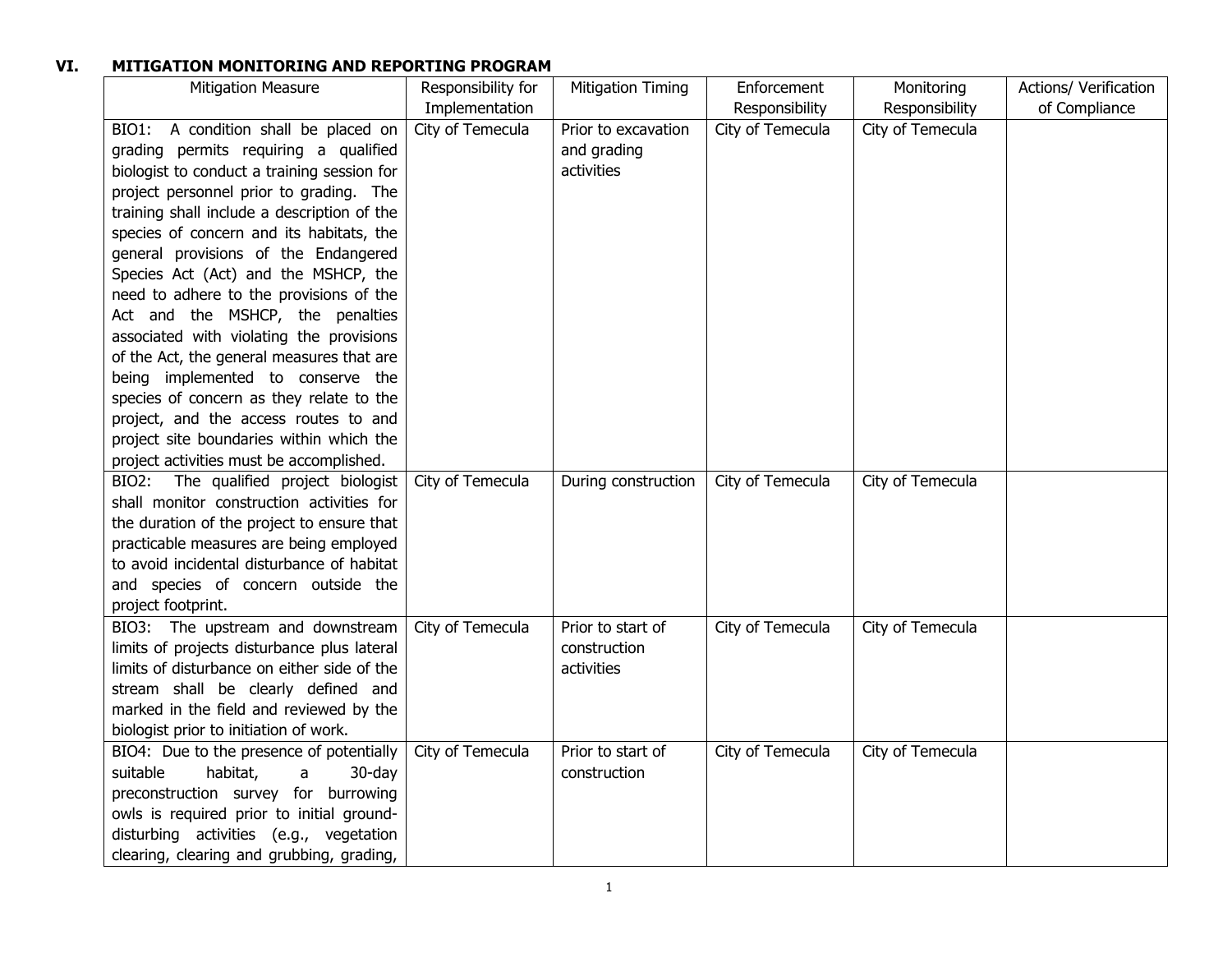## VI. MITIGATION MONITORING AND REPORTING PROGRAM

| Mitigation Measure | Responsibility for Implementation | Mitigation Timing | Enforcement Responsibility | Monitoring Responsibility | Actions/ Verification of Compliance |
|---|---|---|---|---|---|
| BIO1: A condition shall be placed on grading permits requiring a qualified biologist to conduct a training session for project personnel prior to grading. The training shall include a description of the species of concern and its habitats, the general provisions of the Endangered Species Act (Act) and the MSHCP, the need to adhere to the provisions of the Act and the MSHCP, the penalties associated with violating the provisions of the Act, the general measures that are being implemented to conserve the species of concern as they relate to the project, and the access routes to and project site boundaries within which the project activities must be accomplished. | City of Temecula | Prior to excavation and grading activities | City of Temecula | City of Temecula | |
| BIO2: The qualified project biologist shall monitor construction activities for the duration of the project to ensure that practicable measures are being employed to avoid incidental disturbance of habitat and species of concern outside the project footprint. | City of Temecula | During construction | City of Temecula | City of Temecula | |
| BIO3: The upstream and downstream limits of projects disturbance plus lateral limits of disturbance on either side of the stream shall be clearly defined and marked in the field and reviewed by the biologist prior to initiation of work. | City of Temecula | Prior to start of construction activities | City of Temecula | City of Temecula | |
| BIO4: Due to the presence of potentially suitable habitat, a 30-day preconstruction survey for burrowing owls is required prior to initial ground-disturbing activities (e.g., vegetation clearing, clearing and grubbing, grading, | City of Temecula | Prior to start of construction | City of Temecula | City of Temecula | |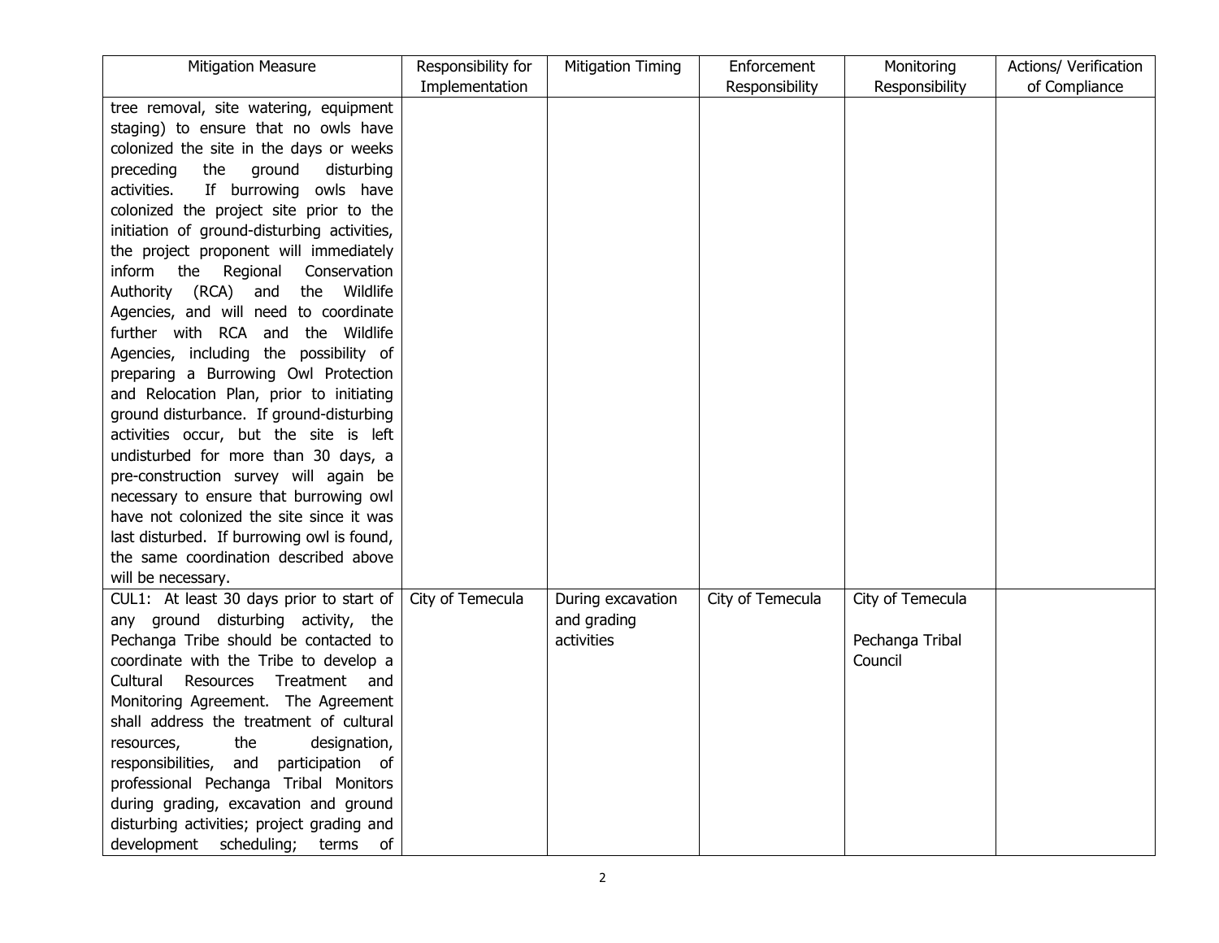| Mitigation Measure | Responsibility for Implementation | Mitigation Timing | Enforcement Responsibility | Monitoring Responsibility | Actions/ Verification of Compliance |
|---|---|---|---|---|---|
| tree removal, site watering, equipment staging) to ensure that no owls have colonized the site in the days or weeks preceding the ground disturbing activities. If burrowing owls have colonized the project site prior to the initiation of ground-disturbing activities, the project proponent will immediately inform the Regional Conservation Authority (RCA) and the Wildlife Agencies, and will need to coordinate further with RCA and the Wildlife Agencies, including the possibility of preparing a Burrowing Owl Protection and Relocation Plan, prior to initiating ground disturbance. If ground-disturbing activities occur, but the site is left undisturbed for more than 30 days, a pre-construction survey will again be necessary to ensure that burrowing owl have not colonized the site since it was last disturbed. If burrowing owl is found, the same coordination described above will be necessary. | | | | | |
| CUL1: At least 30 days prior to start of any ground disturbing activity, the Pechanga Tribe should be contacted to coordinate with the Tribe to develop a Cultural Resources Treatment and Monitoring Agreement. The Agreement shall address the treatment of cultural resources, the designation, responsibilities, and participation of professional Pechanga Tribal Monitors during grading, excavation and ground disturbing activities; project grading and development scheduling; terms of | City of Temecula | During excavation and grading activities | City of Temecula | City of Temecula<br><br>Pechanga Tribal Council | |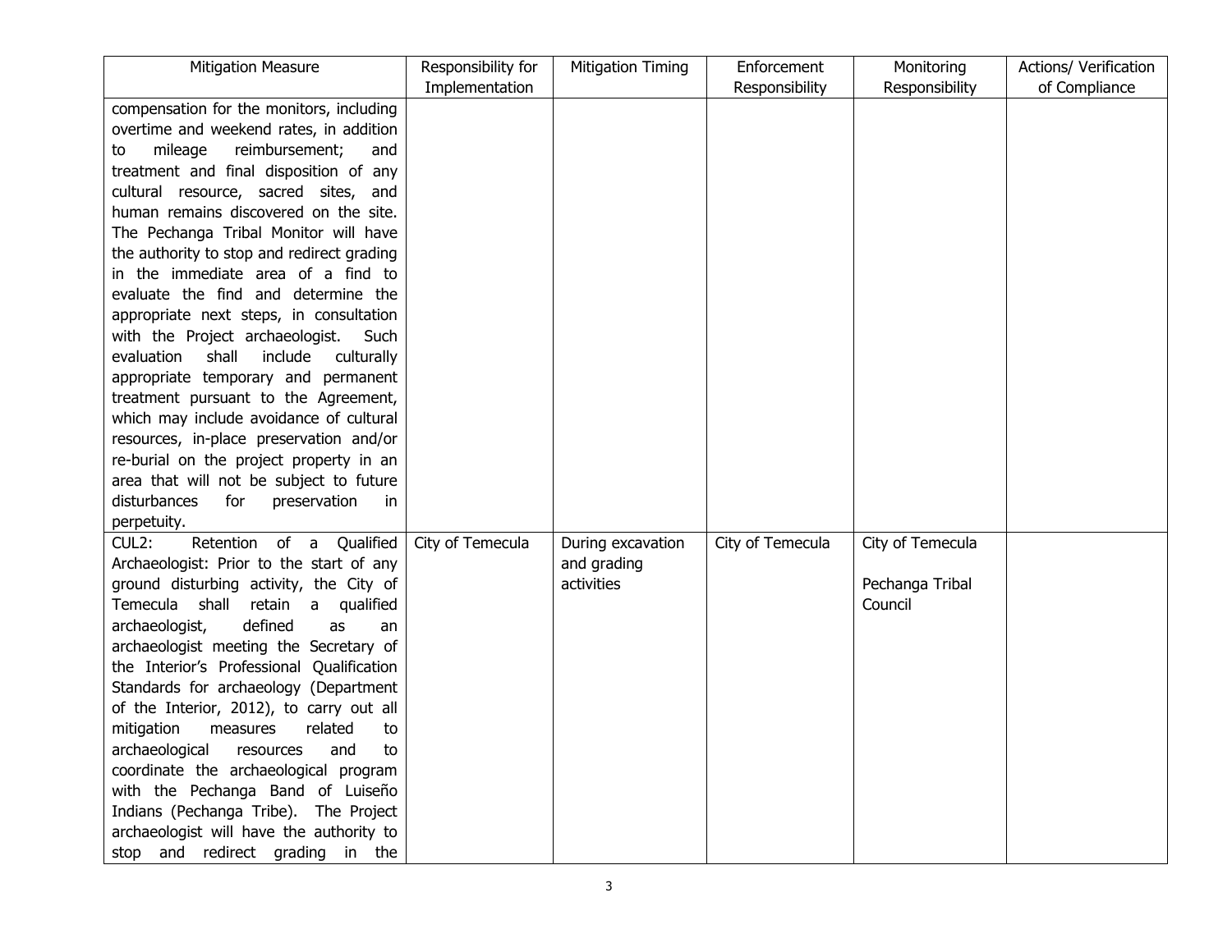| Mitigation Measure | Responsibility for Implementation | Mitigation Timing | Enforcement Responsibility | Monitoring Responsibility | Actions/ Verification of Compliance |
|---|---|---|---|---|---|
| compensation for the monitors, including overtime and weekend rates, in addition to mileage reimbursement; and treatment and final disposition of any cultural resource, sacred sites, and human remains discovered on the site. The Pechanga Tribal Monitor will have the authority to stop and redirect grading in the immediate area of a find to evaluate the find and determine the appropriate next steps, in consultation with the Project archaeologist. Such evaluation shall include culturally appropriate temporary and permanent treatment pursuant to the Agreement, which may include avoidance of cultural resources, in-place preservation and/or re-burial on the project property in an area that will not be subject to future disturbances for preservation in perpetuity. | | | | | |
| CUL2: Retention of a Qualified Archaeologist: Prior to the start of any ground disturbing activity, the City of Temecula shall retain a qualified archaeologist, defined as an archaeologist meeting the Secretary of the Interior's Professional Qualification Standards for archaeology (Department of the Interior, 2012), to carry out all mitigation measures related to archaeological resources and to coordinate the archaeological program with the Pechanga Band of Luiseño Indians (Pechanga Tribe). The Project archaeologist will have the authority to stop and redirect grading in the | City of Temecula | During excavation and grading activities | City of Temecula | City of Temecula<br><br>Pechanga Tribal Council | |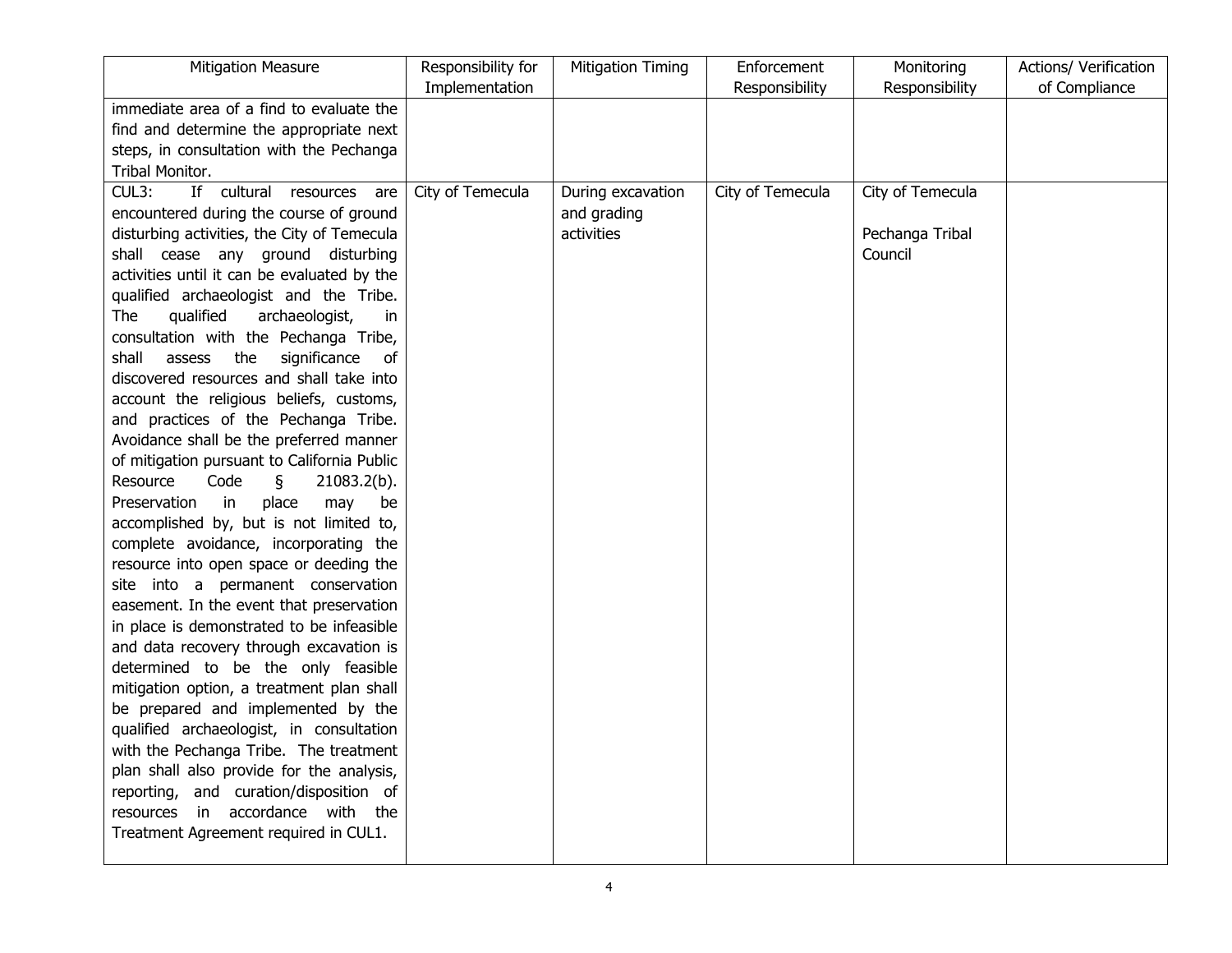| Mitigation Measure | Responsibility for Implementation | Mitigation Timing | Enforcement Responsibility | Monitoring Responsibility | Actions/ Verification of Compliance |
|---|---|---|---|---|---|
| immediate area of a find to evaluate the find and determine the appropriate next steps, in consultation with the Pechanga Tribal Monitor. | | | | | |
| CUL3: If cultural resources are encountered during the course of ground disturbing activities, the City of Temecula shall cease any ground disturbing activities until it can be evaluated by the qualified archaeologist and the Tribe. The qualified archaeologist, in consultation with the Pechanga Tribe, shall assess the significance of discovered resources and shall take into account the religious beliefs, customs, and practices of the Pechanga Tribe. Avoidance shall be the preferred manner of mitigation pursuant to California Public Resource Code § 21083.2(b). Preservation in place may be accomplished by, but is not limited to, complete avoidance, incorporating the resource into open space or deeding the site into a permanent conservation easement. In the event that preservation in place is demonstrated to be infeasible and data recovery through excavation is determined to be the only feasible mitigation option, a treatment plan shall be prepared and implemented by the qualified archaeologist, in consultation with the Pechanga Tribe. The treatment plan shall also provide for the analysis, reporting, and curation/disposition of resources in accordance with the Treatment Agreement required in CUL1. | City of Temecula | During excavation and grading activities | City of Temecula | City of Temecula<br><br>Pechanga Tribal Council | |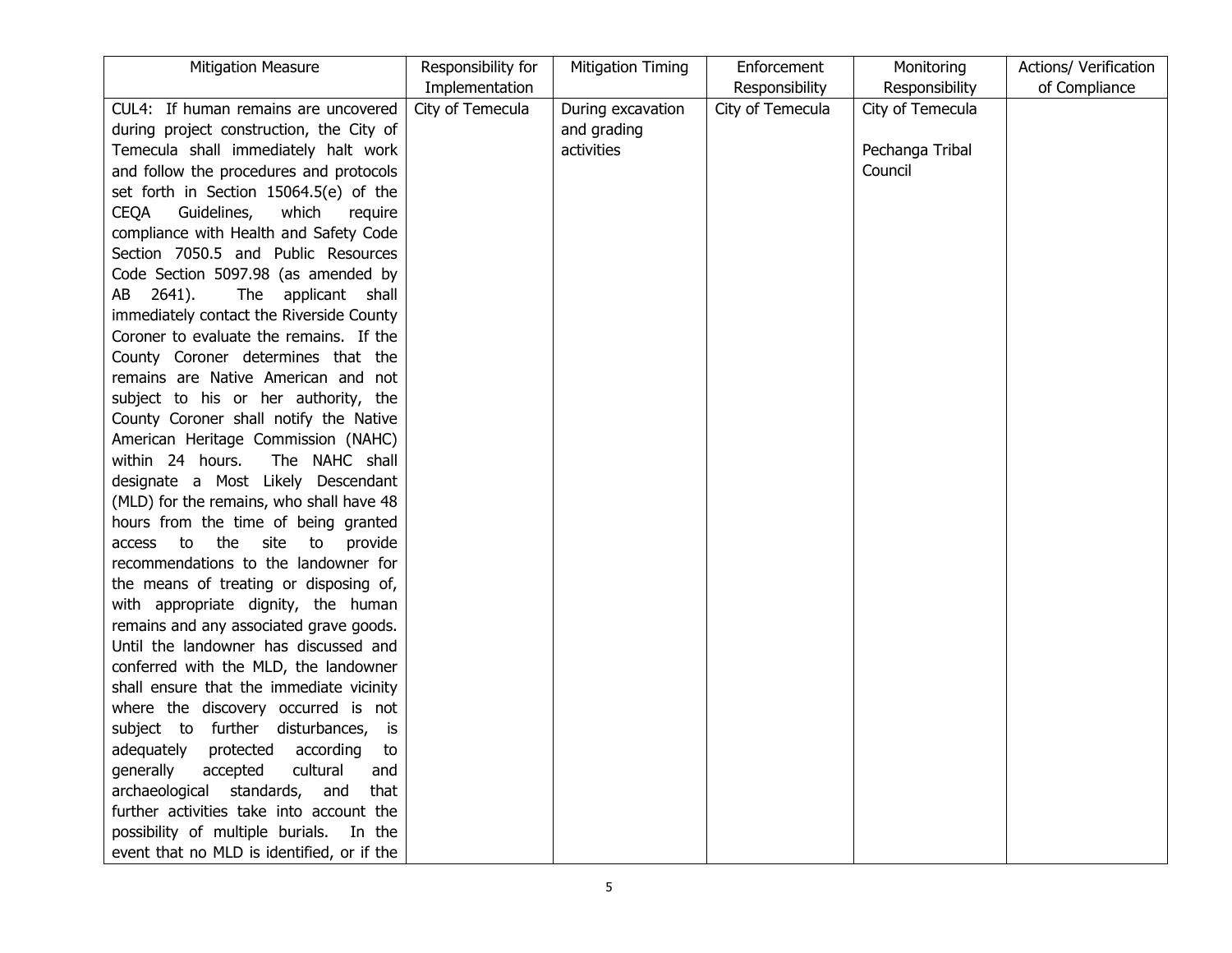| Mitigation Measure | Responsibility for Implementation | Mitigation Timing | Enforcement Responsibility | Monitoring Responsibility | Actions/ Verification of Compliance |
|---|---|---|---|---|---|
| CUL4: If human remains are uncovered during project construction, the City of Temecula shall immediately halt work and follow the procedures and protocols set forth in Section 15064.5(e) of the CEQA Guidelines, which require compliance with Health and Safety Code Section 7050.5 and Public Resources Code Section 5097.98 (as amended by AB 2641). The applicant shall immediately contact the Riverside County Coroner to evaluate the remains. If the County Coroner determines that the remains are Native American and not subject to his or her authority, the County Coroner shall notify the Native American Heritage Commission (NAHC) within 24 hours. The NAHC shall designate a Most Likely Descendant (MLD) for the remains, who shall have 48 hours from the time of being granted access to the site to provide recommendations to the landowner for the means of treating or disposing of, with appropriate dignity, the human remains and any associated grave goods. Until the landowner has discussed and conferred with the MLD, the landowner shall ensure that the immediate vicinity where the discovery occurred is not subject to further disturbances, is adequately protected according to generally accepted cultural and archaeological standards, and that further activities take into account the possibility of multiple burials. In the event that no MLD is identified, or if the | City of Temecula | During excavation and grading activities | City of Temecula | City of Temecula<br><br>Pechanga Tribal Council | |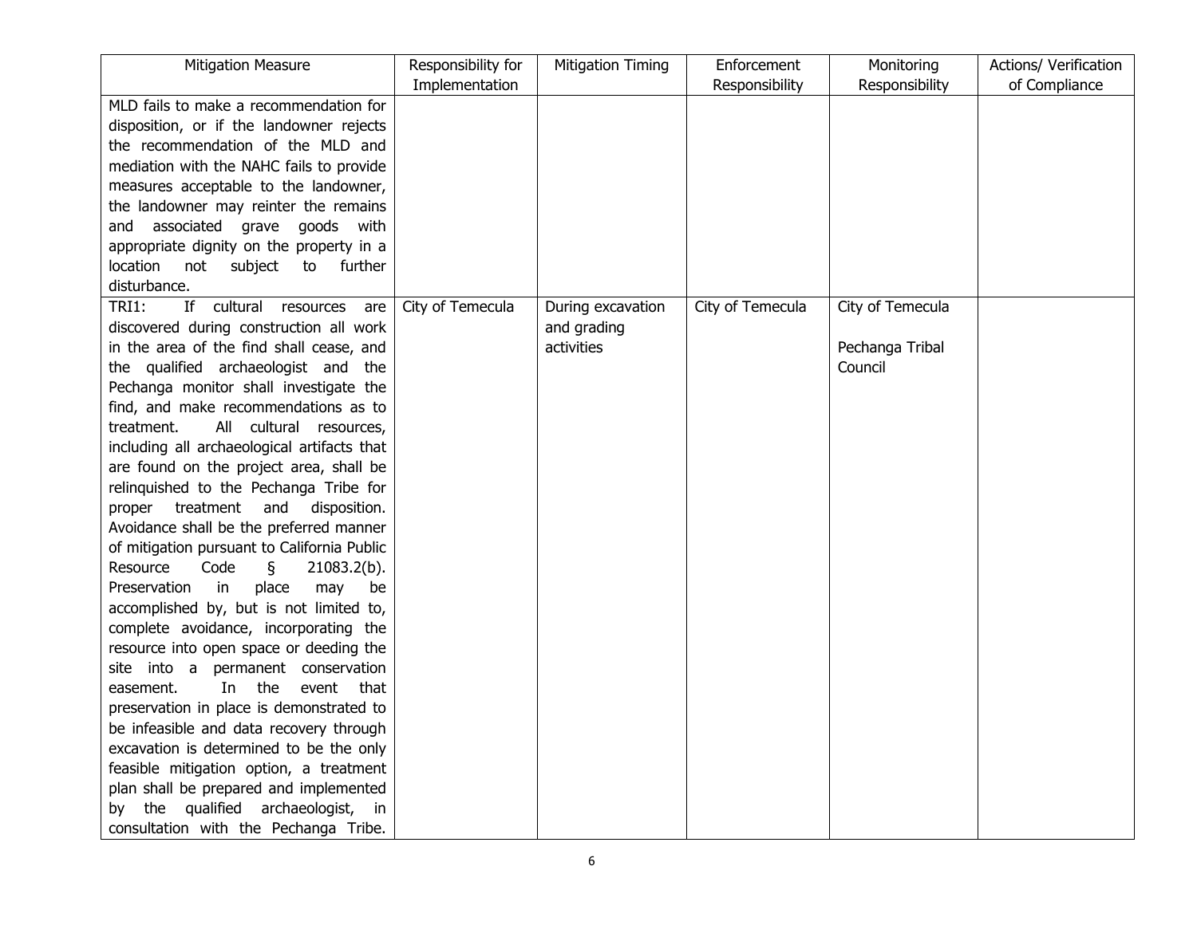| Mitigation Measure | Responsibility for Implementation | Mitigation Timing | Enforcement Responsibility | Monitoring Responsibility | Actions/ Verification of Compliance |
|---|---|---|---|---|---|
| MLD fails to make a recommendation for disposition, or if the landowner rejects the recommendation of the MLD and mediation with the NAHC fails to provide measures acceptable to the landowner, the landowner may reinter the remains and associated grave goods with appropriate dignity on the property in a location not subject to further disturbance. | | | | | |
| TRI1: If cultural resources are discovered during construction all work in the area of the find shall cease, and the qualified archaeologist and the Pechanga monitor shall investigate the find, and make recommendations as to treatment. All cultural resources, including all archaeological artifacts that are found on the project area, shall be relinquished to the Pechanga Tribe for proper treatment and disposition. Avoidance shall be the preferred manner of mitigation pursuant to California Public Resource Code § 21083.2(b). Preservation in place may be accomplished by, but is not limited to, complete avoidance, incorporating the resource into open space or deeding the site into a permanent conservation easement. In the event that preservation in place is demonstrated to be infeasible and data recovery through excavation is determined to be the only feasible mitigation option, a treatment plan shall be prepared and implemented by the qualified archaeologist, in consultation with the Pechanga Tribe. | City of Temecula | During excavation and grading activities | City of Temecula | City of Temecula<br><br>Pechanga Tribal Council | |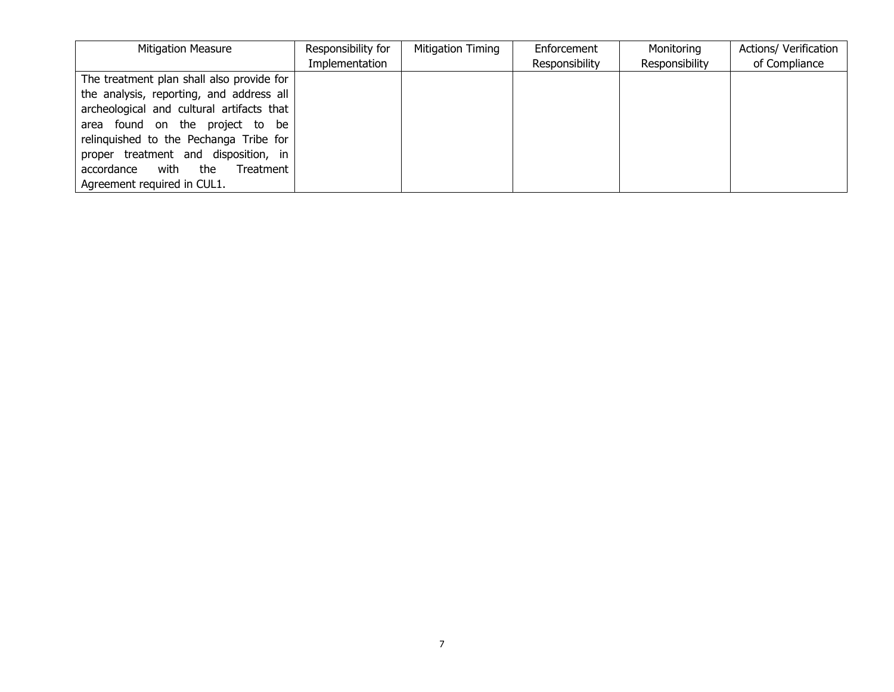| Mitigation Measure | Responsibility for Implementation | Mitigation Timing | Enforcement Responsibility | Monitoring Responsibility | Actions/ Verification of Compliance |
|---|---|---|---|---|---|
| The treatment plan shall also provide for the analysis, reporting, and address all archeological and cultural artifacts that area found on the project to be relinquished to the Pechanga Tribe for proper treatment and disposition, in accordance with the Treatment Agreement required in CUL1. | | | | | |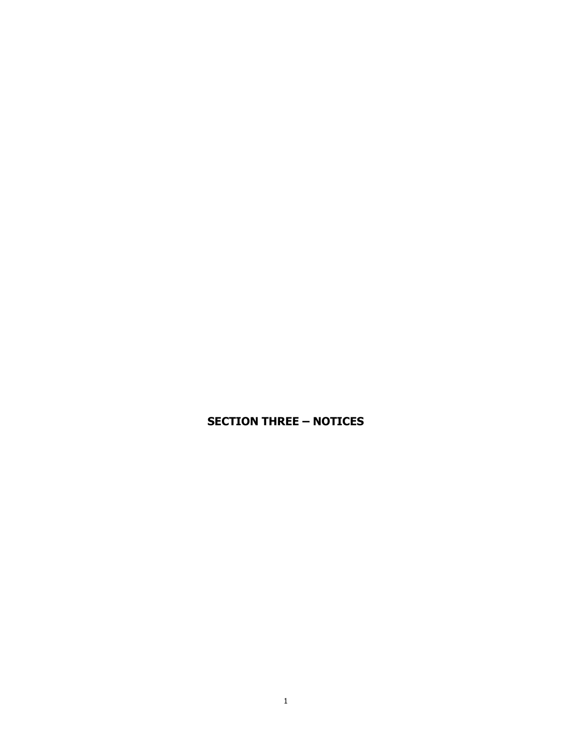# SECTION THREE – NOTICES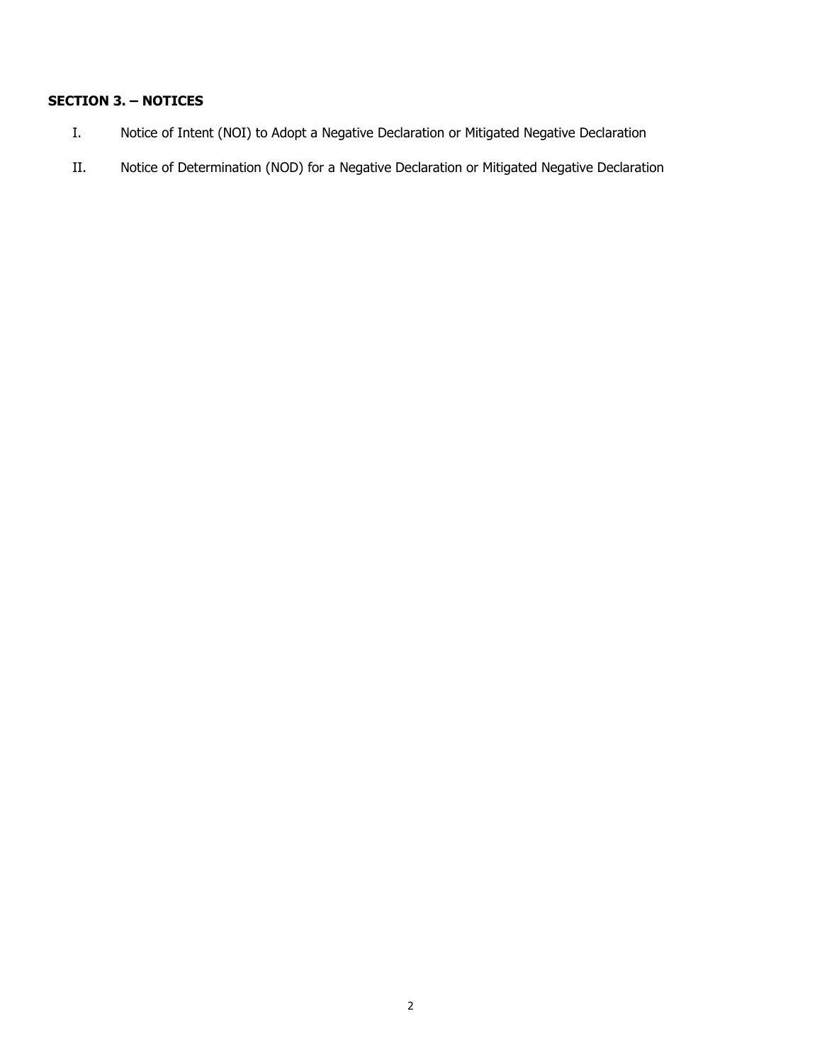**SECTION 3. – NOTICES**

I. Notice of Intent (NOI) to Adopt a Negative Declaration or Mitigated Negative Declaration

II. Notice of Determination (NOD) for a Negative Declaration or Mitigated Negative Declaration